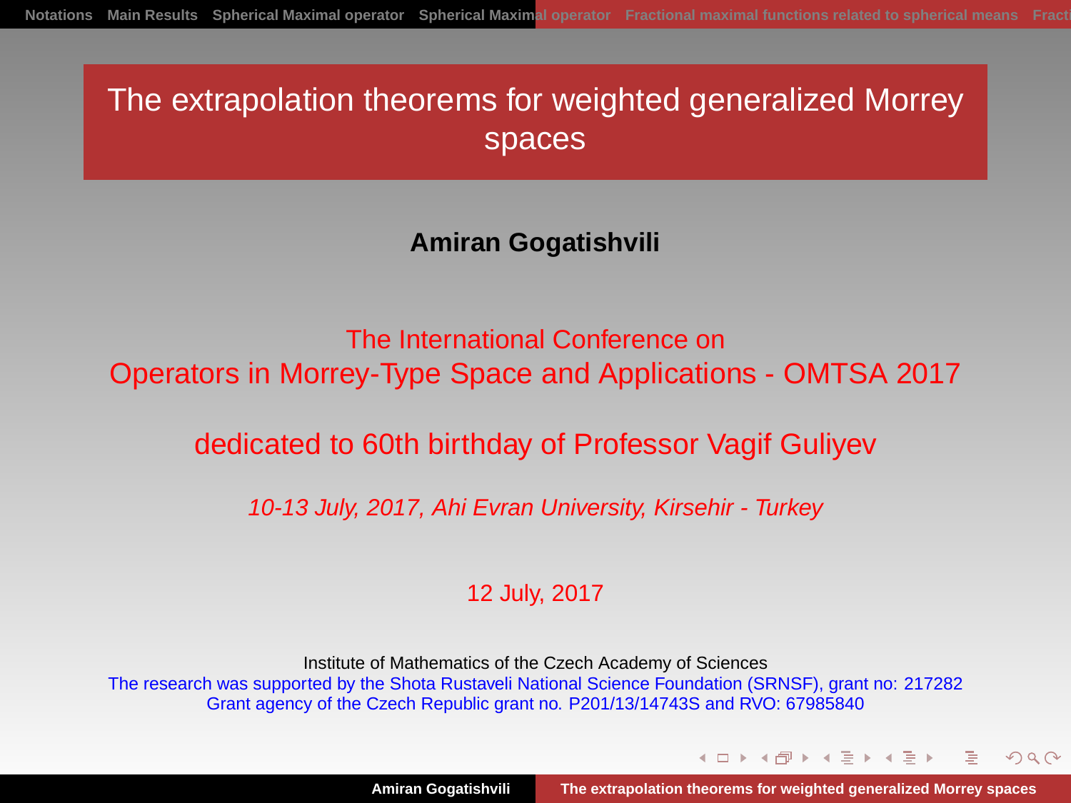# The extrapolation theorems for weighted generalized Morrey spaces

**Amiran Gogatishvili**

The International Conference on
Operators in Morrey-Type Space and Applications - OMTSA 2017

dedicated to 60th birthday of Professor Vagif Guliyev

*10-13 July, 2017, Ahi Evran University, Kirsehir - Turkey*

12 July, 2017

Institute of Mathematics of the Czech Academy of Sciences
The research was supported by the Shota Rustaveli National Science Foundation (SRNSF), grant no: 217282
Grant agency of the Czech Republic grant no. P201/13/14743S and RVO: 67985840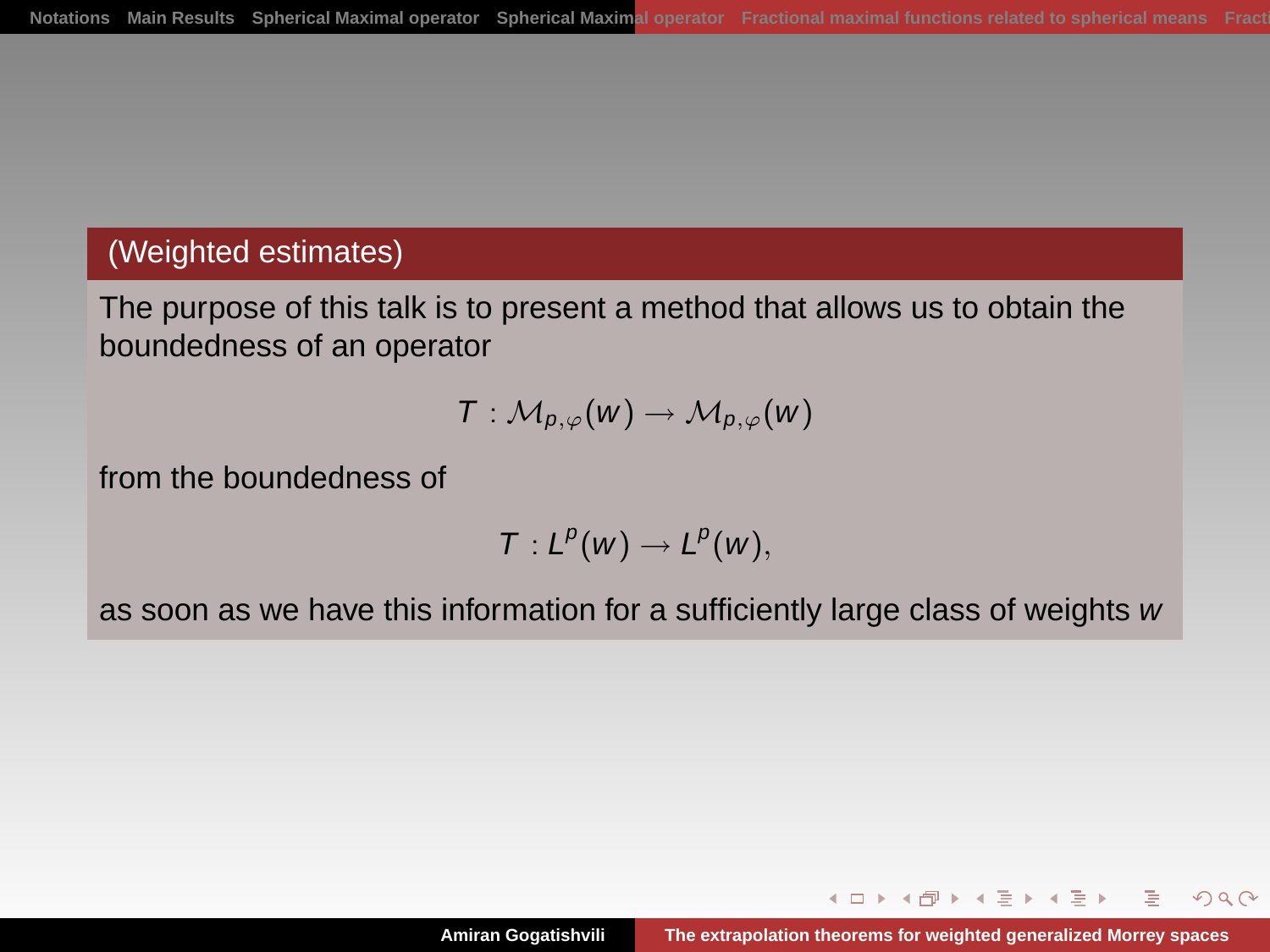## (Weighted estimates)

The purpose of this talk is to present a method that allows us to obtain the boundedness of an operator

$$T : \mathcal{M}_{p,\varphi}(w) \to \mathcal{M}_{p,\varphi}(w)$$

from the boundedness of

$$T : L^p(w) \to L^p(w),$$

as soon as we have this information for a sufficiently large class of weights $w$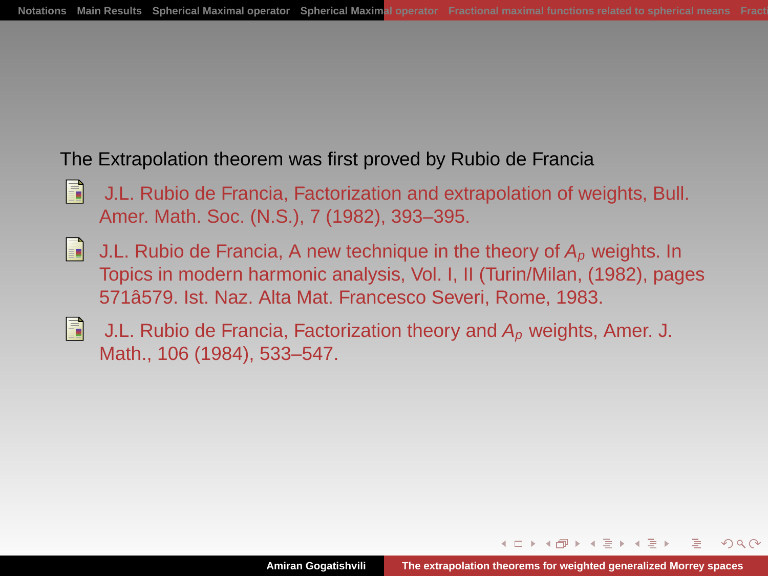The Extrapolation theorem was first proved by Rubio de Francia

- J.L. Rubio de Francia, Factorization and extrapolation of weights, Bull. Amer. Math. Soc. (N.S.), 7 (1982), 393–395.
- J.L. Rubio de Francia, A new technique in the theory of $A_p$ weights. In Topics in modern harmonic analysis, Vol. I, II (Turin/Milan, (1982), pages 571â579. Ist. Naz. Alta Mat. Francesco Severi, Rome, 1983.
- J.L. Rubio de Francia, Factorization theory and $A_p$ weights, Amer. J. Math., 106 (1984), 533–547.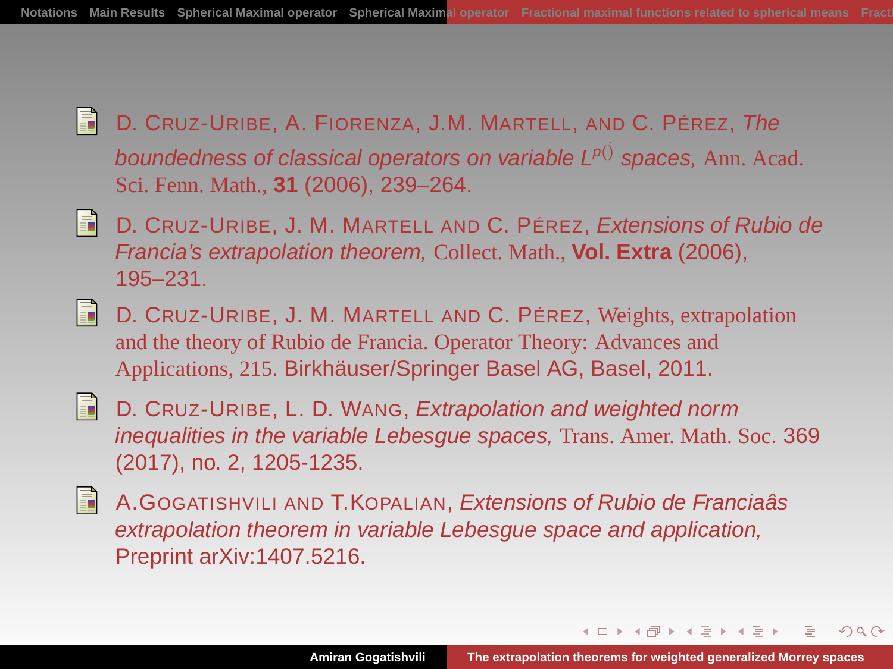- D. Cruz-Uribe, A. Fiorenza, J.M. Martell, and C. Pérez, *The boundedness of classical operators on variable $L^{p(\cdot)}$ spaces,* Ann. Acad. Sci. Fenn. Math., **31** (2006), 239–264.

- D. Cruz-Uribe, J. M. Martell and C. Pérez, *Extensions of Rubio de Francia's extrapolation theorem,* Collect. Math., **Vol. Extra** (2006), 195–231.

- D. Cruz-Uribe, J. M. Martell and C. Pérez, Weights, extrapolation and the theory of Rubio de Francia. Operator Theory: Advances and Applications, 215. Birkhäuser/Springer Basel AG, Basel, 2011.

- D. Cruz-Uribe, L. D. Wang, *Extrapolation and weighted norm inequalities in the variable Lebesgue spaces,* Trans. Amer. Math. Soc. 369 (2017), no. 2, 1205-1235.

- A.Gogatishvili and T.Kopalian, *Extensions of Rubio de Franciaâs extrapolation theorem in variable Lebesgue space and application,* Preprint arXiv:1407.5216.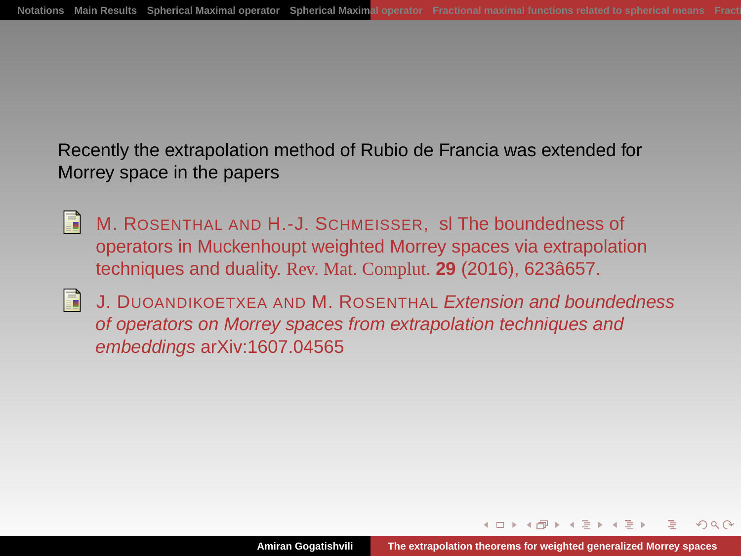Recently the extrapolation method of Rubio de Francia was extended for Morrey space in the papers

- M. Rosenthal and H.-J. Schmeisser, sl The boundedness of operators in Muckenhoupt weighted Morrey spaces via extrapolation techniques and duality. Rev. Mat. Complut. **29** (2016), 623â657.
- J. Duoandikoetxea and M. Rosenthal *Extension and boundedness of operators on Morrey spaces from extrapolation techniques and embeddings* arXiv:1607.04565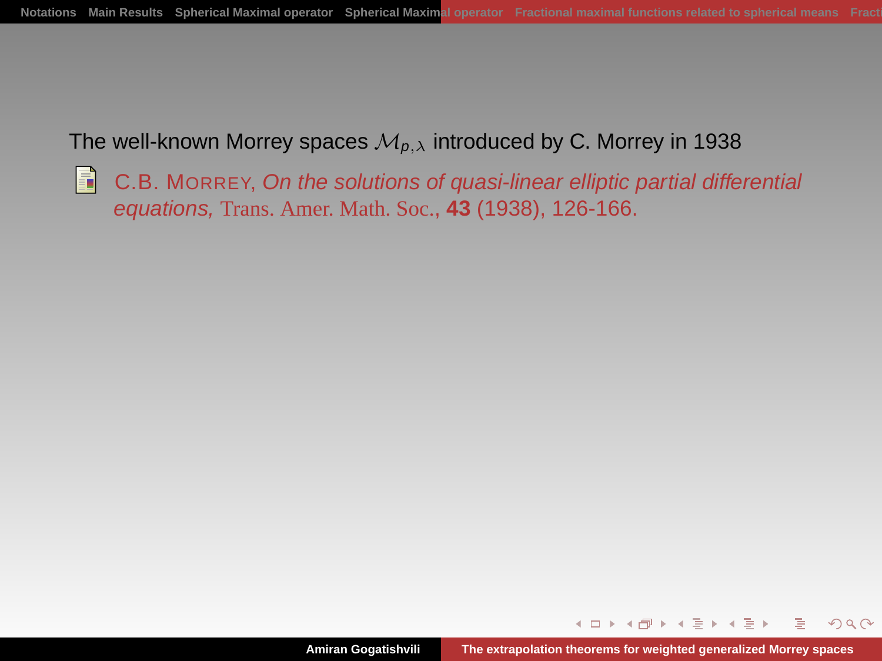The well-known Morrey spaces $\mathcal{M}_{p,\lambda}$ introduced by C. Morrey in 1938

- C.B. MORREY, *On the solutions of quasi-linear elliptic partial differential equations,* Trans. Amer. Math. Soc., **43** (1938), 126-166.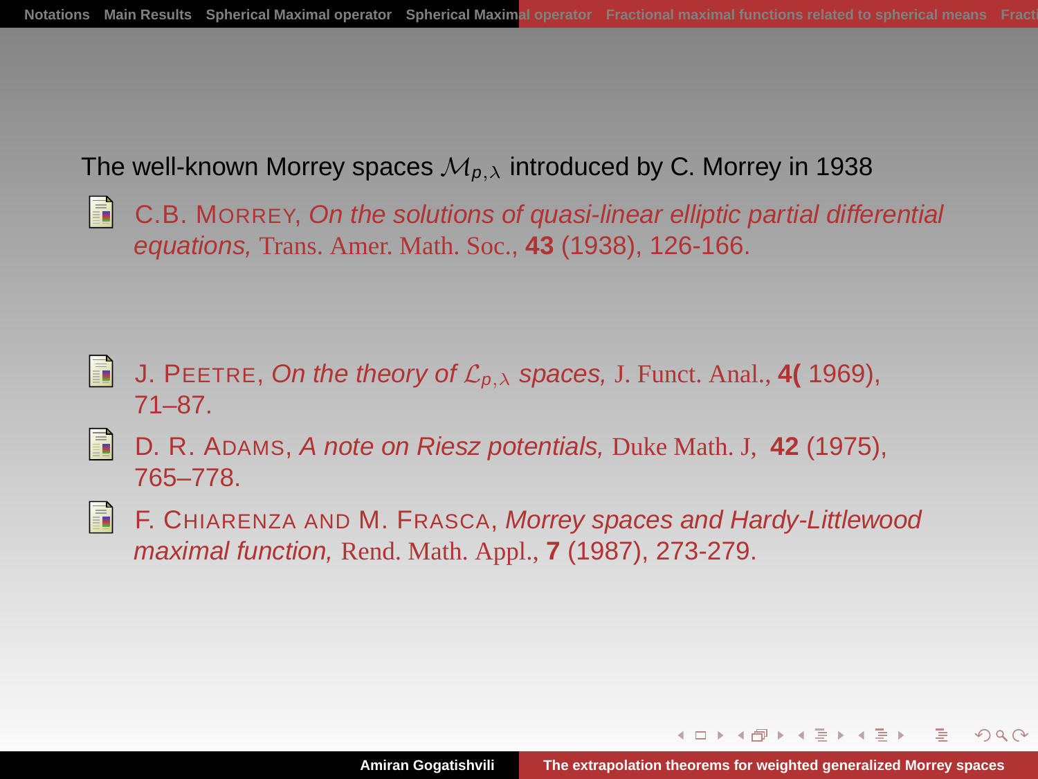The well-known Morrey spaces $\mathcal{M}_{p,\lambda}$ introduced by C. Morrey in 1938

- C.B. Morrey, *On the solutions of quasi-linear elliptic partial differential equations,* Trans. Amer. Math. Soc., **43** (1938), 126-166.

- J. Peetre, *On the theory of $\mathcal{L}_{p,\lambda}$ spaces,* J. Funct. Anal., **4(** 1969), 71–87.
- D. R. Adams, *A note on Riesz potentials,* Duke Math. J, **42** (1975), 765–778.
- F. Chiarenza and M. Frasca, *Morrey spaces and Hardy-Littlewood maximal function,* Rend. Math. Appl., **7** (1987), 273-279.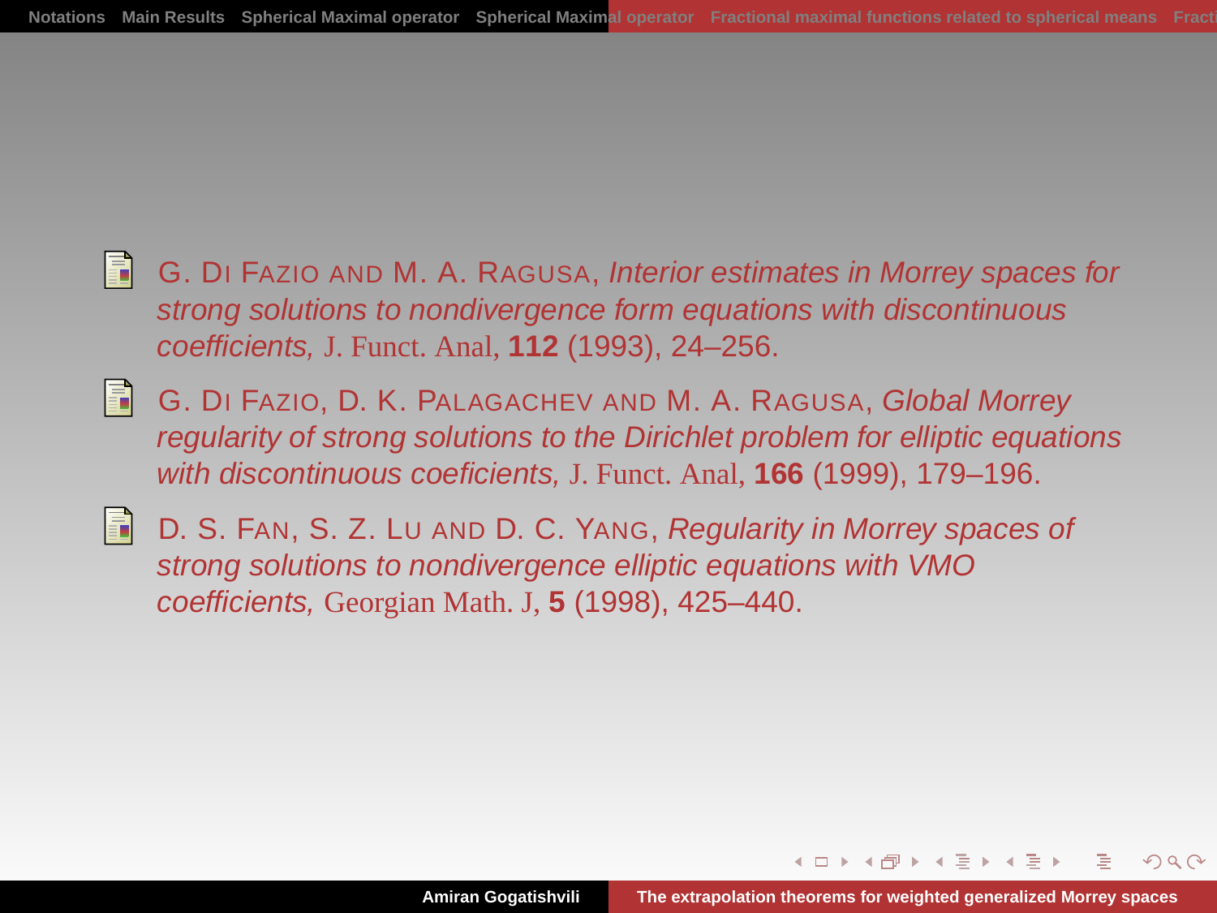- G. Di Fazio and M. A. Ragusa, *Interior estimates in Morrey spaces for strong solutions to nondivergence form equations with discontinuous coefficients,* J. Funct. Anal, **112** (1993), 24–256.

- G. Di Fazio, D. K. Palagachev and M. A. Ragusa, *Global Morrey regularity of strong solutions to the Dirichlet problem for elliptic equations with discontinuous coeficients,* J. Funct. Anal, **166** (1999), 179–196.

- D. S. Fan, S. Z. Lu and D. C. Yang, *Regularity in Morrey spaces of strong solutions to nondivergence elliptic equations with VMO coefficients,* Georgian Math. J, **5** (1998), 425–440.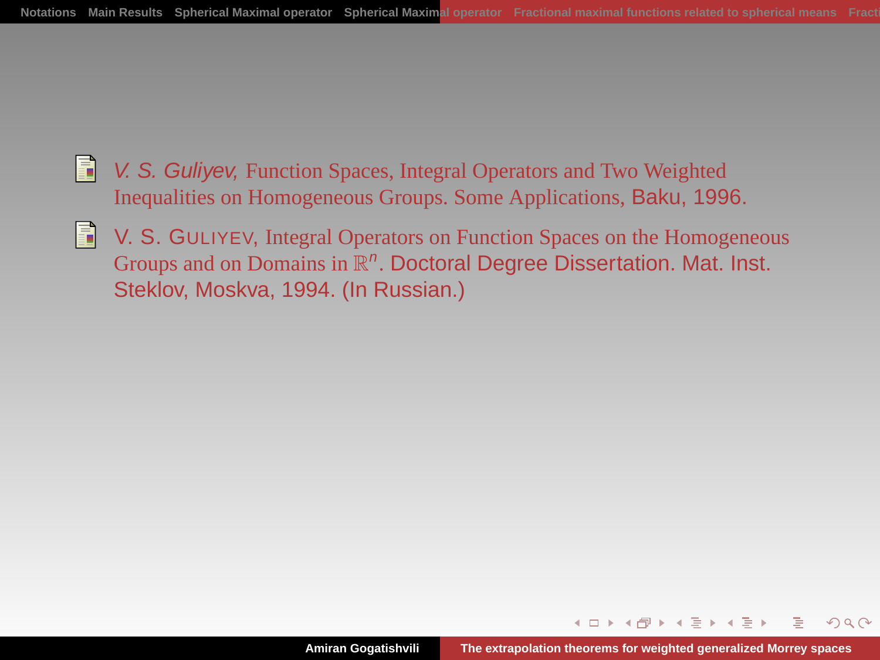- *V. S. Guliyev,* Function Spaces, Integral Operators and Two Weighted Inequalities on Homogeneous Groups. Some Applications, Baku, 1996.

- V. S. GULIYEV, Integral Operators on Function Spaces on the Homogeneous Groups and on Domains in $\mathbb{R}^n$. Doctoral Degree Dissertation. Mat. Inst. Steklov, Moskva, 1994. (In Russian.)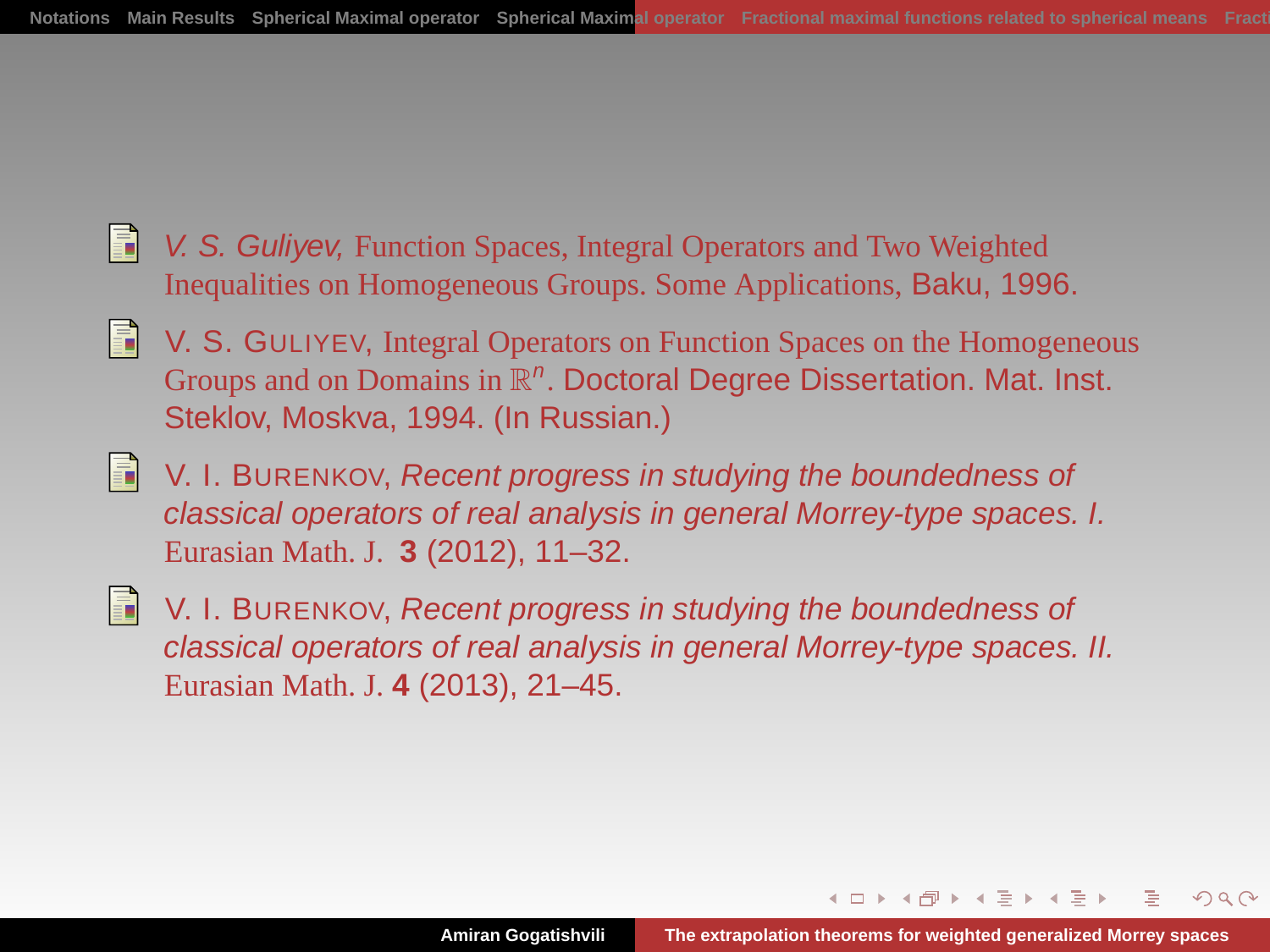- *V. S. Guliyev,* Function Spaces, Integral Operators and Two Weighted Inequalities on Homogeneous Groups. Some Applications, Baku, 1996.

- V. S. GULIYEV, Integral Operators on Function Spaces on the Homogeneous Groups and on Domains in $\mathbb{R}^n$. Doctoral Degree Dissertation. Mat. Inst. Steklov, Moskva, 1994. (In Russian.)

- V. I. BURENKOV, *Recent progress in studying the boundedness of classical operators of real analysis in general Morrey-type spaces. I.* Eurasian Math. J. **3** (2012), 11–32.

- V. I. BURENKOV, *Recent progress in studying the boundedness of classical operators of real analysis in general Morrey-type spaces. II.* Eurasian Math. J. **4** (2013), 21–45.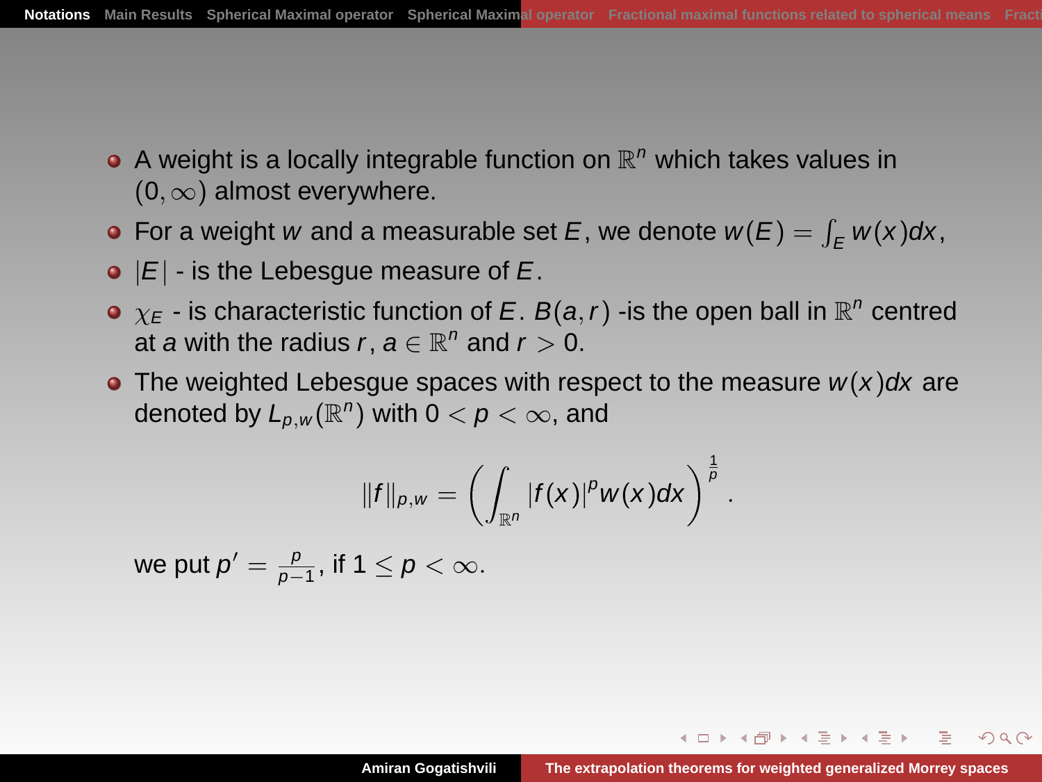- A weight is a locally integrable function on $\mathbb{R}^n$ which takes values in $(0, \infty)$ almost everywhere.
- For a weight $w$ and a measurable set $E$, we denote $w(E) = \int_E w(x)dx$,
- $|E|$ - is the Lebesgue measure of $E$.
- $\chi_E$ - is characteristic function of $E$. $B(a, r)$ -is the open ball in $\mathbb{R}^n$ centred at $a$ with the radius $r$, $a \in \mathbb{R}^n$ and $r > 0$.
- The weighted Lebesgue spaces with respect to the measure $w(x)dx$ are denoted by $L_{p,w}(\mathbb{R}^n)$ with $0 < p < \infty$, and

$$\|f\|_{p,w} = \left( \int_{\mathbb{R}^n} |f(x)|^p w(x) dx \right)^{\frac{1}{p}}.$$

we put $p' = \frac{p}{p-1}$, if $1 \leq p < \infty$.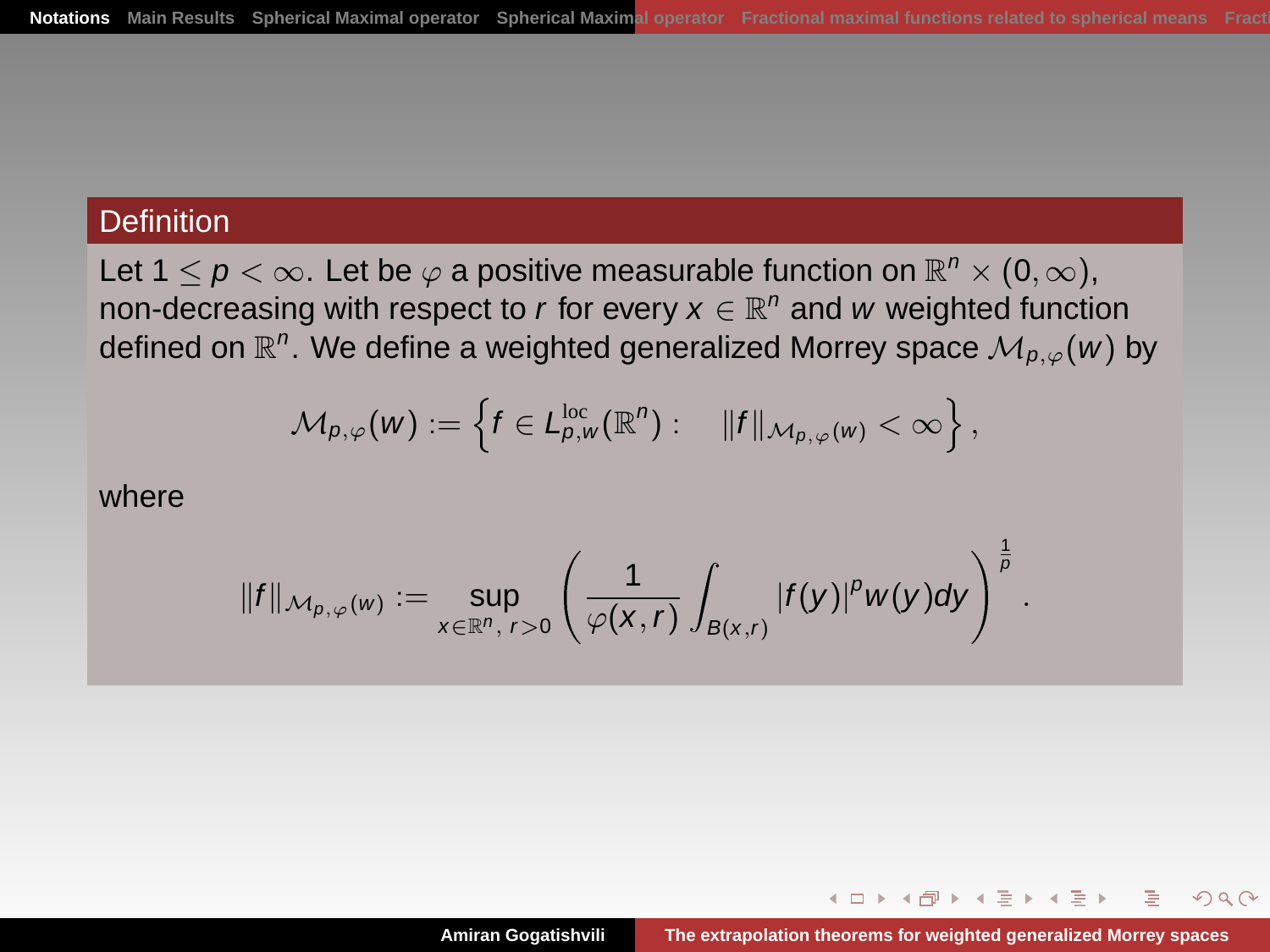## Definition

Let $1 \leq p < \infty$. Let be $\varphi$ a positive measurable function on $\mathbb{R}^n \times (0, \infty)$, non-decreasing with respect to $r$ for every $x \in \mathbb{R}^n$ and $w$ weighted function defined on $\mathbb{R}^n$. We define a weighted generalized Morrey space $\mathcal{M}_{p,\varphi}(w)$ by

$$\mathcal{M}_{p,\varphi}(w) := \left\{ f \in L^{\mathrm{loc}}_{p,w}(\mathbb{R}^n) : \quad \|f\|_{\mathcal{M}_{p,\varphi}(w)} < \infty \right\},$$

where

$$\|f\|_{\mathcal{M}_{p,\varphi}(w)} := \sup_{x \in \mathbb{R}^n,\, r>0} \left( \frac{1}{\varphi(x,r)} \int_{B(x,r)} |f(y)|^p w(y) dy \right)^{\frac{1}{p}}.$$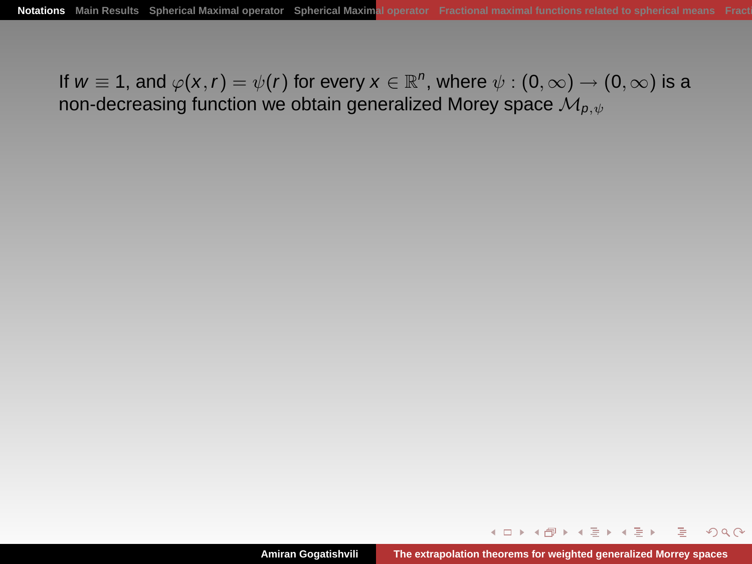If $w \equiv 1$, and $\varphi(x, r) = \psi(r)$ for every $x \in \mathbb{R}^n$, where $\psi : (0, \infty) \to (0, \infty)$ is a non-decreasing function we obtain generalized Morey space $\mathcal{M}_{p,\psi}$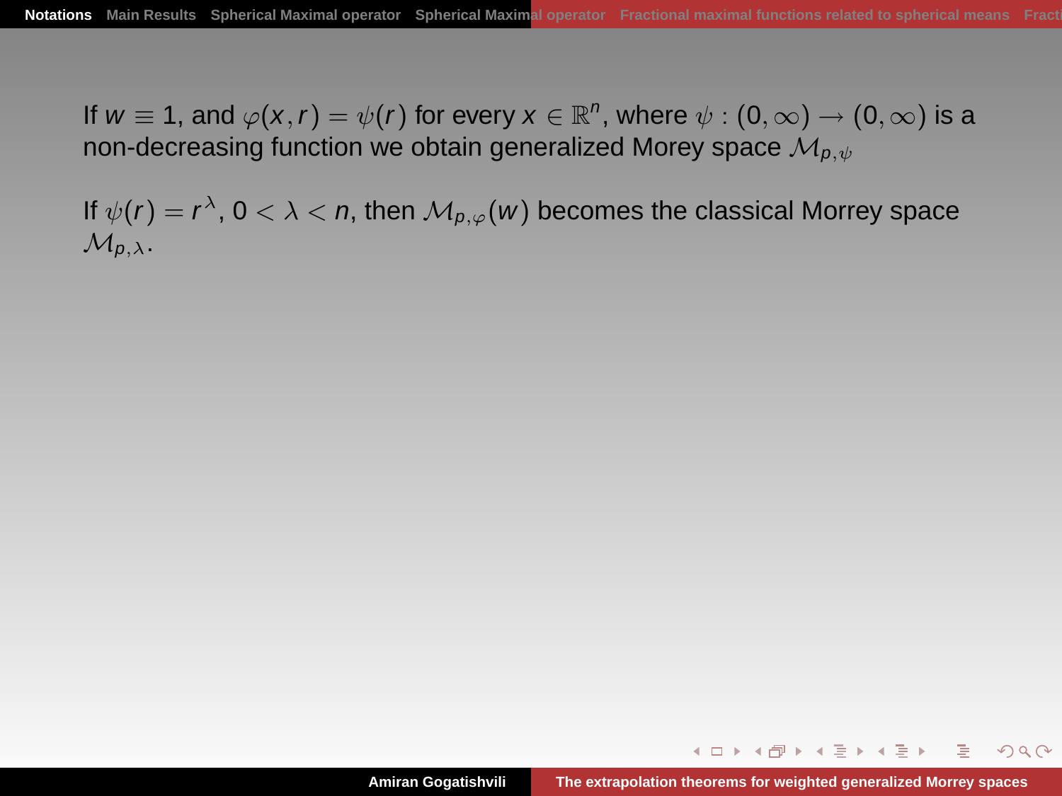If $w \equiv 1$, and $\varphi(x, r) = \psi(r)$ for every $x \in \mathbb{R}^n$, where $\psi : (0, \infty) \to (0, \infty)$ is a non-decreasing function we obtain generalized Morey space $\mathcal{M}_{p,\psi}$

If $\psi(r) = r^\lambda$, $0 < \lambda < n$, then $\mathcal{M}_{p,\varphi}(w)$ becomes the classical Morrey space $\mathcal{M}_{p,\lambda}$.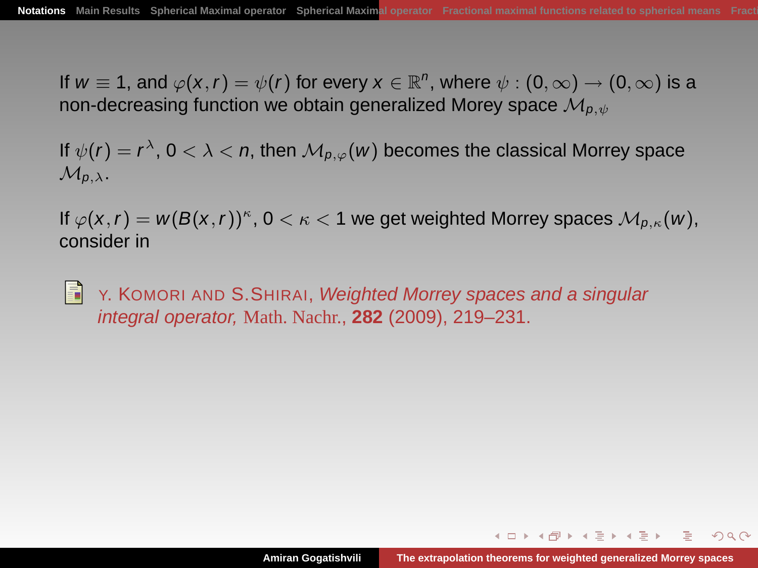If $w \equiv 1$, and $\varphi(x,r) = \psi(r)$ for every $x \in \mathbb{R}^n$, where $\psi : (0,\infty) \to (0,\infty)$ is a non-decreasing function we obtain generalized Morey space $\mathcal{M}_{p,\psi}$

If $\psi(r) = r^\lambda$, $0 < \lambda < n$, then $\mathcal{M}_{p,\varphi}(w)$ becomes the classical Morrey space $\mathcal{M}_{p,\lambda}$.

If $\varphi(x,r) = w(B(x,r))^\kappa$, $0 < \kappa < 1$ we get weighted Morrey spaces $\mathcal{M}_{p,\kappa}(w)$, consider in

- Y. Komori and S.Shirai, *Weighted Morrey spaces and a singular integral operator,* Math. Nachr., **282** (2009), 219–231.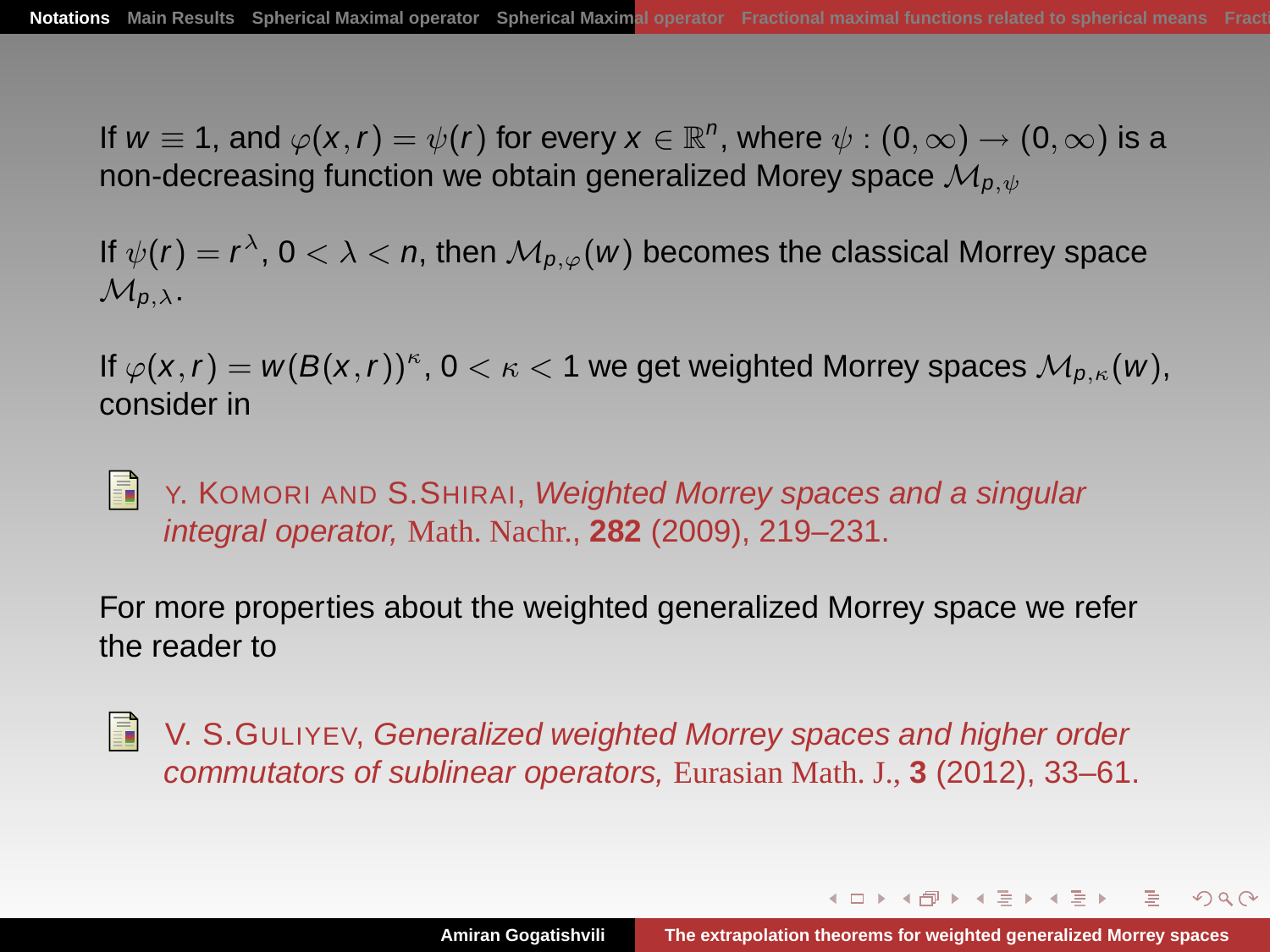If $w \equiv 1$, and $\varphi(x, r) = \psi(r)$ for every $x \in \mathbb{R}^n$, where $\psi : (0, \infty) \to (0, \infty)$ is a non-decreasing function we obtain generalized Morey space $\mathcal{M}_{p,\psi}$

If $\psi(r) = r^\lambda$, $0 < \lambda < n$, then $\mathcal{M}_{p,\varphi}(w)$ becomes the classical Morrey space $\mathcal{M}_{p,\lambda}$.

If $\varphi(x, r) = w(B(x, r))^\kappa$, $0 < \kappa < 1$ we get weighted Morrey spaces $\mathcal{M}_{p,\kappa}(w)$, consider in

- Y. Komori and S.Shirai, *Weighted Morrey spaces and a singular integral operator,* Math. Nachr., **282** (2009), 219–231.

For more properties about the weighted generalized Morrey space we refer the reader to

- V. S.Guliyev, *Generalized weighted Morrey spaces and higher order commutators of sublinear operators,* Eurasian Math. J., **3** (2012), 33–61.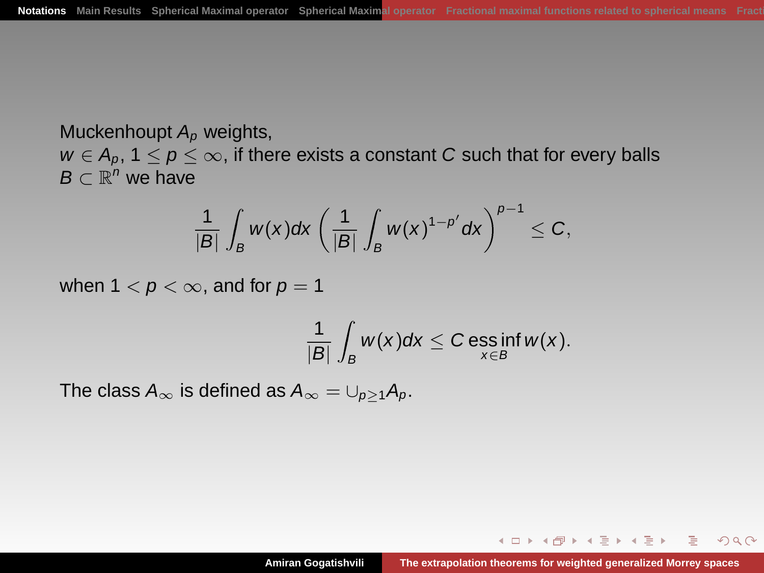Muckenhoupt $A_p$ weights,
$w \in A_p$, $1 \le p \le \infty$, if there exists a constant $C$ such that for every balls $B \subset \mathbb{R}^n$ we have

$$\frac{1}{|B|}\int_B w(x)dx \left(\frac{1}{|B|}\int_B w(x)^{1-p'}dx\right)^{p-1} \le C,$$

when $1 < p < \infty$, and for $p = 1$

$$\frac{1}{|B|}\int_B w(x)dx \le C \operatorname*{ess\,inf}_{x \in B} w(x).$$

The class $A_\infty$ is defined as $A_\infty = \cup_{p \ge 1} A_p$.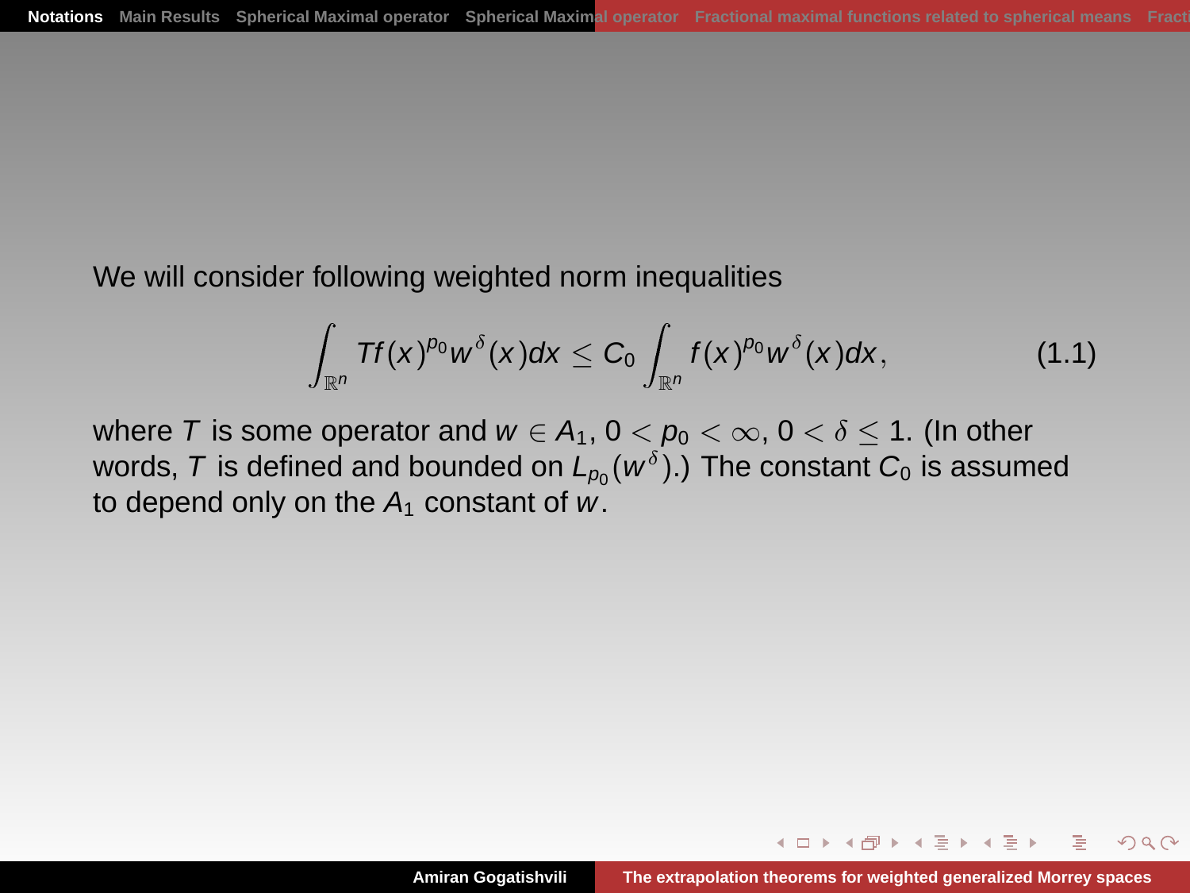We will consider following weighted norm inequalities

$$\int_{\mathbb{R}^n} Tf(x)^{p_0} w^{\delta}(x)dx \leq C_0 \int_{\mathbb{R}^n} f(x)^{p_0} w^{\delta}(x)dx, \tag{1.1}$$

where $T$ is some operator and $w \in A_1$, $0 < p_0 < \infty$, $0 < \delta \leq 1$. (In other words, $T$ is defined and bounded on $L_{p_0}(w^{\delta})$.) The constant $C_0$ is assumed to depend only on the $A_1$ constant of $w$.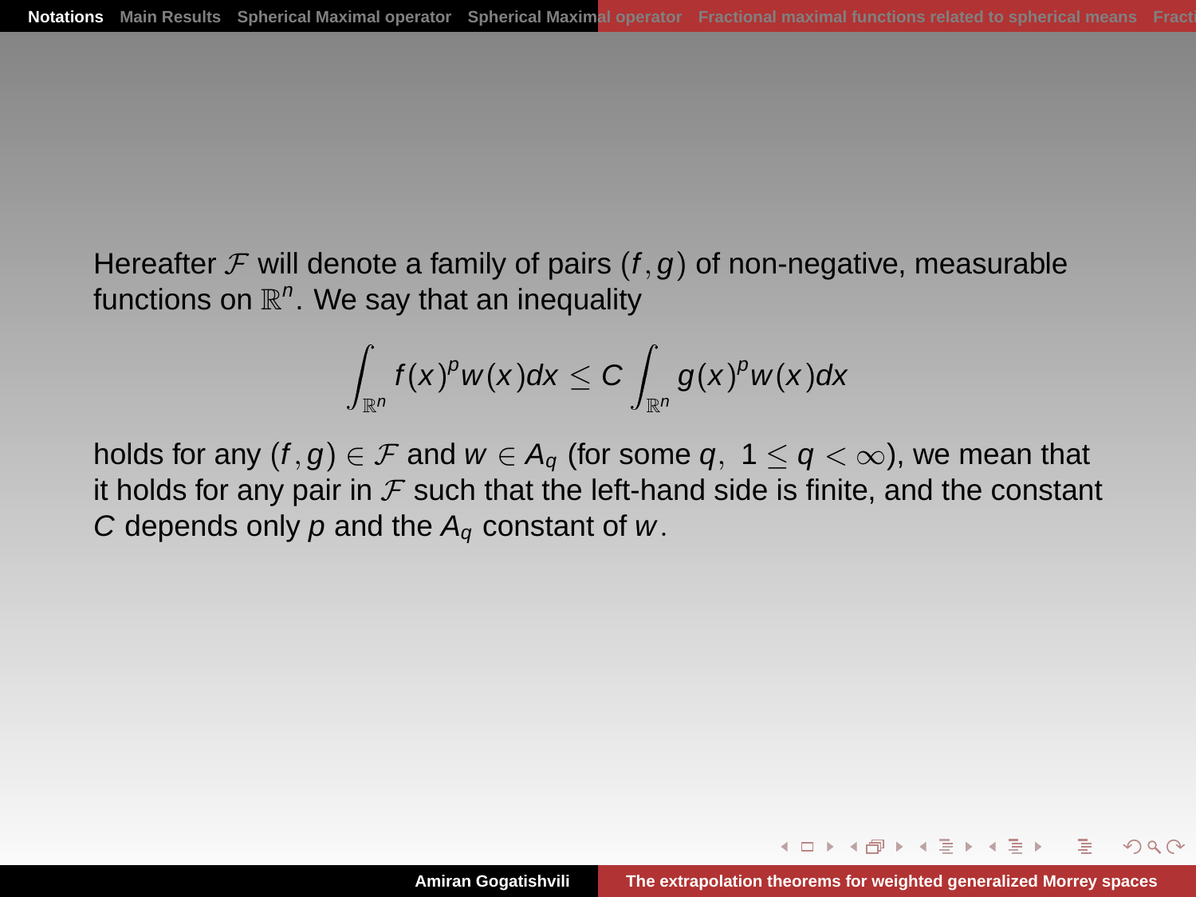Hereafter $\mathcal{F}$ will denote a family of pairs $(f, g)$ of non-negative, measurable functions on $\mathbb{R}^n$. We say that an inequality

$$\int_{\mathbb{R}^n} f(x)^p w(x) dx \leq C \int_{\mathbb{R}^n} g(x)^p w(x) dx$$

holds for any $(f, g) \in \mathcal{F}$ and $w \in A_q$ (for some $q,\ 1 \leq q < \infty$), we mean that it holds for any pair in $\mathcal{F}$ such that the left-hand side is finite, and the constant $C$ depends only $p$ and the $A_q$ constant of $w$.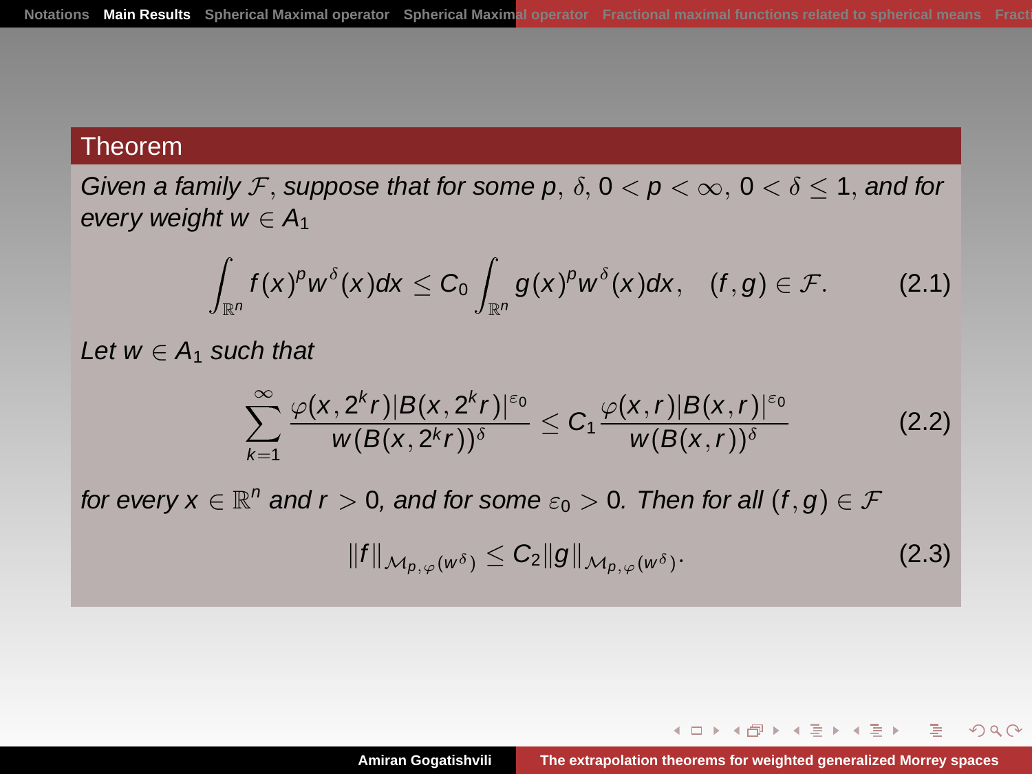## Theorem

*Given a family $\mathcal{F}$, suppose that for some $p$, $\delta$, $0 < p < \infty$, $0 < \delta \le 1$, and for every weight $w \in A_1$*

$$\int_{\mathbb{R}^n} f(x)^p w^\delta(x)dx \le C_0 \int_{\mathbb{R}^n} g(x)^p w^\delta(x)dx, \quad (f,g) \in \mathcal{F}. \tag{2.1}$$

*Let $w \in A_1$ such that*

$$\sum_{k=1}^{\infty} \frac{\varphi(x, 2^k r)|B(x, 2^k r)|^{\varepsilon_0}}{w(B(x, 2^k r))^\delta} \le C_1 \frac{\varphi(x,r)|B(x,r)|^{\varepsilon_0}}{w(B(x,r))^\delta} \tag{2.2}$$

*for every $x \in \mathbb{R}^n$ and $r > 0$, and for some $\varepsilon_0 > 0$. Then for all $(f,g) \in \mathcal{F}$*

$$\|f\|_{\mathcal{M}_{p,\varphi}(w^\delta)} \le C_2 \|g\|_{\mathcal{M}_{p,\varphi}(w^\delta)}. \tag{2.3}$$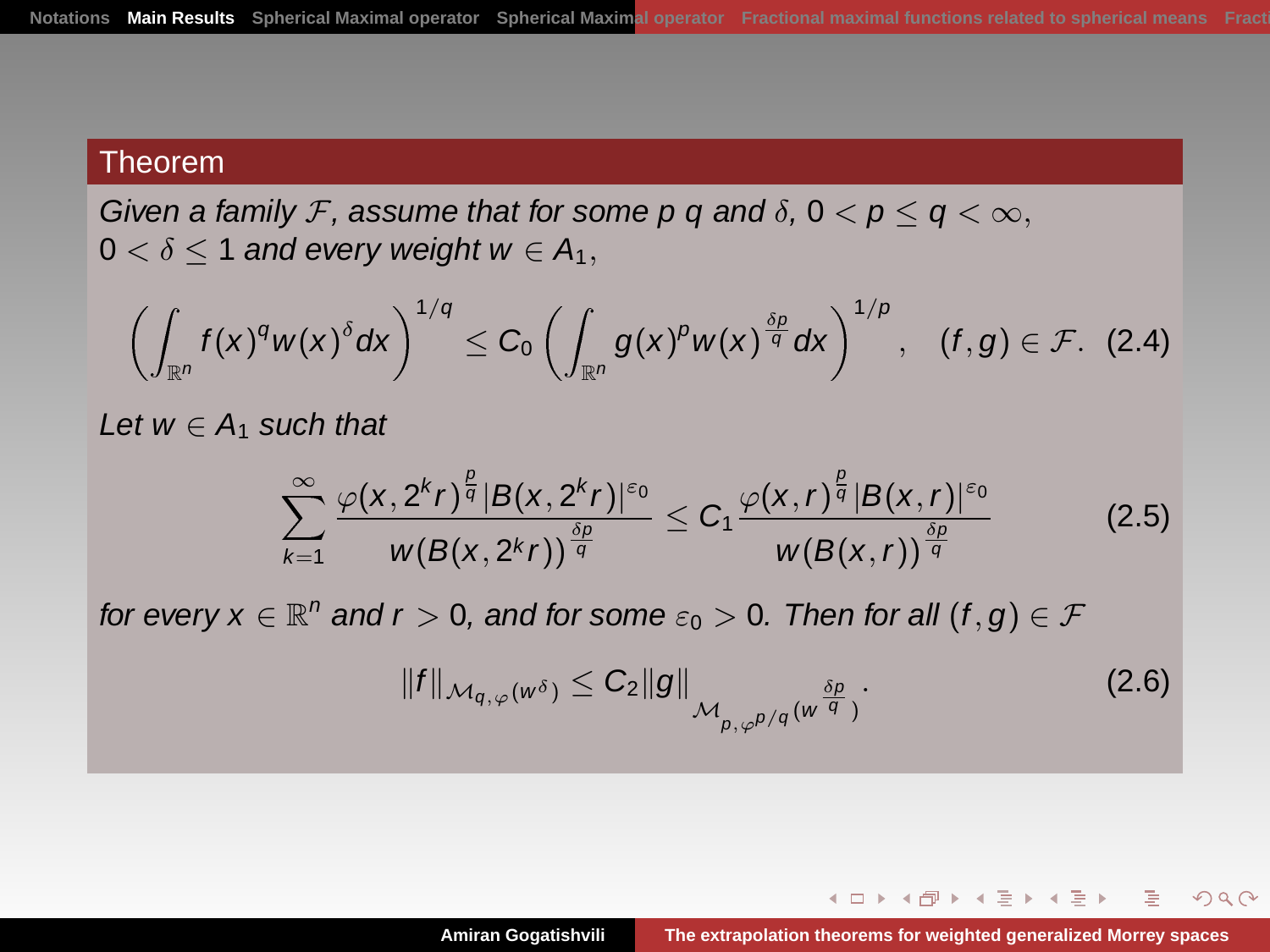**Theorem**

*Given a family $\mathcal{F}$, assume that for some $p$ $q$ and $\delta$, $0 < p \le q < \infty$, $0 < \delta \le 1$ and every weight $w \in A_1$,*

$$\left(\int_{\mathbb{R}^n} f(x)^q w(x)^\delta dx\right)^{1/q} \le C_0 \left(\int_{\mathbb{R}^n} g(x)^p w(x)^{\frac{\delta p}{q}} dx\right)^{1/p}, \quad (f,g) \in \mathcal{F}. \tag{2.4}$$

*Let $w \in A_1$ such that*

$$\sum_{k=1}^{\infty} \frac{\varphi(x, 2^k r)^{\frac{p}{q}} |B(x, 2^k r)|^{\varepsilon_0}}{w(B(x, 2^k r))^{\frac{\delta p}{q}}} \le C_1 \frac{\varphi(x, r)^{\frac{p}{q}} |B(x, r)|^{\varepsilon_0}}{w(B(x, r))^{\frac{\delta p}{q}}} \tag{2.5}$$

*for every $x \in \mathbb{R}^n$ and $r > 0$, and for some $\varepsilon_0 > 0$. Then for all $(f,g) \in \mathcal{F}$*

$$\|f\|_{\mathcal{M}_{q,\varphi}(w^\delta)} \le C_2 \|g\|_{\mathcal{M}_{p,\varphi^{p/q}}(w^{\frac{\delta p}{q}})}. \tag{2.6}$$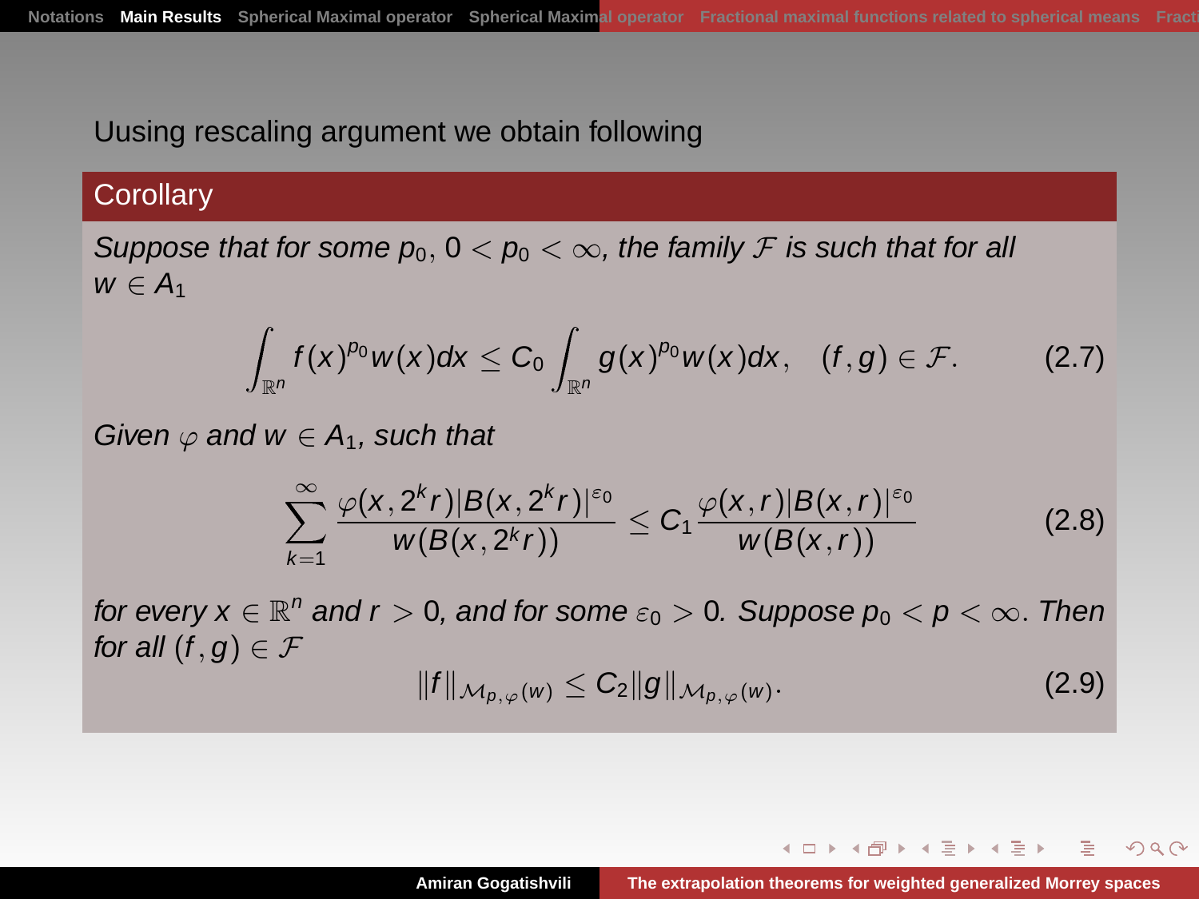Uusing rescaling argument we obtain following

**Corollary**

*Suppose that for some $p_0$, $0 < p_0 < \infty$, the family $\mathcal{F}$ is such that for all $w \in A_1$*

$$\int_{\mathbb{R}^n} f(x)^{p_0} w(x)dx \le C_0 \int_{\mathbb{R}^n} g(x)^{p_0} w(x)dx, \quad (f,g) \in \mathcal{F}. \tag{2.7}$$

*Given $\varphi$ and $w \in A_1$, such that*

$$\sum_{k=1}^{\infty} \frac{\varphi(x, 2^k r)|B(x, 2^k r)|^{\varepsilon_0}}{w(B(x, 2^k r))} \le C_1 \frac{\varphi(x,r)|B(x,r)|^{\varepsilon_0}}{w(B(x,r))} \tag{2.8}$$

*for every $x \in \mathbb{R}^n$ and $r > 0$, and for some $\varepsilon_0 > 0$. Suppose $p_0 < p < \infty$. Then for all $(f,g) \in \mathcal{F}$*

$$\|f\|_{\mathcal{M}_{p,\varphi}(w)} \le C_2 \|g\|_{\mathcal{M}_{p,\varphi}(w)}. \tag{2.9}$$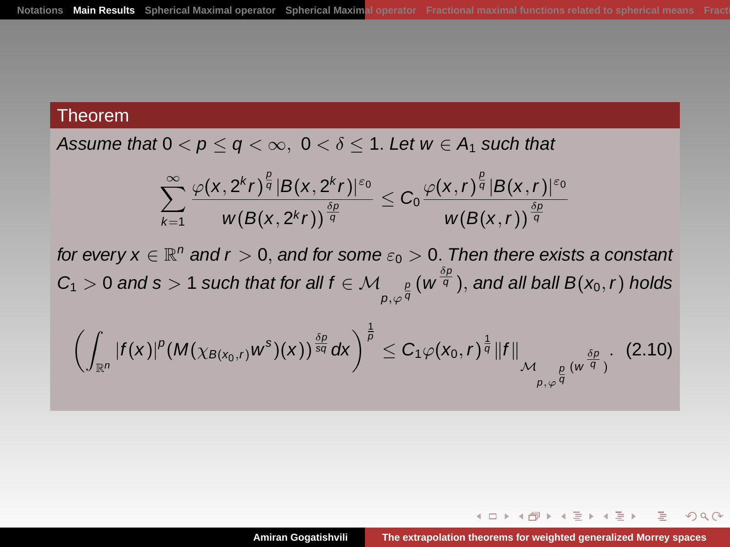## Theorem

*Assume that* $0 < p \le q < \infty,\ 0 < \delta \le 1$. *Let* $w \in A_1$ *such that*

$$\sum_{k=1}^{\infty} \frac{\varphi(x, 2^k r)^{\frac{p}{q}} |B(x, 2^k r)|^{\varepsilon_0}}{w(B(x, 2^k r))^{\frac{\delta p}{q}}} \le C_0 \frac{\varphi(x, r)^{\frac{p}{q}} |B(x, r)|^{\varepsilon_0}}{w(B(x, r))^{\frac{\delta p}{q}}}$$

*for every* $x \in \mathbb{R}^n$ *and* $r > 0$, *and for some* $\varepsilon_0 > 0$. *Then there exists a constant* $C_1 > 0$ *and* $s > 1$ *such that for all* $f \in \mathcal{M}_{p, \varphi^{\frac{p}{q}}}(w^{\frac{\delta p}{q}})$, *and all ball* $B(x_0, r)$ *holds*

$$\left( \int_{\mathbb{R}^n} |f(x)|^p (M(\chi_{B(x_0, r)} w^s)(x))^{\frac{\delta p}{sq}} dx \right)^{\frac{1}{p}} \le C_1 \varphi(x_0, r)^{\frac{1}{q}} \|f\|_{\mathcal{M}_{p, \varphi^{\frac{p}{q}}}(w^{\frac{\delta p}{q}})}. \quad (2.10)$$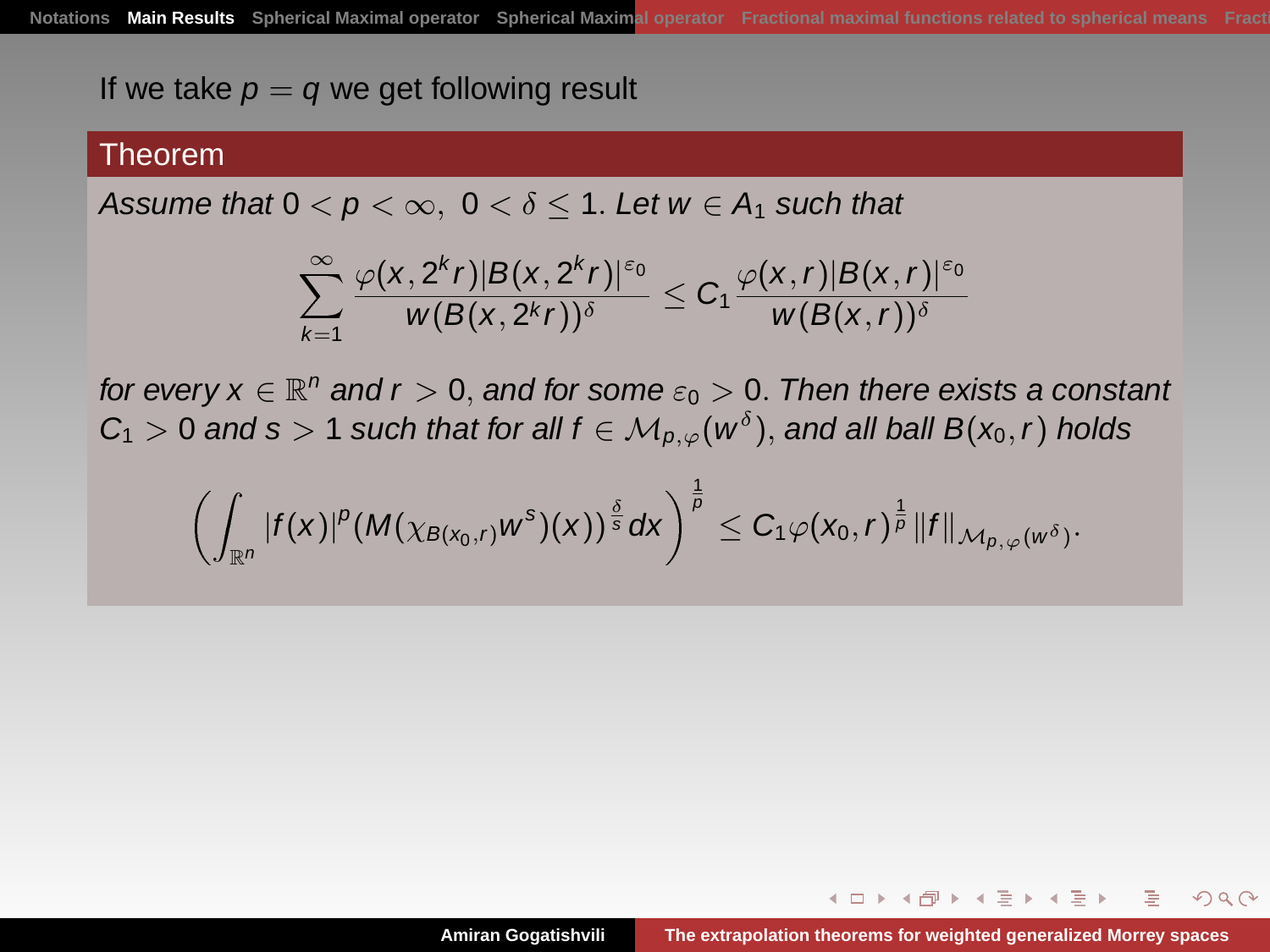If we take $p = q$ we get following result

**Theorem**

*Assume that* $0 < p < \infty, \ 0 < \delta \leq 1$. *Let* $w \in A_1$ *such that*

$$\sum_{k=1}^{\infty} \frac{\varphi(x, 2^k r)|B(x, 2^k r)|^{\varepsilon_0}}{w(B(x, 2^k r))^{\delta}} \leq C_1 \frac{\varphi(x, r)|B(x, r)|^{\varepsilon_0}}{w(B(x, r))^{\delta}}$$

*for every* $x \in \mathbb{R}^n$ *and* $r > 0$, *and for some* $\varepsilon_0 > 0$. *Then there exists a constant* $C_1 > 0$ *and* $s > 1$ *such that for all* $f \in \mathcal{M}_{p,\varphi}(w^{\delta})$, *and all ball* $B(x_0, r)$ *holds*

$$\left( \int_{\mathbb{R}^n} |f(x)|^p (M(\chi_{B(x_0,r)} w^s)(x))^{\frac{\delta}{s}} dx \right)^{\frac{1}{p}} \leq C_1 \varphi(x_0, r)^{\frac{1}{p}} \|f\|_{\mathcal{M}_{p,\varphi}(w^{\delta})}.$$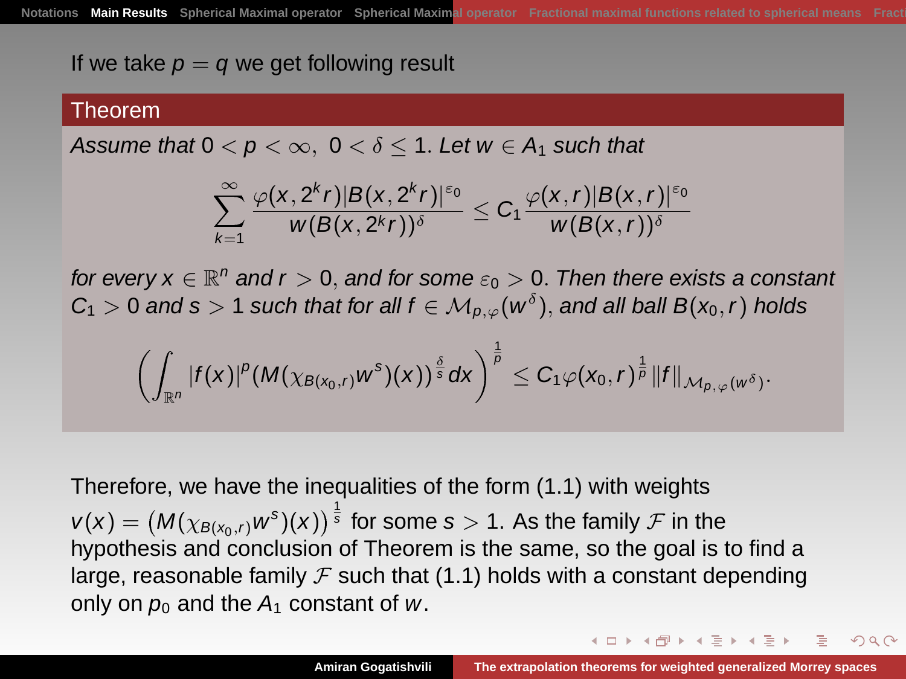If we take $p = q$ we get following result

**Theorem**

*Assume that* $0 < p < \infty,\ 0 < \delta \leq 1$. *Let* $w \in A_1$ *such that*

$$\sum_{k=1}^{\infty} \frac{\varphi(x, 2^k r)|B(x, 2^k r)|^{\varepsilon_0}}{w(B(x, 2^k r))^{\delta}} \leq C_1 \frac{\varphi(x, r)|B(x, r)|^{\varepsilon_0}}{w(B(x, r))^{\delta}}$$

*for every* $x \in \mathbb{R}^n$ *and* $r > 0$, *and for some* $\varepsilon_0 > 0$. *Then there exists a constant* $C_1 > 0$ *and* $s > 1$ *such that for all* $f \in \mathcal{M}_{p,\varphi}(w^{\delta})$, *and all ball* $B(x_0, r)$ *holds*

$$\left( \int_{\mathbb{R}^n} |f(x)|^p (M(\chi_{B(x_0,r)} w^s)(x))^{\frac{\delta}{s}} dx \right)^{\frac{1}{p}} \leq C_1 \varphi(x_0, r)^{\frac{1}{p}} \|f\|_{\mathcal{M}_{p,\varphi}(w^{\delta})}.$$

Therefore, we have the inequalities of the form (1.1) with weights $v(x) = \left(M(\chi_{B(x_0,r)} w^s)(x)\right)^{\frac{1}{s}}$ for some $s > 1$. As the family $\mathcal{F}$ in the hypothesis and conclusion of Theorem is the same, so the goal is to find a large, reasonable family $\mathcal{F}$ such that (1.1) holds with a constant depending only on $p_0$ and the $A_1$ constant of $w$.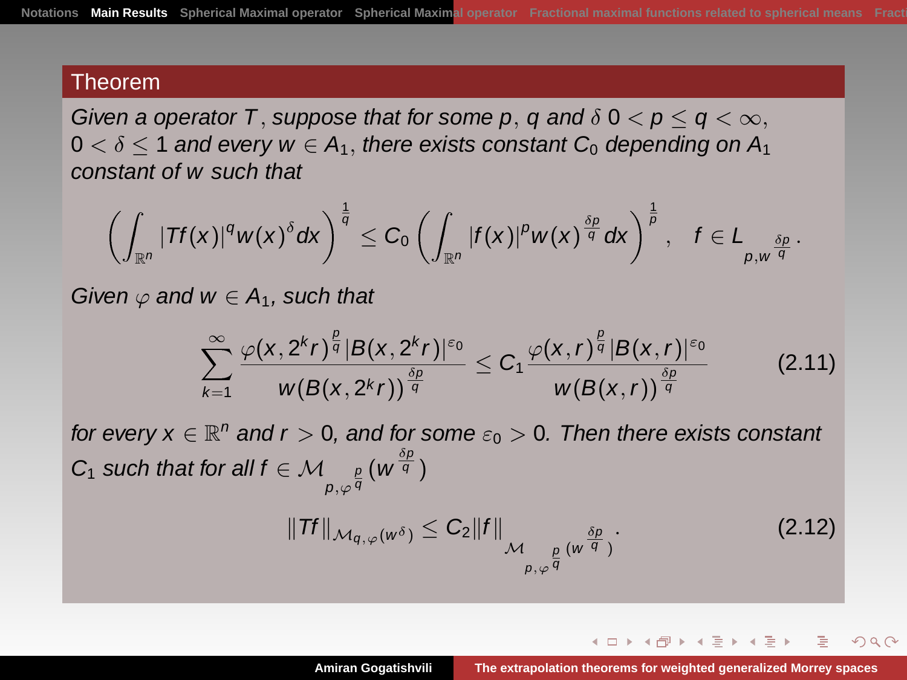**Theorem**

*Given a operator $T$, suppose that for some $p$, $q$ and $\delta$ $0 < p \le q < \infty$, $0 < \delta \le 1$ and every $w \in A_1$, there exists constant $C_0$ depending on $A_1$ constant of $w$ such that*

$$\left( \int_{\mathbb{R}^n} |Tf(x)|^q w(x)^\delta dx \right)^{\frac{1}{q}} \le C_0 \left( \int_{\mathbb{R}^n} |f(x)|^p w(x)^{\frac{\delta p}{q}} dx \right)^{\frac{1}{p}}, \quad f \in L_{p, w^{\frac{\delta p}{q}}}.$$

*Given $\varphi$ and $w \in A_1$, such that*

$$\sum_{k=1}^{\infty} \frac{\varphi(x, 2^k r)^{\frac{p}{q}} |B(x, 2^k r)|^{\varepsilon_0}}{w(B(x, 2^k r))^{\frac{\delta p}{q}}} \le C_1 \frac{\varphi(x, r)^{\frac{p}{q}} |B(x, r)|^{\varepsilon_0}}{w(B(x, r))^{\frac{\delta p}{q}}} \tag{2.11}$$

*for every $x \in \mathbb{R}^n$ and $r > 0$, and for some $\varepsilon_0 > 0$. Then there exists constant $C_1$ such that for all $f \in \mathcal{M}_{p, \varphi^{\frac{p}{q}}}(w^{\frac{\delta p}{q}})$*

$$\|Tf\|_{\mathcal{M}_{q,\varphi}(w^\delta)} \le C_2 \|f\|_{\mathcal{M}_{p, \varphi^{\frac{p}{q}}}(w^{\frac{\delta p}{q}})}. \tag{2.12}$$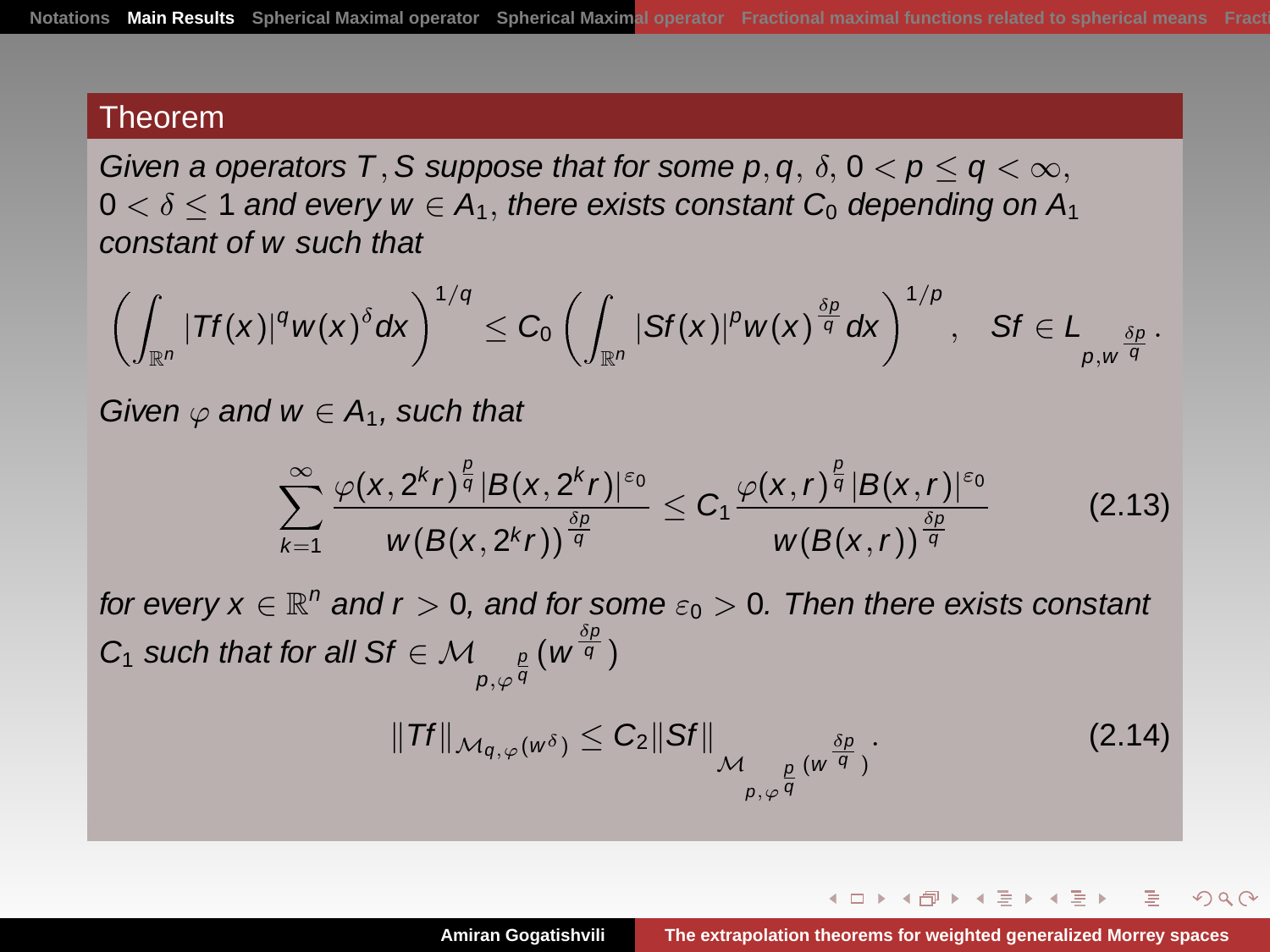**Theorem**

*Given a operators $T, S$ suppose that for some $p, q$, $\delta$, $0 < p \le q < \infty$, $0 < \delta \le 1$ and every $w \in A_1$, there exists constant $C_0$ depending on $A_1$ constant of $w$ such that*

$$\left( \int_{\mathbb{R}^n} |Tf(x)|^q w(x)^\delta dx \right)^{1/q} \le C_0 \left( \int_{\mathbb{R}^n} |Sf(x)|^p w(x)^{\frac{\delta p}{q}} dx \right)^{1/p}, \quad Sf \in L_{p, w^{\frac{\delta p}{q}}}.$$

*Given $\varphi$ and $w \in A_1$, such that*

$$\sum_{k=1}^{\infty} \frac{\varphi(x, 2^k r)^{\frac{p}{q}} |B(x, 2^k r)|^{\varepsilon_0}}{w(B(x, 2^k r))^{\frac{\delta p}{q}}} \le C_1 \frac{\varphi(x, r)^{\frac{p}{q}} |B(x, r)|^{\varepsilon_0}}{w(B(x, r))^{\frac{\delta p}{q}}} \tag{2.13}$$

*for every $x \in \mathbb{R}^n$ and $r > 0$, and for some $\varepsilon_0 > 0$. Then there exists constant $C_1$ such that for all $Sf \in \mathcal{M}_{p, \varphi^{\frac{p}{q}}}(w^{\frac{\delta p}{q}})$*

$$\|Tf\|_{\mathcal{M}_{q,\varphi}(w^\delta)} \le C_2 \|Sf\|_{\mathcal{M}_{p, \varphi^{\frac{p}{q}}}(w^{\frac{\delta p}{q}})}. \tag{2.14}$$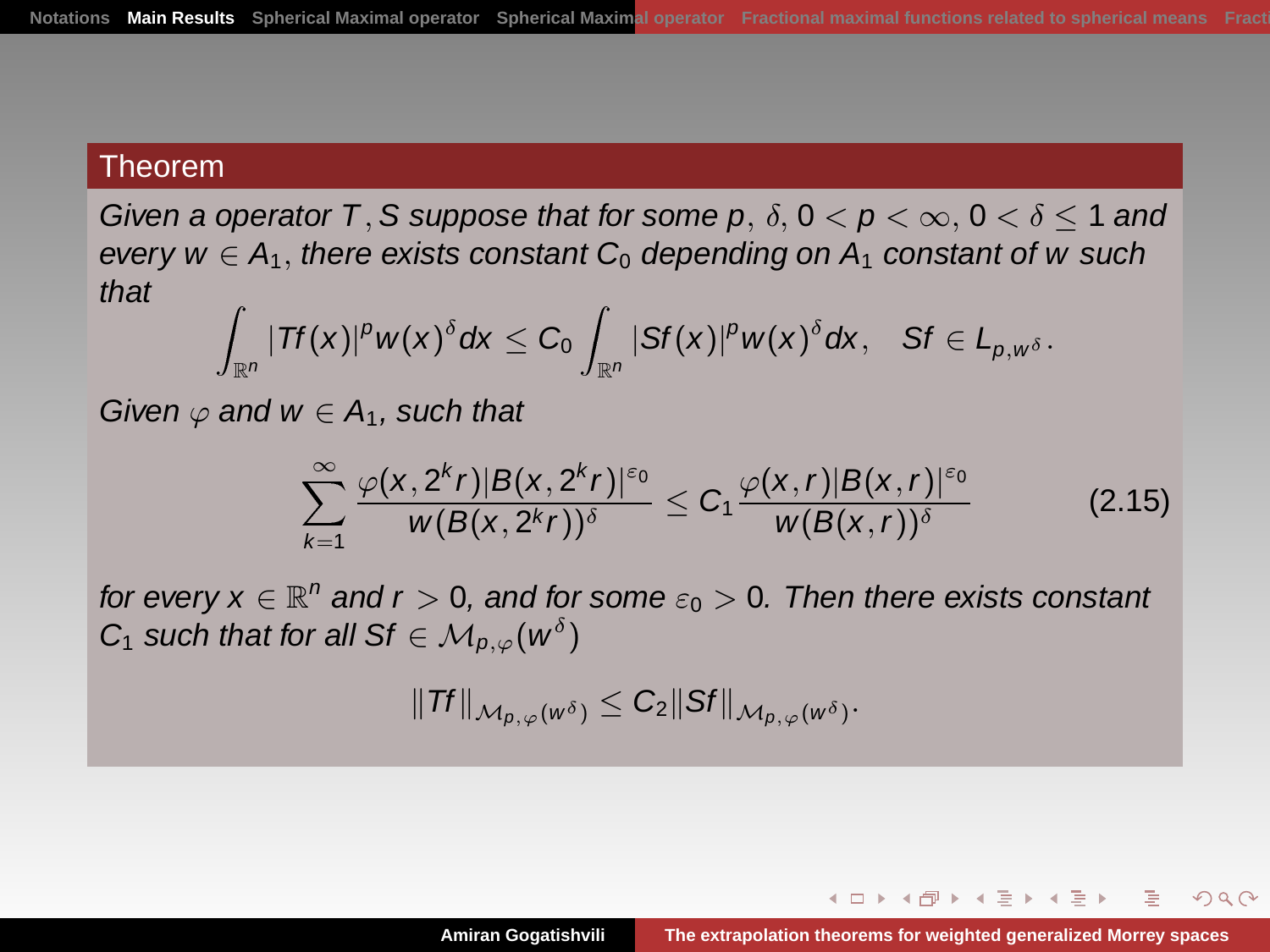## Theorem

*Given a operator $T, S$ suppose that for some $p$, $\delta$, $0 < p < \infty$, $0 < \delta \leq 1$ and every $w \in A_1$, there exists constant $C_0$ depending on $A_1$ constant of $w$ such that*

$$\int_{\mathbb{R}^n} |Tf(x)|^p w(x)^\delta dx \leq C_0 \int_{\mathbb{R}^n} |Sf(x)|^p w(x)^\delta dx, \quad Sf \in L_{p,w^\delta}.$$

*Given $\varphi$ and $w \in A_1$, such that*

$$\sum_{k=1}^{\infty} \frac{\varphi(x, 2^k r)|B(x, 2^k r)|^{\varepsilon_0}}{w(B(x, 2^k r))^\delta} \leq C_1 \frac{\varphi(x, r)|B(x, r)|^{\varepsilon_0}}{w(B(x, r))^\delta} \tag{2.15}$$

*for every $x \in \mathbb{R}^n$ and $r > 0$, and for some $\varepsilon_0 > 0$. Then there exists constant $C_1$ such that for all $Sf \in \mathcal{M}_{p,\varphi}(w^\delta)$*

$$\|Tf\|_{\mathcal{M}_{p,\varphi}(w^\delta)} \leq C_2 \|Sf\|_{\mathcal{M}_{p,\varphi}(w^\delta)}.$$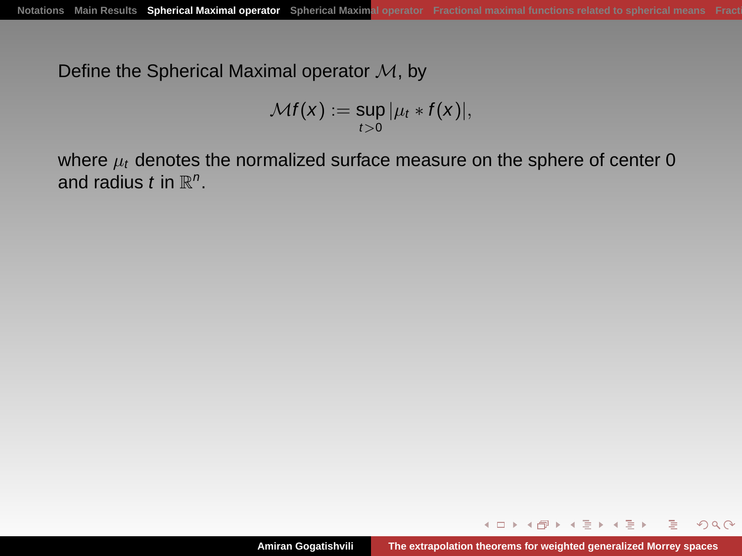Define the Spherical Maximal operator $\mathcal{M}$, by

$$\mathcal{M}f(x) := \sup_{t>0} |\mu_t * f(x)|,$$

where $\mu_t$ denotes the normalized surface measure on the sphere of center 0 and radius $t$ in $\mathbb{R}^n$.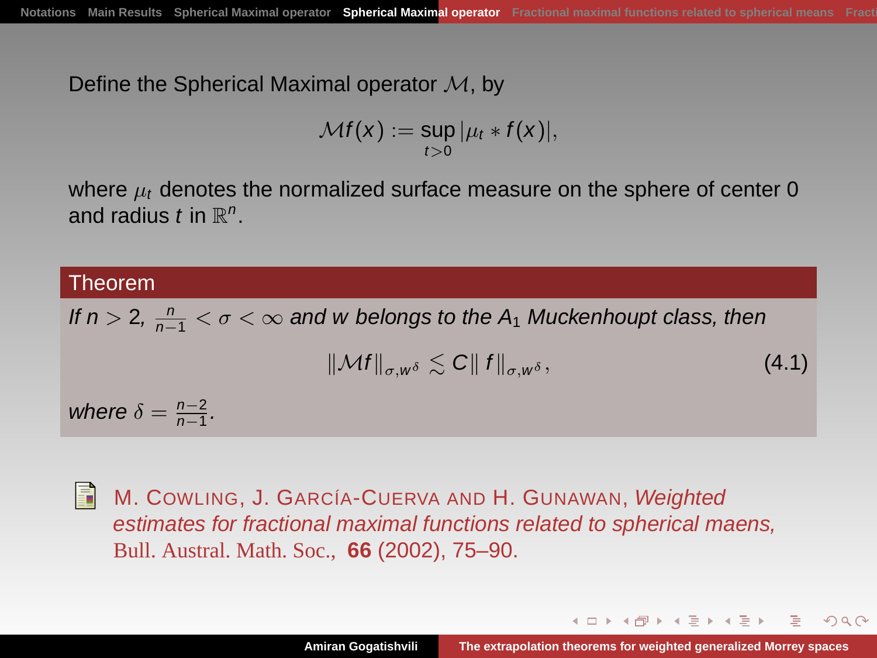Define the Spherical Maximal operator $\mathcal{M}$, by

$$\mathcal{M}f(x) := \sup_{t>0} |\mu_t * f(x)|,$$

where $\mu_t$ denotes the normalized surface measure on the sphere of center 0 and radius $t$ in $\mathbb{R}^n$.

**Theorem**

*If $n > 2$, $\frac{n}{n-1} < \sigma < \infty$ and $w$ belongs to the $A_1$ Muckenhoupt class, then*

$$\|\mathcal{M}f\|_{\sigma,w^\delta} \lesssim C\|f\|_{\sigma,w^\delta}, \tag{4.1}$$

*where $\delta = \frac{n-2}{n-1}$.*

M. Cowling, J. García-Cuerva and H. Gunawan, *Weighted estimates for fractional maximal functions related to spherical maens,* Bull. Austral. Math. Soc., **66** (2002), 75–90.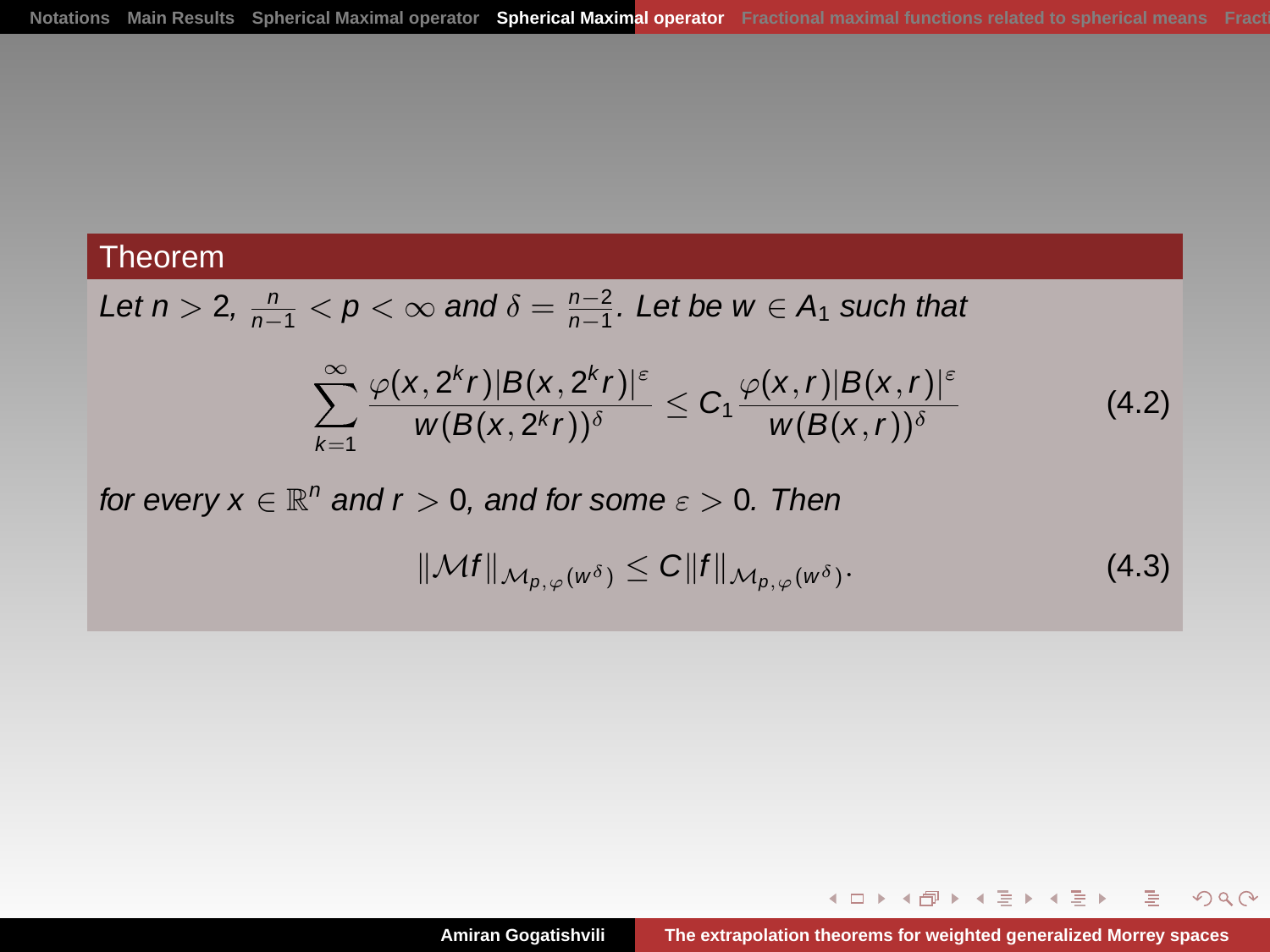**Theorem**

*Let $n > 2$, $\frac{n}{n-1} < p < \infty$ and $\delta = \frac{n-2}{n-1}$. Let be $w \in A_1$ such that*

$$\sum_{k=1}^{\infty} \frac{\varphi(x, 2^k r)|B(x, 2^k r)|^{\varepsilon}}{w(B(x, 2^k r))^{\delta}} \le C_1 \frac{\varphi(x, r)|B(x, r)|^{\varepsilon}}{w(B(x, r))^{\delta}} \tag{4.2}$$

*for every $x \in \mathbb{R}^n$ and $r > 0$, and for some $\varepsilon > 0$. Then*

$$\|\mathcal{M}f\|_{\mathcal{M}_{p,\varphi}(w^{\delta})} \le C\|f\|_{\mathcal{M}_{p,\varphi}(w^{\delta})}. \tag{4.3}$$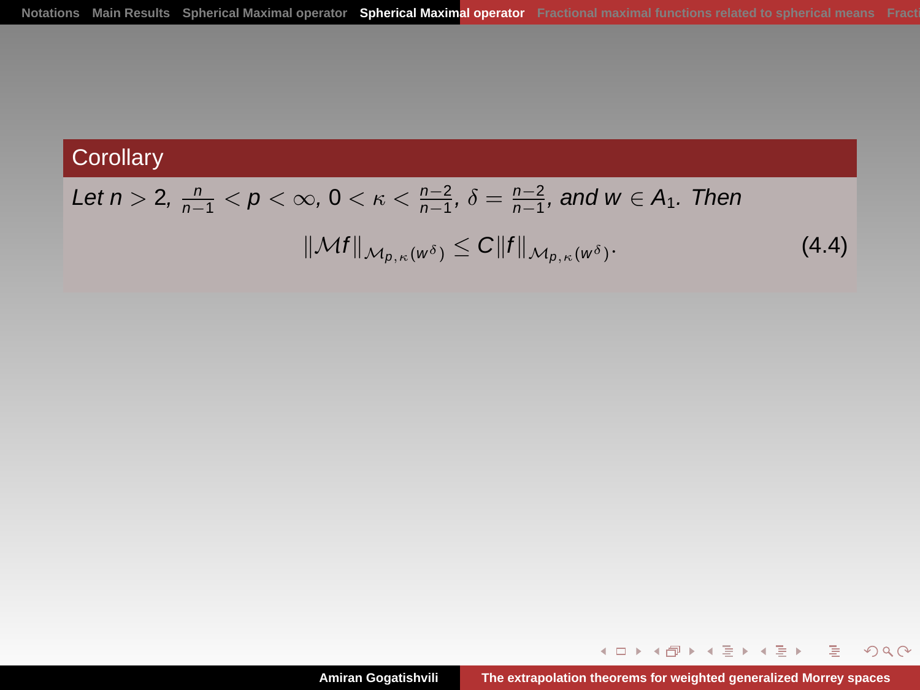**Corollary**

*Let $n > 2$, $\frac{n}{n-1} < p < \infty$, $0 < \kappa < \frac{n-2}{n-1}$, $\delta = \frac{n-2}{n-1}$, and $w \in A_1$. Then*

$$\|\mathcal{M}f\|_{\mathcal{M}_{p,\kappa}(w^\delta)} \leq C\|f\|_{\mathcal{M}_{p,\kappa}(w^\delta)}. \tag{4.4}$$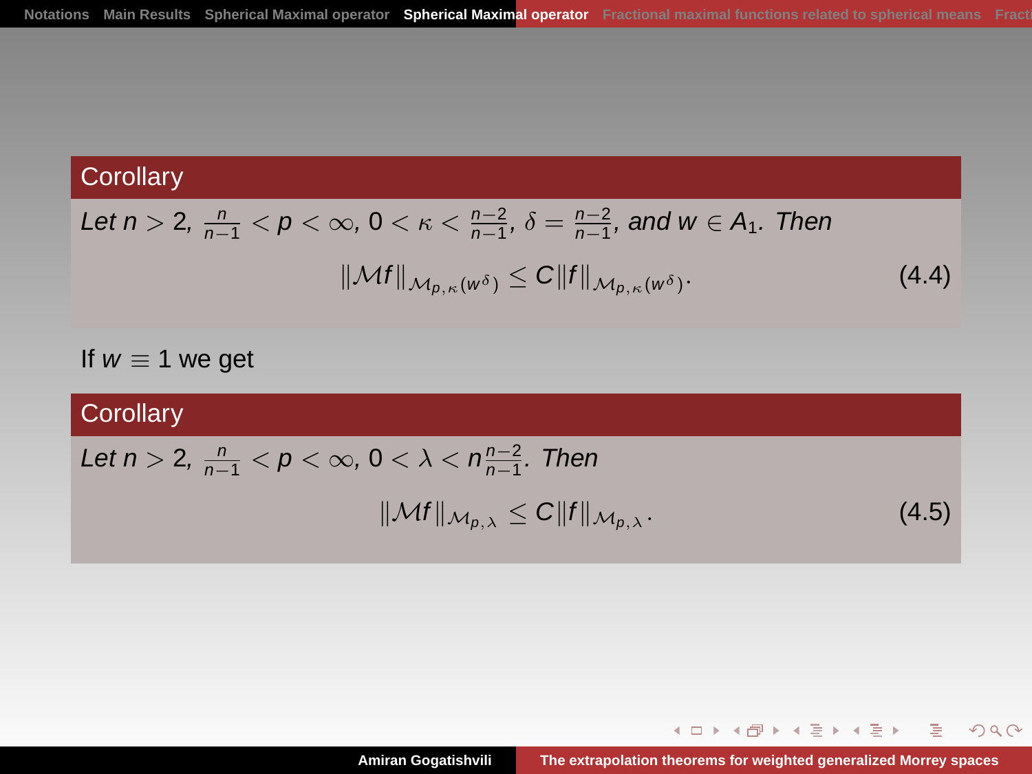**Corollary**

*Let $n > 2$, $\frac{n}{n-1} < p < \infty$, $0 < \kappa < \frac{n-2}{n-1}$, $\delta = \frac{n-2}{n-1}$, and $w \in A_1$. Then*

$$\|\mathcal{M}f\|_{\mathcal{M}_{p,\kappa}(w^\delta)} \leq C\|f\|_{\mathcal{M}_{p,\kappa}(w^\delta)}. \tag{4.4}$$

If $w \equiv 1$ we get

**Corollary**

*Let $n > 2$, $\frac{n}{n-1} < p < \infty$, $0 < \lambda < n\frac{n-2}{n-1}$. Then*

$$\|\mathcal{M}f\|_{\mathcal{M}_{p,\lambda}} \leq C\|f\|_{\mathcal{M}_{p,\lambda}}. \tag{4.5}$$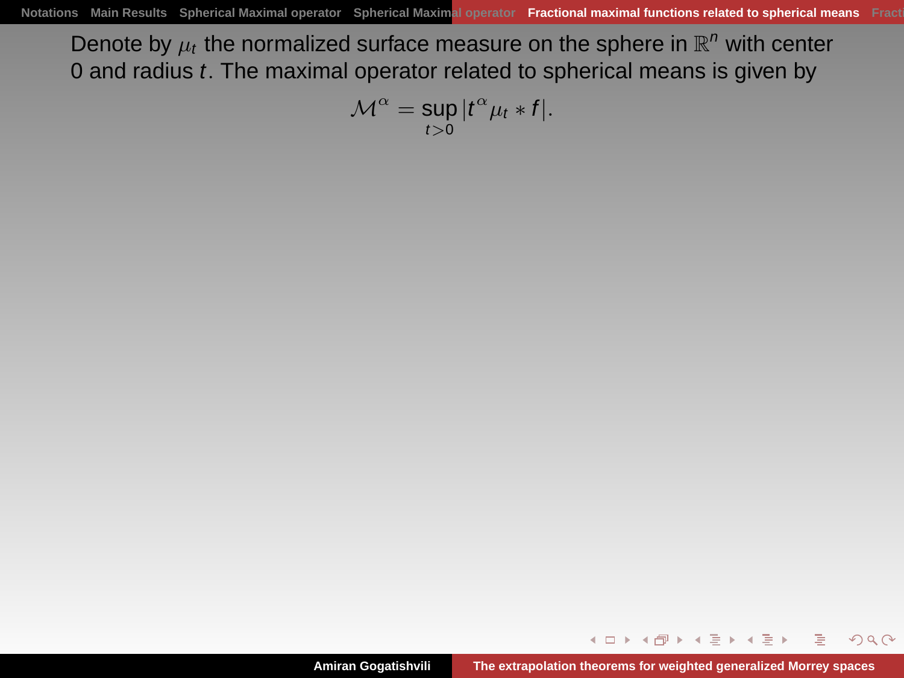Denote by $\mu_t$ the normalized surface measure on the sphere in $\mathbb{R}^n$ with center 0 and radius $t$. The maximal operator related to spherical means is given by

$$\mathcal{M}^{\alpha} = \sup_{t>0} |t^{\alpha} \mu_t * f|.$$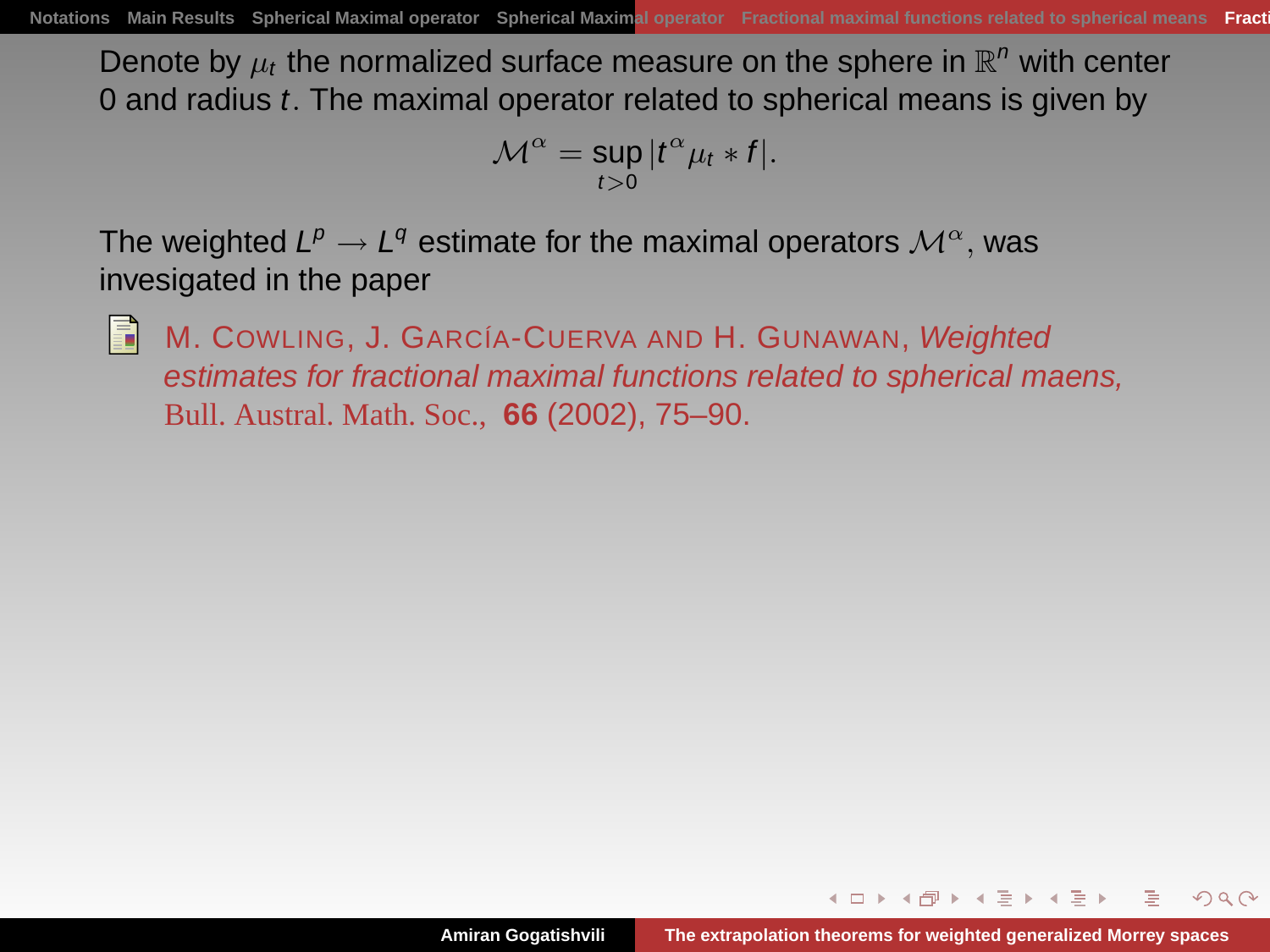Denote by $\mu_t$ the normalized surface measure on the sphere in $\mathbb{R}^n$ with center 0 and radius $t$. The maximal operator related to spherical means is given by

$$\mathcal{M}^\alpha = \sup_{t>0} |t^\alpha \mu_t * f|.$$

The weighted $L^p \to L^q$ estimate for the maximal operators $\mathcal{M}^\alpha$, was invesigated in the paper

- M. Cowling, J. García-Cuerva and H. Gunawan, *Weighted estimates for fractional maximal functions related to spherical maens,* Bull. Austral. Math. Soc., **66** (2002), 75–90.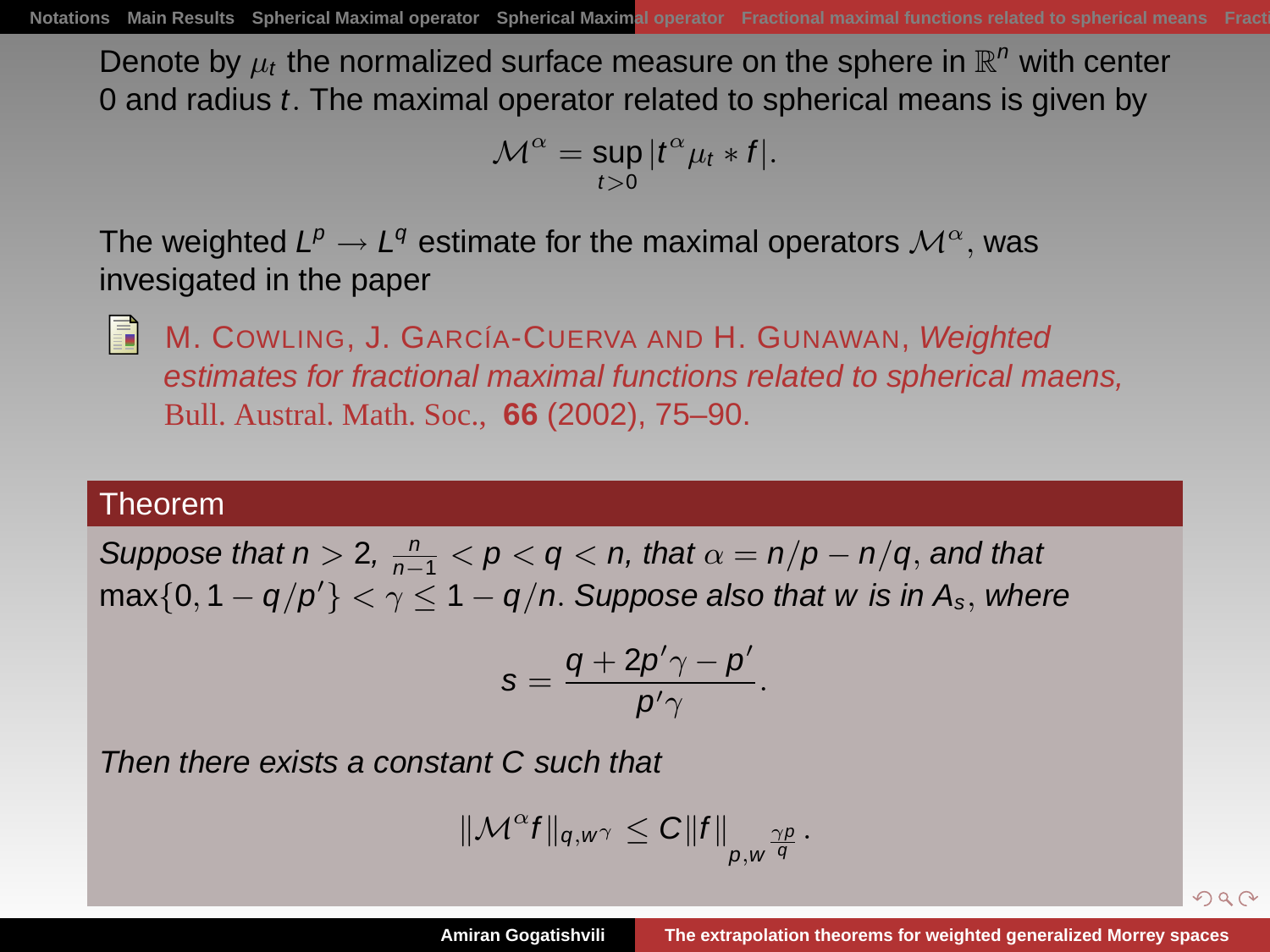Denote by $\mu_t$ the normalized surface measure on the sphere in $\mathbb{R}^n$ with center 0 and radius $t$. The maximal operator related to spherical means is given by

$$\mathcal{M}^\alpha = \sup_{t>0} |t^\alpha \mu_t * f|.$$

The weighted $L^p \to L^q$ estimate for the maximal operators $\mathcal{M}^\alpha$, was invesigated in the paper

- M. Cowling, J. García-Cuerva and H. Gunawan, *Weighted estimates for fractional maximal functions related to spherical maens,* Bull. Austral. Math. Soc., **66** (2002), 75–90.

**Theorem**

*Suppose that $n > 2$, $\frac{n}{n-1} < p < q < n$, that $\alpha = n/p - n/q$, and that $\max\{0, 1 - q/p'\} < \gamma \leq 1 - q/n$. Suppose also that $w$ is in $A_s$, where*

$$s = \frac{q + 2p'\gamma - p'}{p'\gamma}.$$

*Then there exists a constant $C$ such that*

$$\|\mathcal{M}^\alpha f\|_{q,w^\gamma} \leq C\|f\|_{p,w^{\frac{\gamma p}{q}}}.$$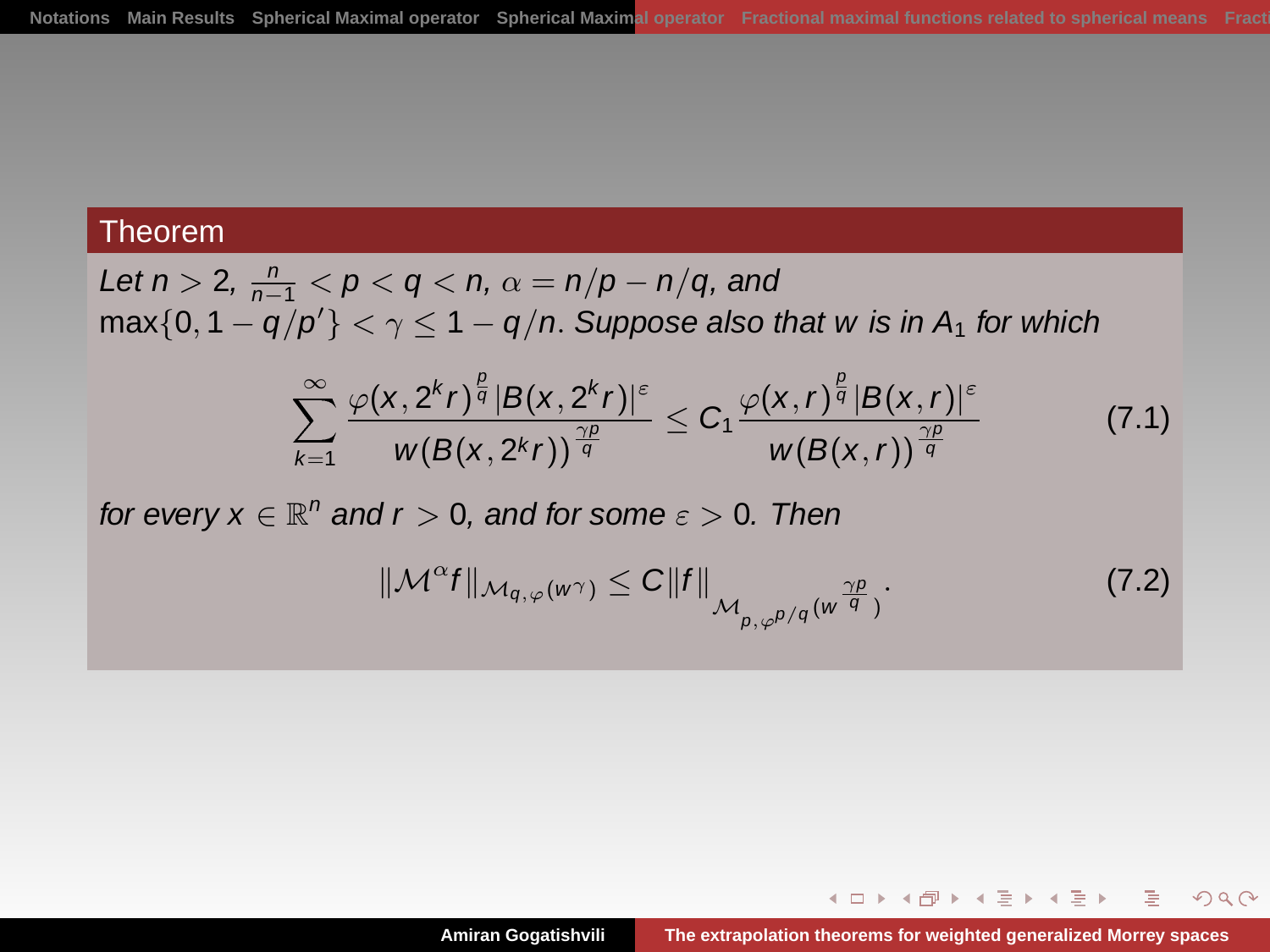### Theorem

*Let $n > 2$, $\frac{n}{n-1} < p < q < n$, $\alpha = n/p - n/q$, and* $\max\{0, 1 - q/p'\} < \gamma \leq 1 - q/n$. *Suppose also that $w$ is in $A_1$ for which*

$$\sum_{k=1}^{\infty} \frac{\varphi(x, 2^k r)^{\frac{p}{q}} |B(x, 2^k r)|^{\varepsilon}}{w(B(x, 2^k r))^{\frac{\gamma p}{q}}} \leq C_1 \frac{\varphi(x, r)^{\frac{p}{q}} |B(x, r)|^{\varepsilon}}{w(B(x, r))^{\frac{\gamma p}{q}}} \tag{7.1}$$

*for every $x \in \mathbb{R}^n$ and $r > 0$, and for some $\varepsilon > 0$. Then*

$$\|\mathcal{M}^{\alpha} f\|_{\mathcal{M}_{q,\varphi}(w^{\gamma})} \leq C \|f\|_{\mathcal{M}_{p,\varphi^{p/q}}(w^{\frac{\gamma p}{q}})}. \tag{7.2}$$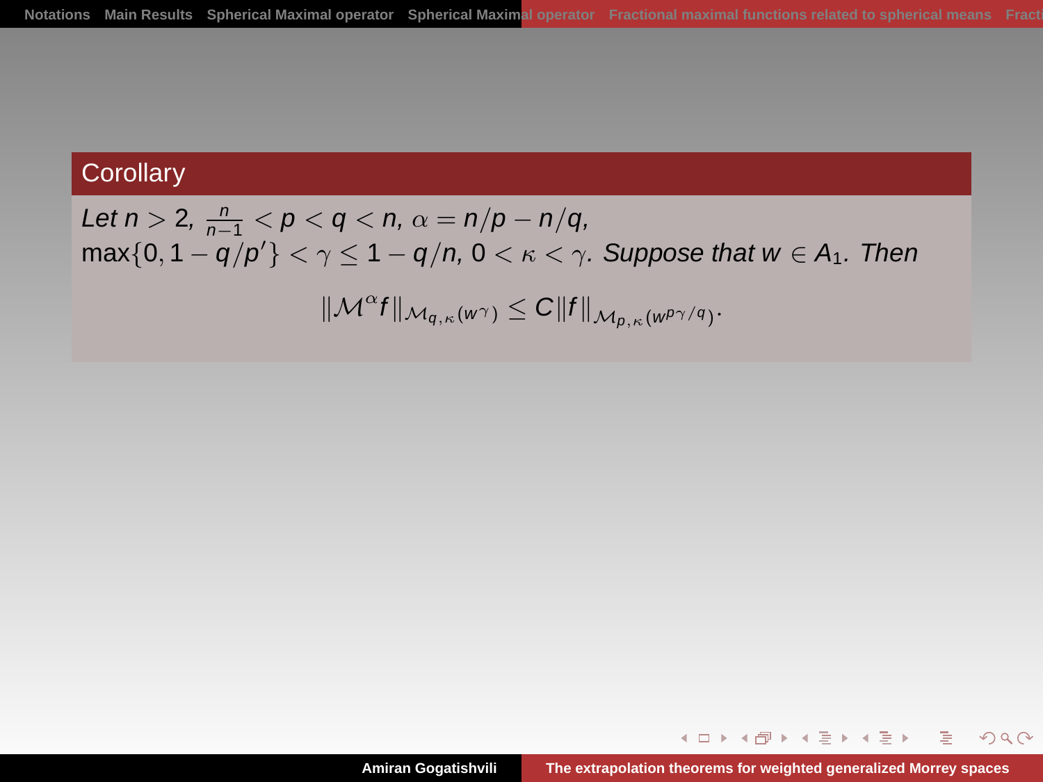## Corollary

*Let* $n > 2$, $\frac{n}{n-1} < p < q < n$, $\alpha = n/p - n/q$, $\max\{0, 1 - q/p'\} < \gamma \leq 1 - q/n$, $0 < \kappa < \gamma$. *Suppose that* $w \in A_1$. *Then*

$$\|\mathcal{M}^{\alpha} f\|_{\mathcal{M}_{q,\kappa}(w^{\gamma})} \leq C \|f\|_{\mathcal{M}_{p,\kappa}(w^{p\gamma/q})}.$$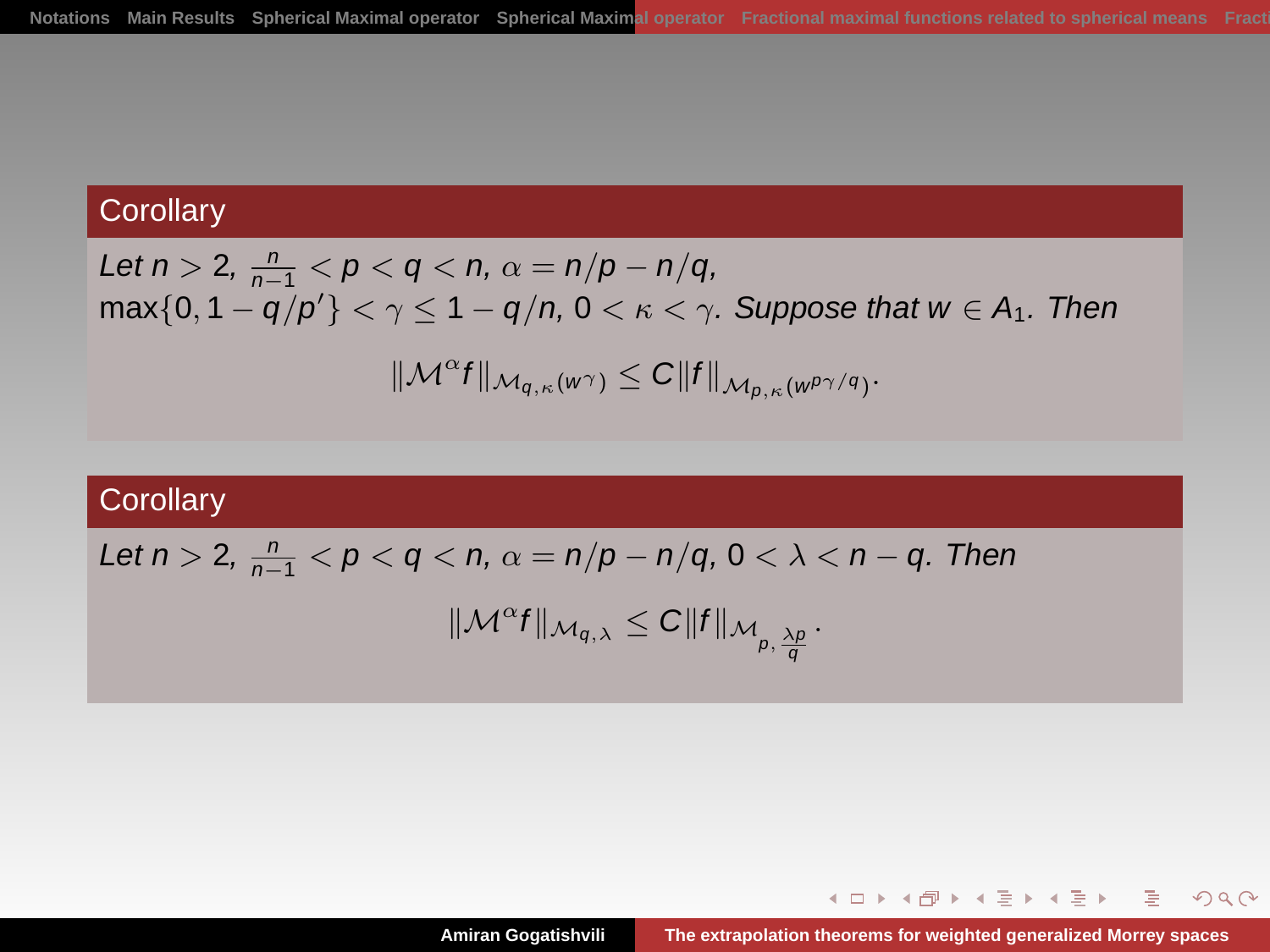**Corollary**

*Let* $n > 2$, $\frac{n}{n-1} < p < q < n$, $\alpha = n/p - n/q$, $\max\{0, 1 - q/p'\} < \gamma \leq 1 - q/n$, $0 < \kappa < \gamma$. *Suppose that* $w \in A_1$. *Then*

$$\|\mathcal{M}^{\alpha} f\|_{\mathcal{M}_{q,\kappa}(w^{\gamma})} \leq C\|f\|_{\mathcal{M}_{p,\kappa}(w^{p\gamma/q})}.$$

**Corollary**

*Let* $n > 2$, $\frac{n}{n-1} < p < q < n$, $\alpha = n/p - n/q$, $0 < \lambda < n - q$. *Then*

$$\|\mathcal{M}^{\alpha} f\|_{\mathcal{M}_{q,\lambda}} \leq C\|f\|_{\mathcal{M}_{p,\frac{\lambda p}{q}}}.$$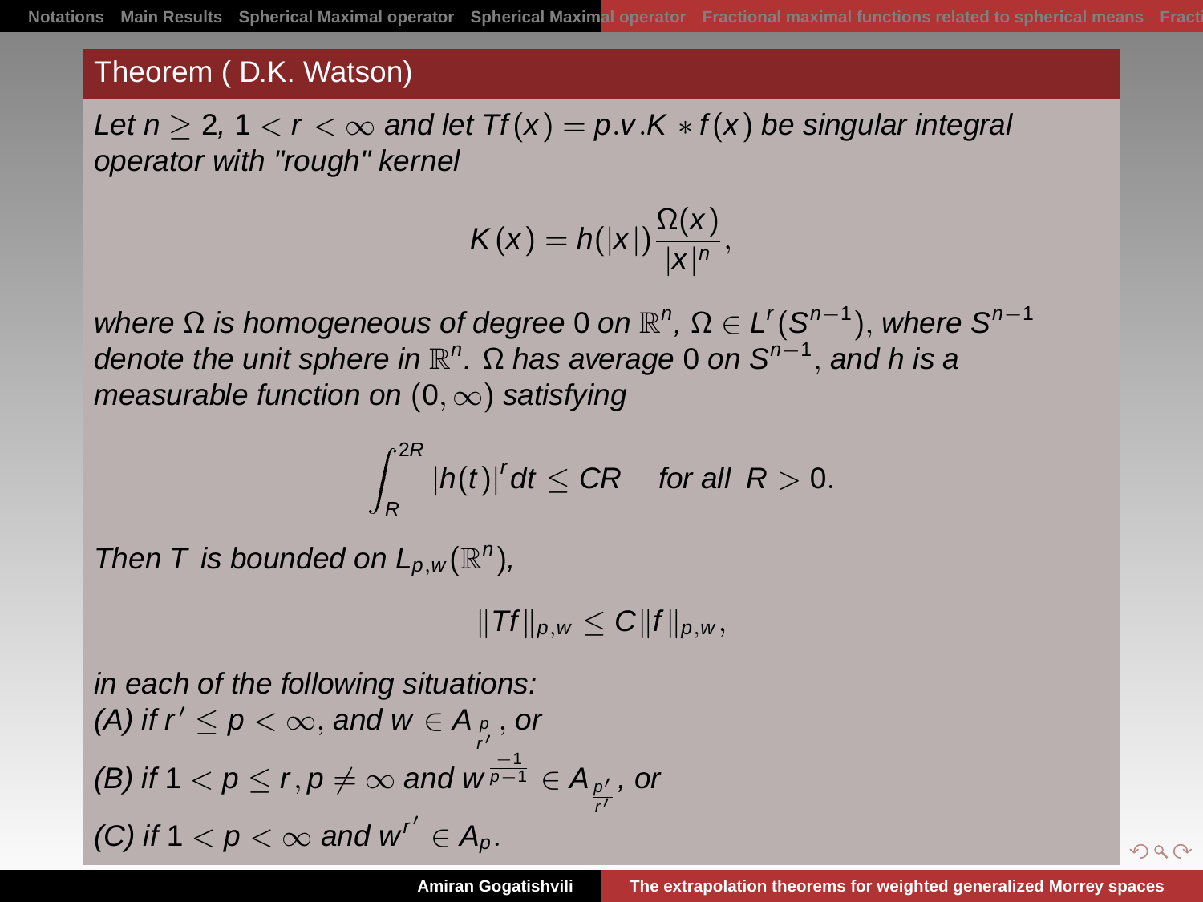## Theorem ( D.K. Watson)

*Let $n \geq 2$, $1 < r < \infty$ and let $Tf(x) = p.v.K * f(x)$ be singular integral operator with "rough" kernel*

$$K(x) = h(|x|)\frac{\Omega(x)}{|x|^n},$$

*where $\Omega$ is homogeneous of degree 0 on $\mathbb{R}^n$, $\Omega \in L^r(S^{n-1})$, where $S^{n-1}$ denote the unit sphere in $\mathbb{R}^n$. $\Omega$ has average 0 on $S^{n-1}$, and $h$ is a measurable function on $(0, \infty)$ satisfying*

$$\int_R^{2R} |h(t)|^r dt \leq CR \quad \text{for all } R > 0.$$

*Then $T$ is bounded on $L_{p,w}(\mathbb{R}^n)$,*

$$\|Tf\|_{p,w} \leq C\|f\|_{p,w},$$

*in each of the following situations:*
*(A) if $r' \leq p < \infty$, and $w \in A_{\frac{p}{r'}}$, or*
*(B) if $1 < p \leq r, p \neq \infty$ and $w^{\frac{-1}{p-1}} \in A_{\frac{p'}{r'}}$, or*
*(C) if $1 < p < \infty$ and $w^{r'} \in A_p$.*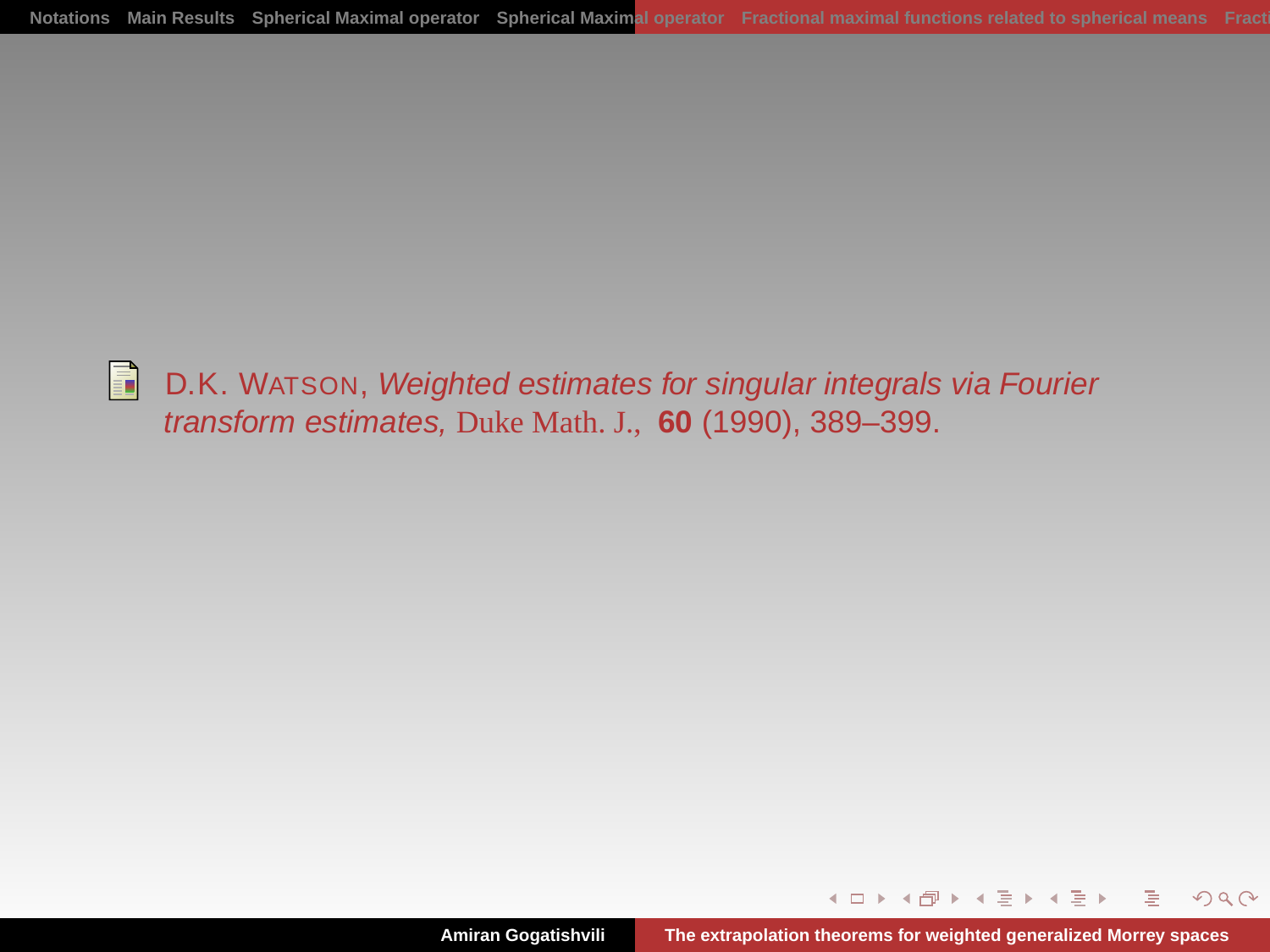D.K. Watson, *Weighted estimates for singular integrals via Fourier transform estimates,* Duke Math. J., **60** (1990), 389–399.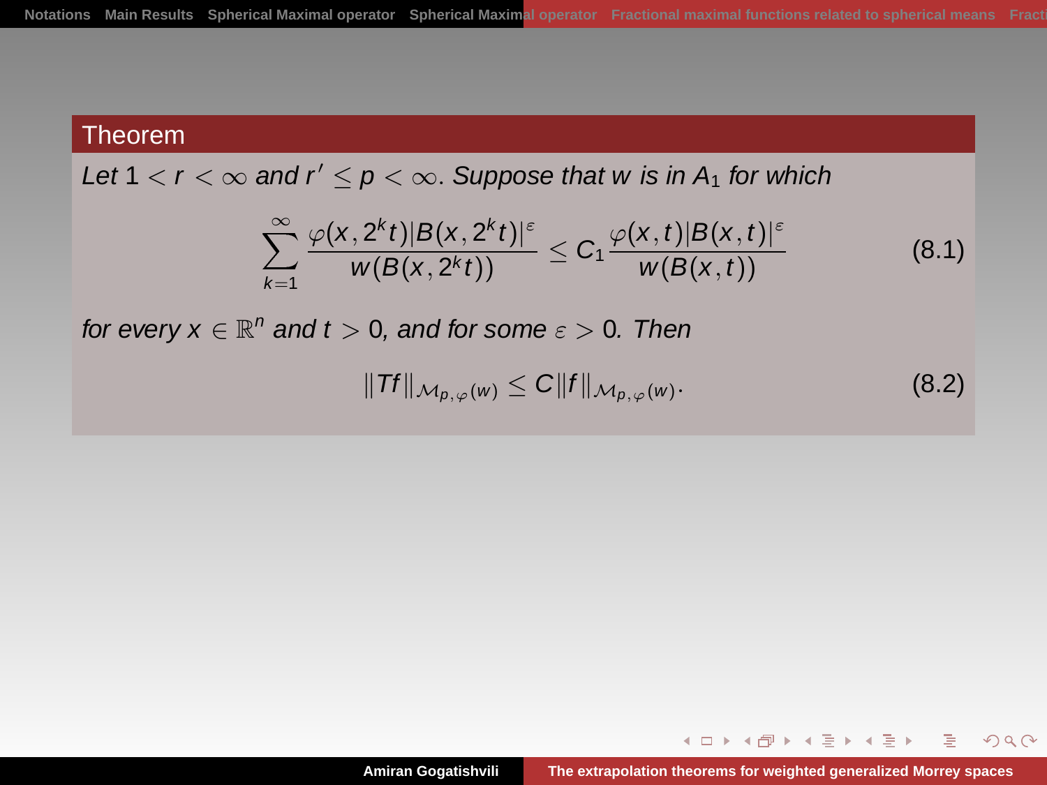**Theorem**

*Let* $1 < r < \infty$ *and* $r' \leq p < \infty$. *Suppose that* $w$ *is in* $A_1$ *for which*

$$\sum_{k=1}^{\infty} \frac{\varphi(x, 2^k t)|B(x, 2^k t)|^{\varepsilon}}{w(B(x, 2^k t))} \leq C_1 \frac{\varphi(x, t)|B(x, t)|^{\varepsilon}}{w(B(x, t))} \tag{8.1}$$

*for every* $x \in \mathbb{R}^n$ *and* $t > 0$, *and for some* $\varepsilon > 0$. *Then*

$$\|Tf\|_{\mathcal{M}_{p,\varphi}(w)} \leq C\|f\|_{\mathcal{M}_{p,\varphi}(w)}. \tag{8.2}$$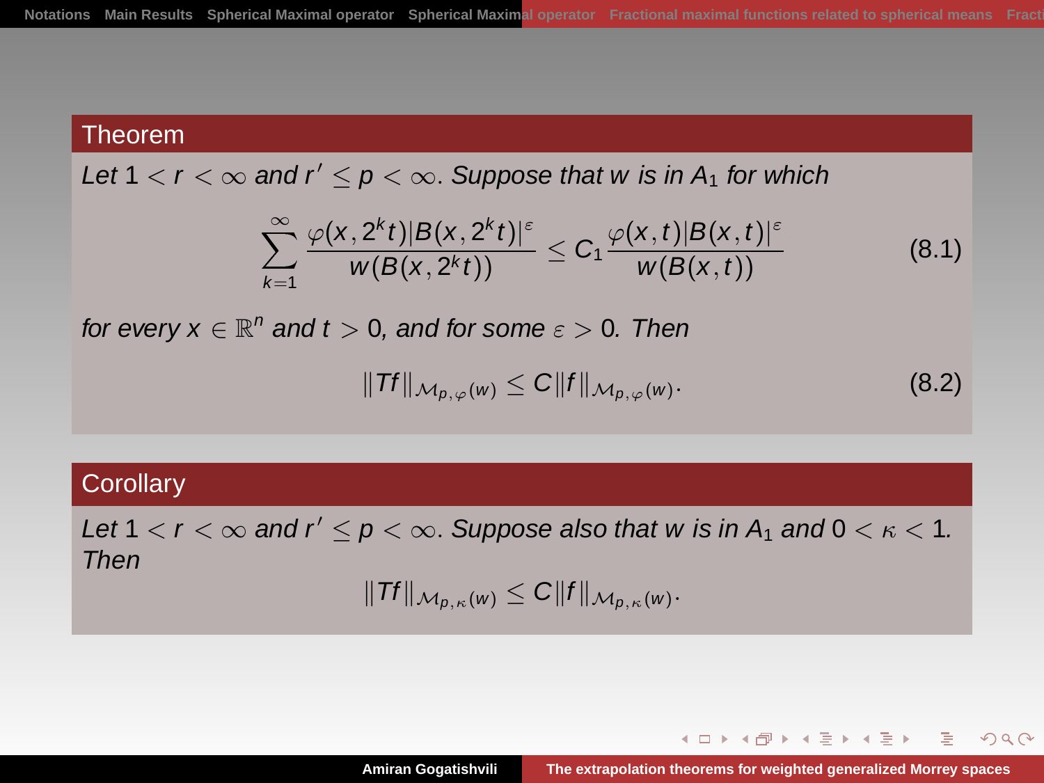**Theorem**

*Let $1 < r < \infty$ and $r' \le p < \infty$. Suppose that $w$ is in $A_1$ for which*

$$\sum_{k=1}^{\infty} \frac{\varphi(x, 2^k t)|B(x, 2^k t)|^{\varepsilon}}{w(B(x, 2^k t))} \le C_1 \frac{\varphi(x, t)|B(x, t)|^{\varepsilon}}{w(B(x, t))} \tag{8.1}$$

*for every $x \in \mathbb{R}^n$ and $t > 0$, and for some $\varepsilon > 0$. Then*

$$\|Tf\|_{\mathcal{M}_{p,\varphi}(w)} \le C\|f\|_{\mathcal{M}_{p,\varphi}(w)}. \tag{8.2}$$

**Corollary**

*Let $1 < r < \infty$ and $r' \le p < \infty$. Suppose also that $w$ is in $A_1$ and $0 < \kappa < 1$. Then*

$$\|Tf\|_{\mathcal{M}_{p,\kappa}(w)} \le C\|f\|_{\mathcal{M}_{p,\kappa}(w)}.$$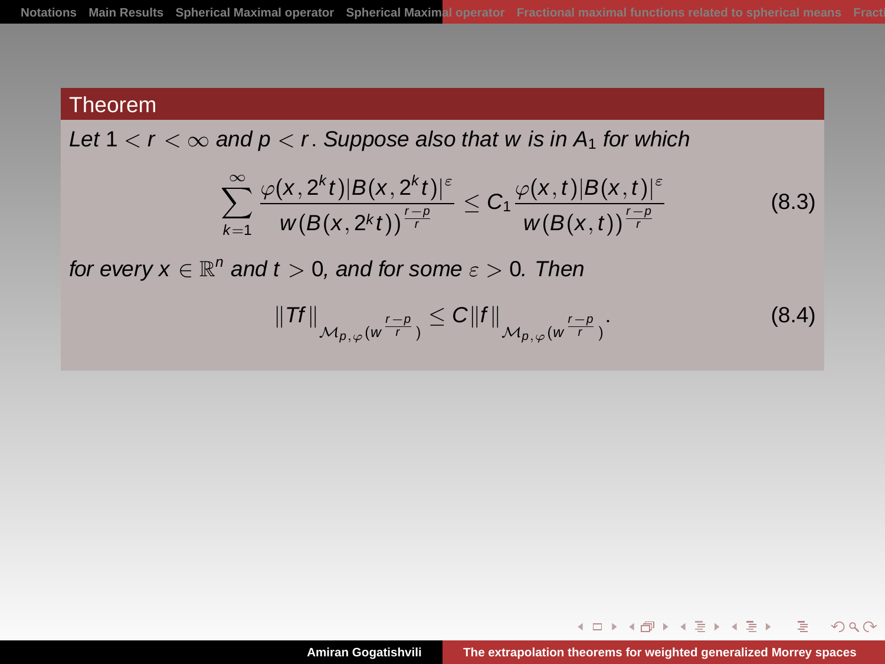**Theorem**

*Let $1 < r < \infty$ and $p < r$. Suppose also that $w$ is in $A_1$ for which*

$$\sum_{k=1}^{\infty} \frac{\varphi(x, 2^k t)|B(x, 2^k t)|^{\varepsilon}}{w(B(x, 2^k t))^{\frac{r-p}{r}}} \le C_1 \frac{\varphi(x, t)|B(x, t)|^{\varepsilon}}{w(B(x, t))^{\frac{r-p}{r}}} \tag{8.3}$$

*for every $x \in \mathbb{R}^n$ and $t > 0$, and for some $\varepsilon > 0$. Then*

$$\|Tf\|_{\mathcal{M}_{p,\varphi}(w^{\frac{r-p}{r}})} \le C\|f\|_{\mathcal{M}_{p,\varphi}(w^{\frac{r-p}{r}})}. \tag{8.4}$$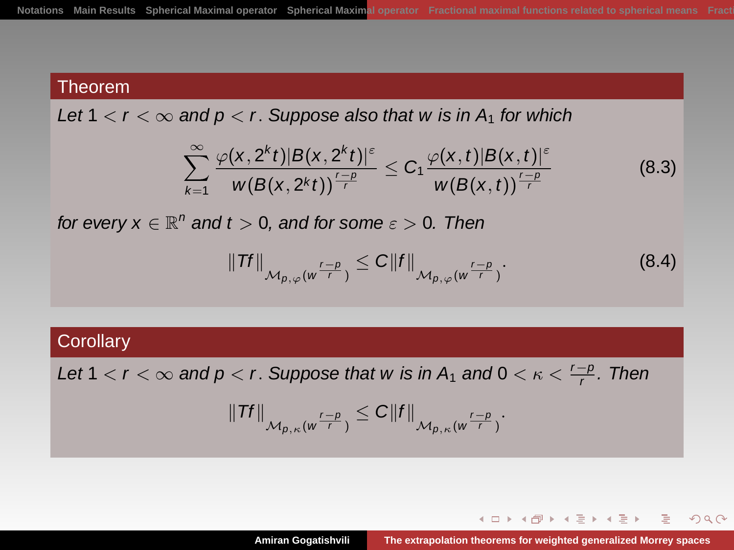**Theorem**

*Let $1 < r < \infty$ and $p < r$. Suppose also that $w$ is in $A_1$ for which*

$$\sum_{k=1}^{\infty} \frac{\varphi(x, 2^k t)|B(x, 2^k t)|^{\varepsilon}}{w(B(x, 2^k t))^{\frac{r-p}{r}}} \leq C_1 \frac{\varphi(x, t)|B(x, t)|^{\varepsilon}}{w(B(x, t))^{\frac{r-p}{r}}} \tag{8.3}$$

*for every $x \in \mathbb{R}^n$ and $t > 0$, and for some $\varepsilon > 0$. Then*

$$\|Tf\|_{\mathcal{M}_{p,\varphi}(w^{\frac{r-p}{r}})} \leq C\|f\|_{\mathcal{M}_{p,\varphi}(w^{\frac{r-p}{r}})}. \tag{8.4}$$

**Corollary**

*Let $1 < r < \infty$ and $p < r$. Suppose that $w$ is in $A_1$ and $0 < \kappa < \frac{r-p}{r}$. Then*

$$\|Tf\|_{\mathcal{M}_{p,\kappa}(w^{\frac{r-p}{r}})} \leq C\|f\|_{\mathcal{M}_{p,\kappa}(w^{\frac{r-p}{r}})}.$$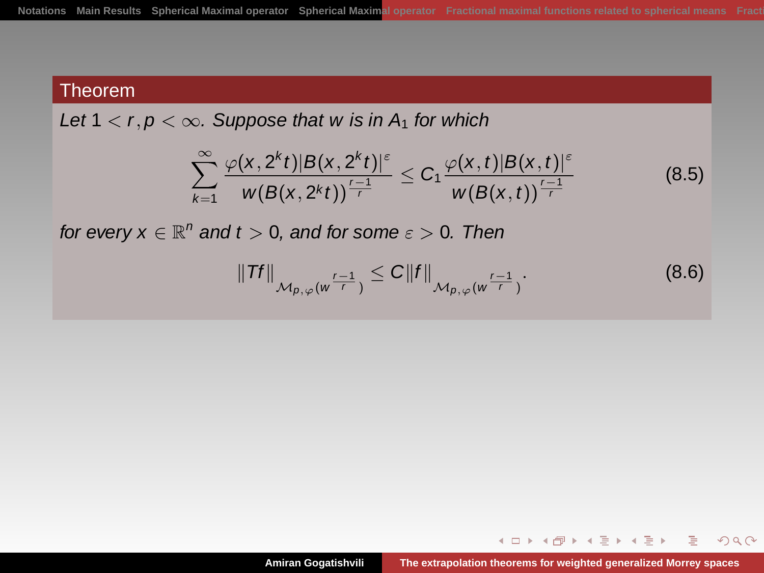**Theorem**

*Let $1 < r, p < \infty$. Suppose that $w$ is in $A_1$ for which*

$$\sum_{k=1}^{\infty} \frac{\varphi(x, 2^k t)|B(x, 2^k t)|^{\varepsilon}}{w(B(x, 2^k t))^{\frac{r-1}{r}}} \le C_1 \frac{\varphi(x, t)|B(x, t)|^{\varepsilon}}{w(B(x, t))^{\frac{r-1}{r}}} \tag{8.5}$$

*for every $x \in \mathbb{R}^n$ and $t > 0$, and for some $\varepsilon > 0$. Then*

$$\|Tf\|_{\mathcal{M}_{p,\varphi}(w^{\frac{r-1}{r}})} \le C \|f\|_{\mathcal{M}_{p,\varphi}(w^{\frac{r-1}{r}})}. \tag{8.6}$$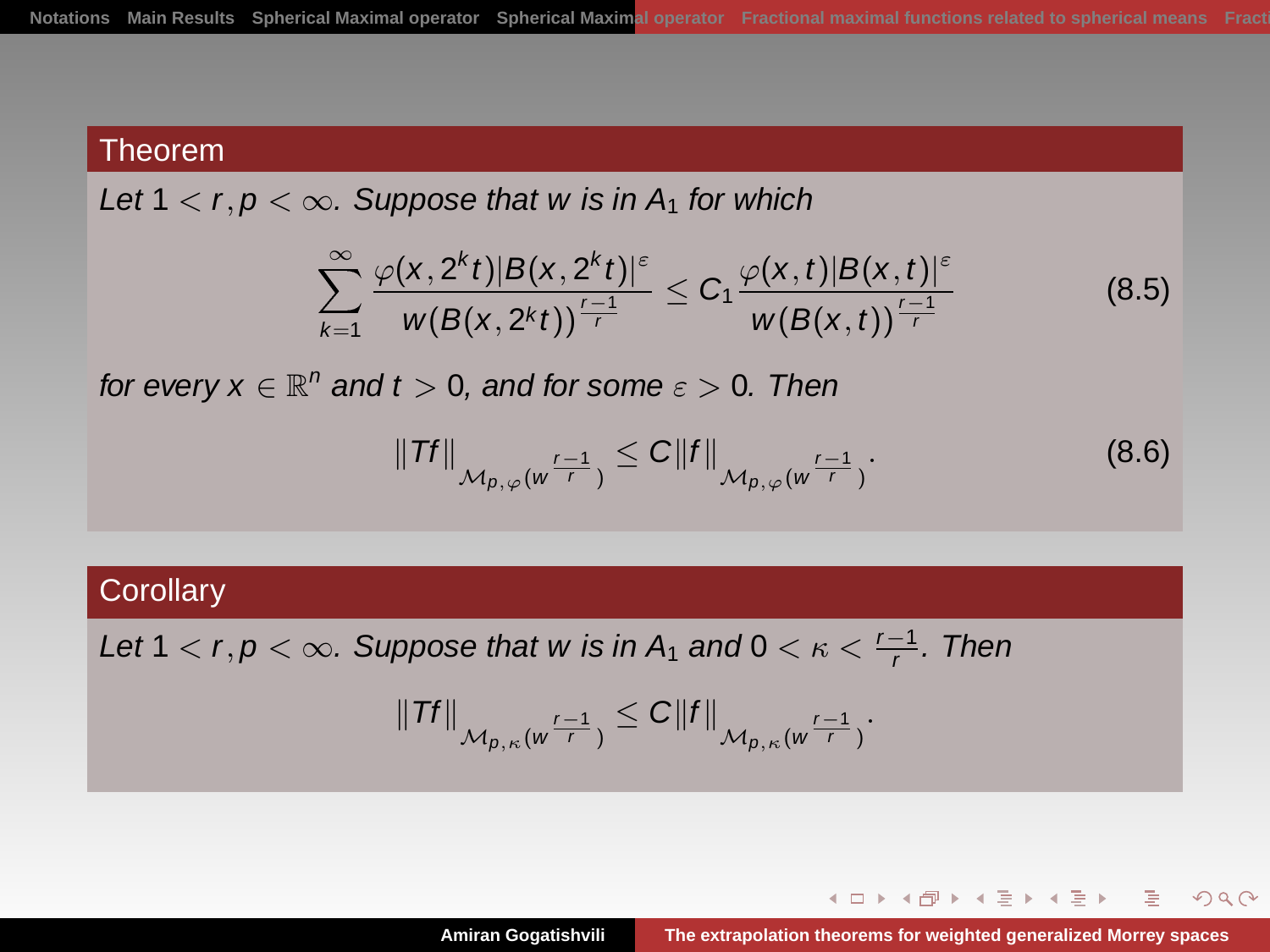**Theorem**

*Let $1 < r, p < \infty$. Suppose that $w$ is in $A_1$ for which*

$$\sum_{k=1}^{\infty} \frac{\varphi(x, 2^k t)|B(x, 2^k t)|^{\varepsilon}}{w(B(x, 2^k t))^{\frac{r-1}{r}}} \leq C_1 \frac{\varphi(x, t)|B(x, t)|^{\varepsilon}}{w(B(x, t))^{\frac{r-1}{r}}} \tag{8.5}$$

*for every $x \in \mathbb{R}^n$ and $t > 0$, and for some $\varepsilon > 0$. Then*

$$\|Tf\|_{\mathcal{M}_{p,\varphi}(w^{\frac{r-1}{r}})} \leq C\|f\|_{\mathcal{M}_{p,\varphi}(w^{\frac{r-1}{r}})}. \tag{8.6}$$

**Corollary**

*Let $1 < r, p < \infty$. Suppose that $w$ is in $A_1$ and $0 < \kappa < \frac{r-1}{r}$. Then*

$$\|Tf\|_{\mathcal{M}_{p,\kappa}(w^{\frac{r-1}{r}})} \leq C\|f\|_{\mathcal{M}_{p,\kappa}(w^{\frac{r-1}{r}})}.$$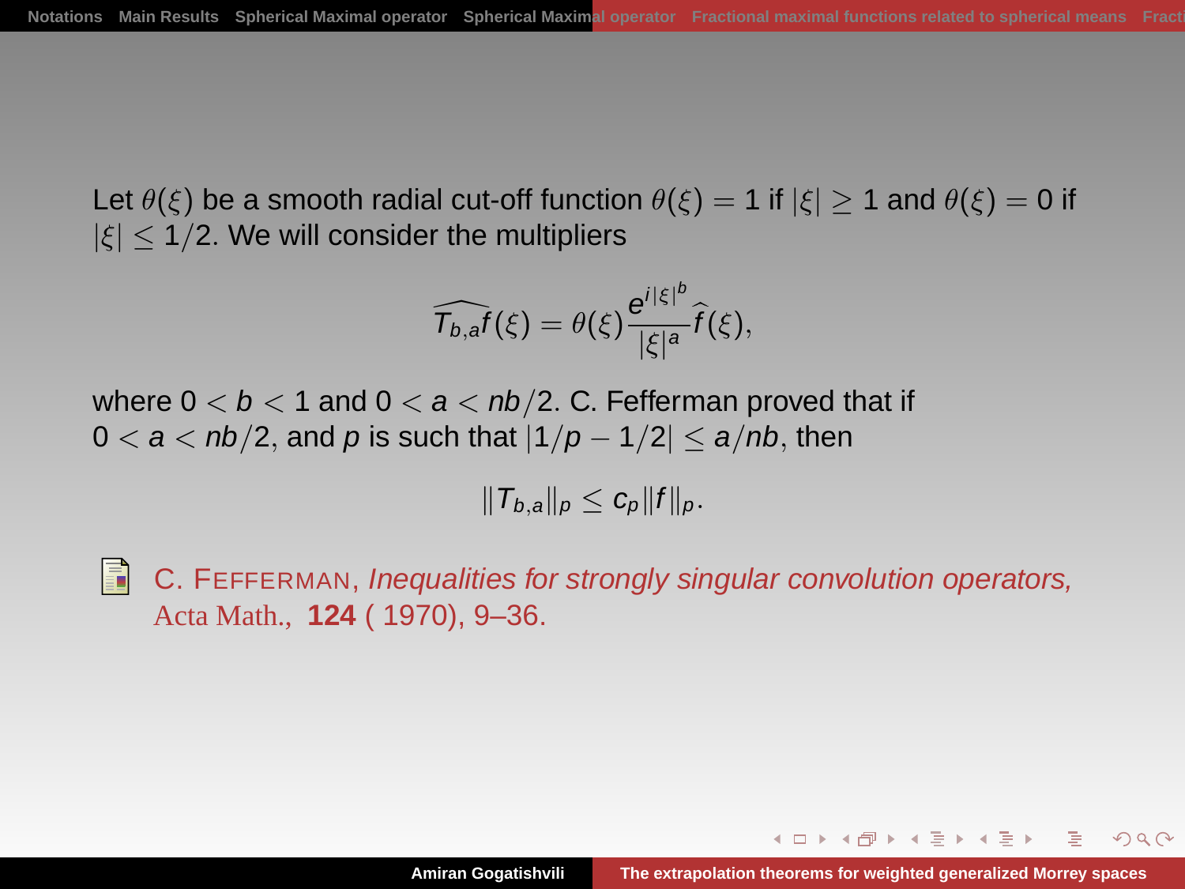Let $\theta(\xi)$ be a smooth radial cut-off function $\theta(\xi) = 1$ if $|\xi| \geq 1$ and $\theta(\xi) = 0$ if $|\xi| \leq 1/2$. We will consider the multipliers

$$\widehat{T_{b,a}f}(\xi) = \theta(\xi)\frac{e^{i|\xi|^b}}{|\xi|^a}\widehat{f}(\xi),$$

where $0 < b < 1$ and $0 < a < nb/2$. C. Fefferman proved that if $0 < a < nb/2$, and $p$ is such that $|1/p - 1/2| \leq a/nb$, then

$$\|T_{b,a}\|_p \leq c_p\|f\|_p.$$

C. Fefferman, *Inequalities for strongly singular convolution operators,* Acta Math., **124** ( 1970), 9–36.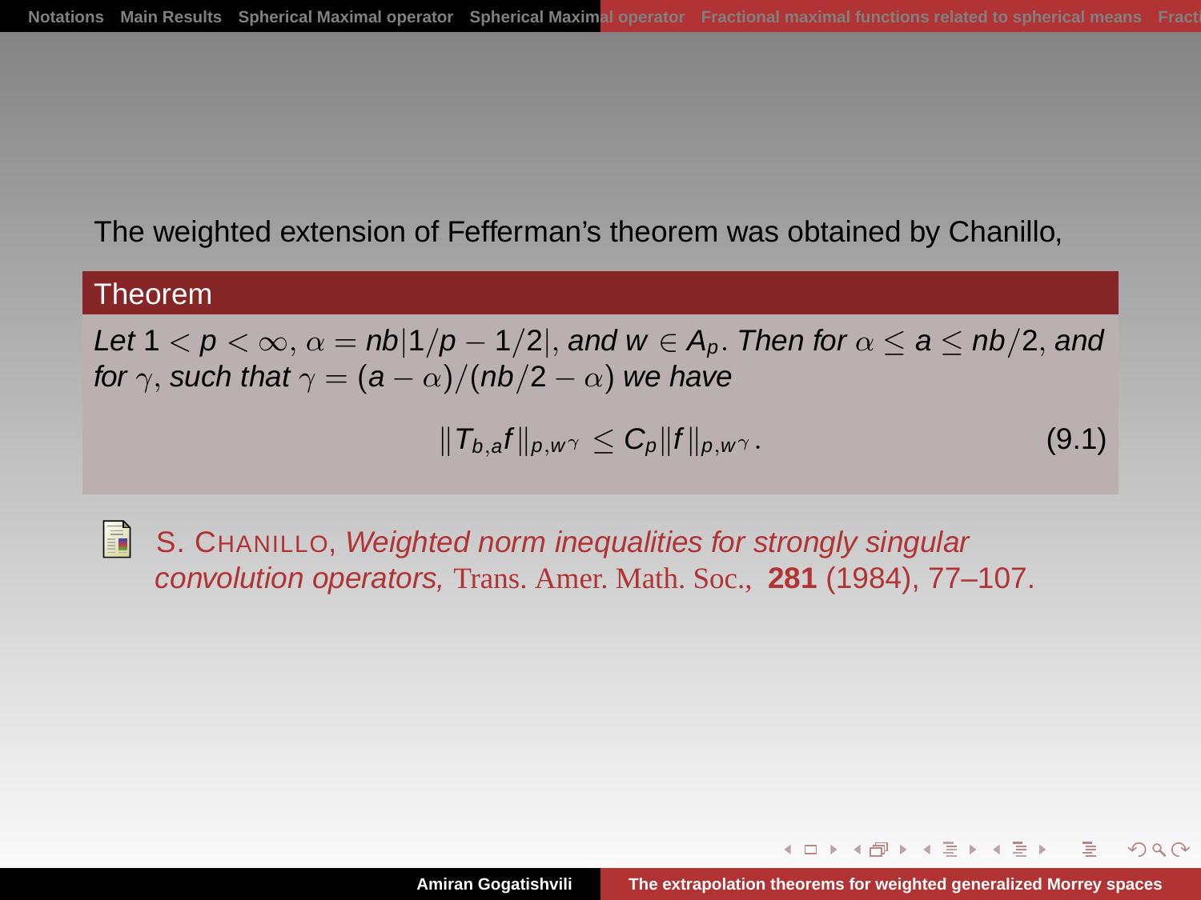The weighted extension of Fefferman's theorem was obtained by Chanillo,

**Theorem**

*Let $1 < p < \infty$, $\alpha = nb|1/p - 1/2|$, and $w \in A_p$. Then for $\alpha \le a \le nb/2$, and for $\gamma$, such that $\gamma = (a - \alpha)/(nb/2 - \alpha)$ we have*

$$\|T_{b,a}f\|_{p,w^\gamma} \le C_p \|f\|_{p,w^\gamma}. \tag{9.1}$$

S. Chanillo, *Weighted norm inequalities for strongly singular convolution operators,* Trans. Amer. Math. Soc., **281** (1984), 77–107.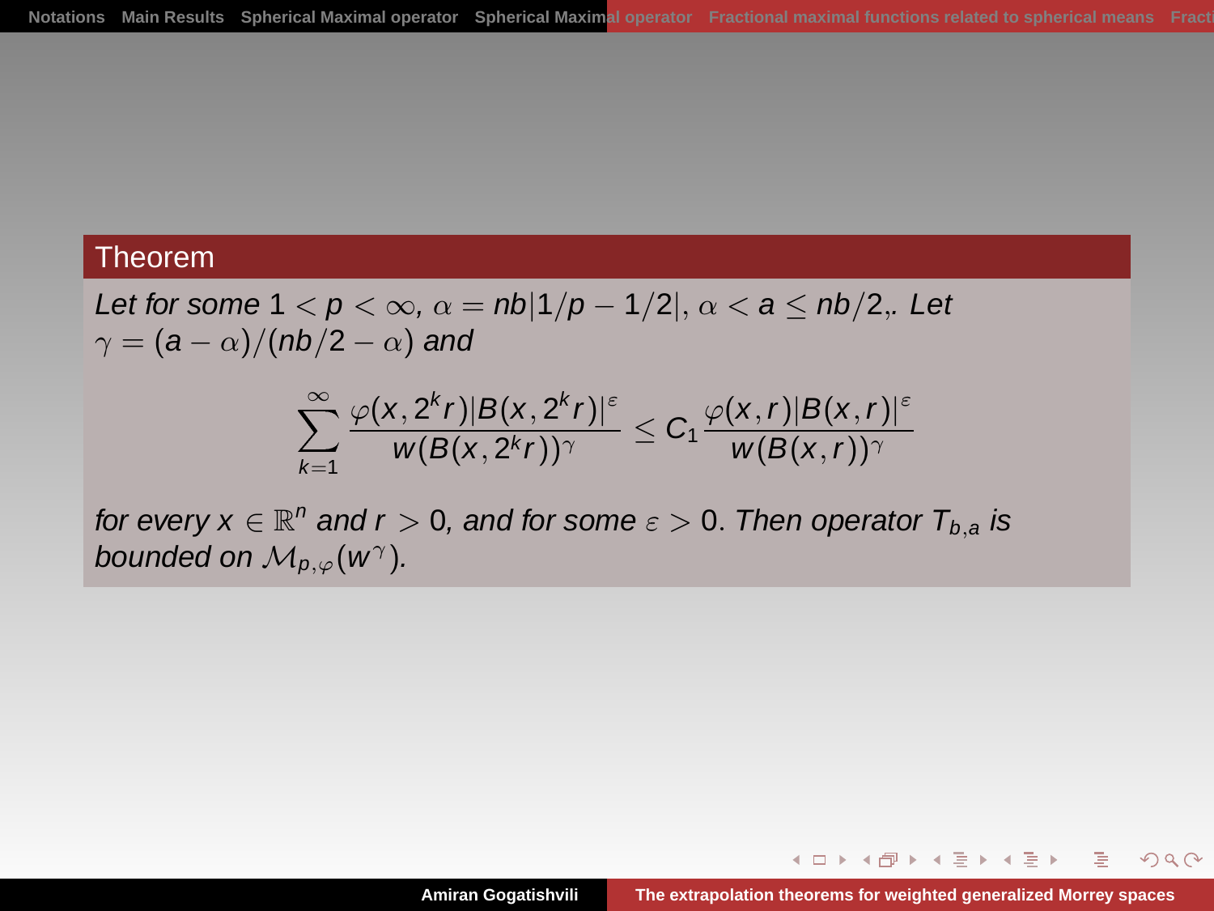**Theorem**

*Let for some* $1 < p < \infty$, $\alpha = nb|1/p - 1/2|$, $\alpha < a \leq nb/2$,*. Let* $\gamma = (a - \alpha)/(nb/2 - \alpha)$ *and*

$$\sum_{k=1}^{\infty} \frac{\varphi(x, 2^k r)|B(x, 2^k r)|^{\varepsilon}}{w(B(x, 2^k r))^{\gamma}} \leq C_1 \frac{\varphi(x, r)|B(x, r)|^{\varepsilon}}{w(B(x, r))^{\gamma}}$$

*for every* $x \in \mathbb{R}^n$ *and* $r > 0$*, and for some* $\varepsilon > 0$*. Then operator* $T_{b,a}$ *is bounded on* $\mathcal{M}_{p,\varphi}(w^{\gamma})$*.*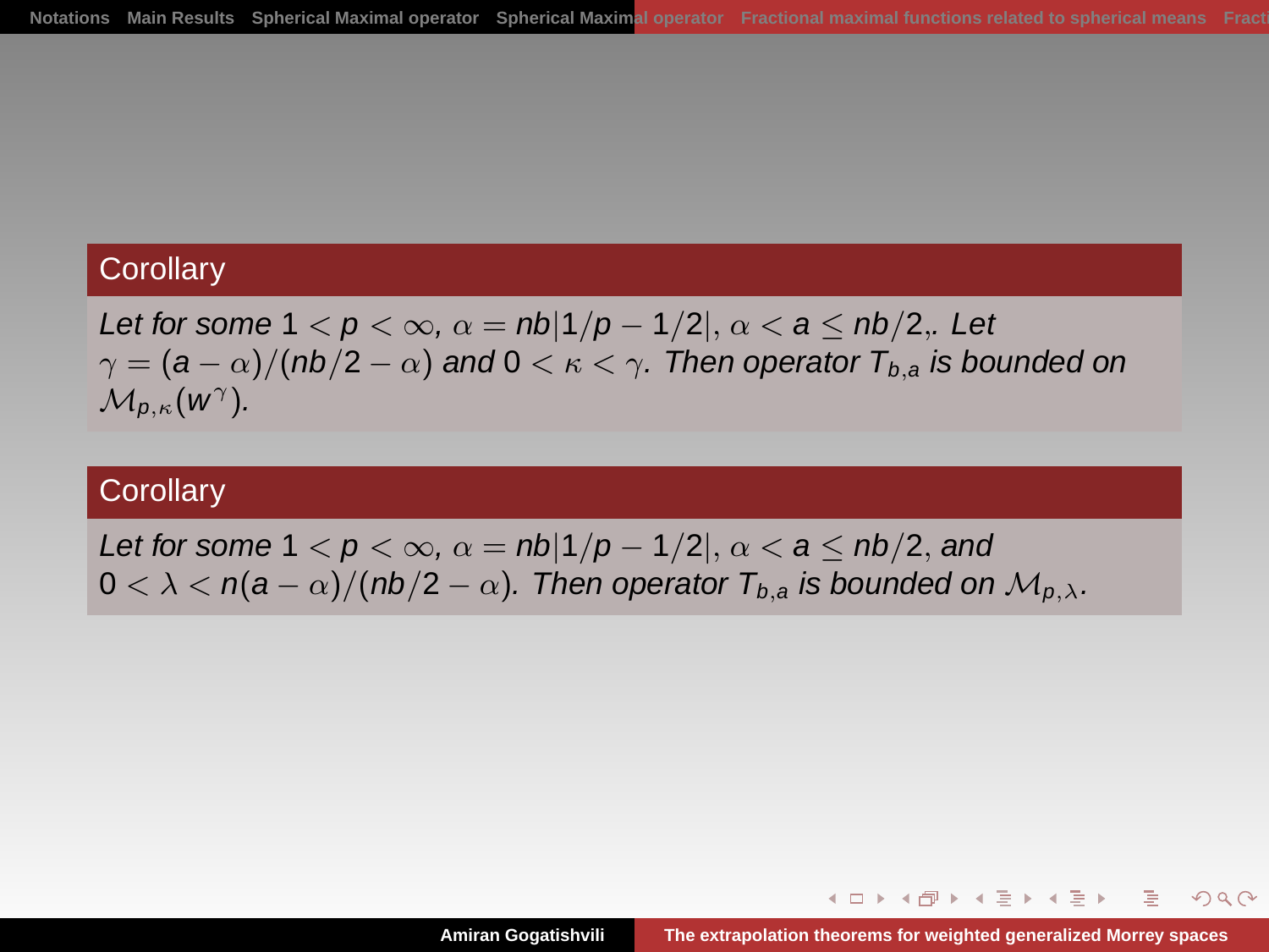**Corollary**

*Let for some $1 < p < \infty$, $\alpha = nb|1/p - 1/2|$, $\alpha < a \leq nb/2$,. Let $\gamma = (a - \alpha)/(nb/2 - \alpha)$ and $0 < \kappa < \gamma$. Then operator $T_{b,a}$ is bounded on $\mathcal{M}_{p,\kappa}(w^{\gamma})$.*

**Corollary**

*Let for some $1 < p < \infty$, $\alpha = nb|1/p - 1/2|$, $\alpha < a \leq nb/2$, and $0 < \lambda < n(a - \alpha)/(nb/2 - \alpha)$. Then operator $T_{b,a}$ is bounded on $\mathcal{M}_{p,\lambda}$.*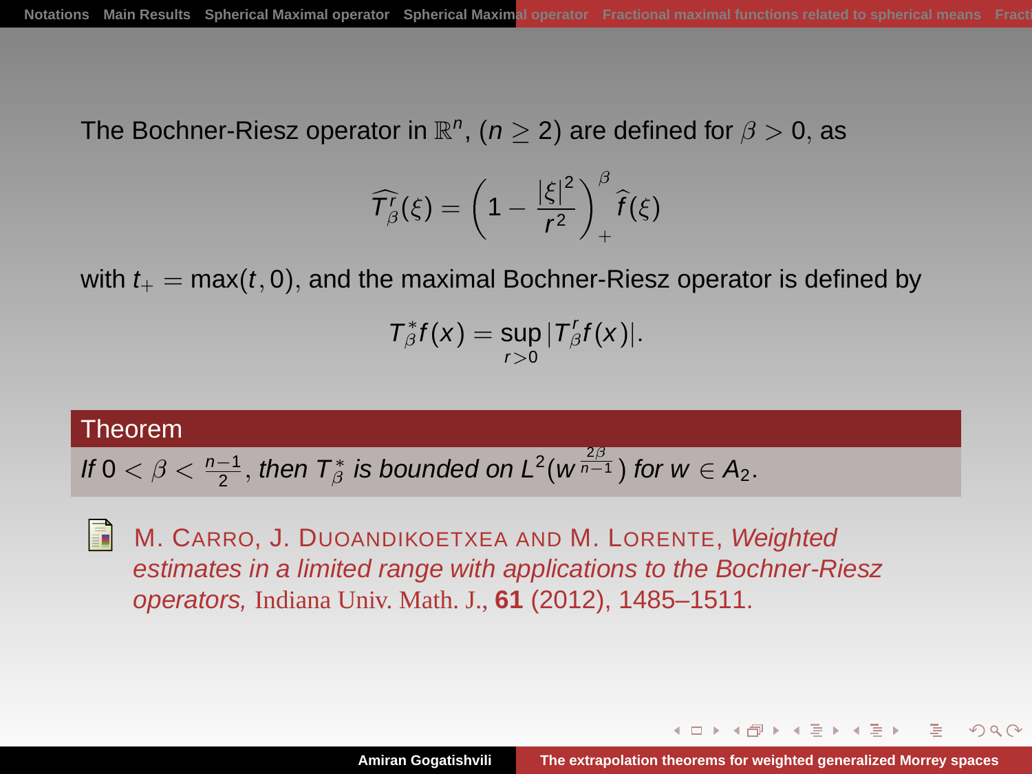The Bochner-Riesz operator in $\mathbb{R}^n$, $(n \geq 2)$ are defined for $\beta > 0$, as

$$\widehat{T^r_\beta}(\xi) = \left(1 - \frac{|\xi|^2}{r^2}\right)_+^\beta \widehat{f}(\xi)$$

with $t_+ = \max(t, 0)$, and the maximal Bochner-Riesz operator is defined by

$$T^*_\beta f(x) = \sup_{r>0} |T^r_\beta f(x)|.$$

**Theorem**

*If $0 < \beta < \frac{n-1}{2}$, then $T^*_\beta$ is bounded on $L^2(w^{\frac{2\beta}{n-1}})$ for $w \in A_2$.*

M. Carro, J. Duoandikoetxea and M. Lorente, *Weighted estimates in a limited range with applications to the Bochner-Riesz operators,* Indiana Univ. Math. J., **61** (2012), 1485–1511.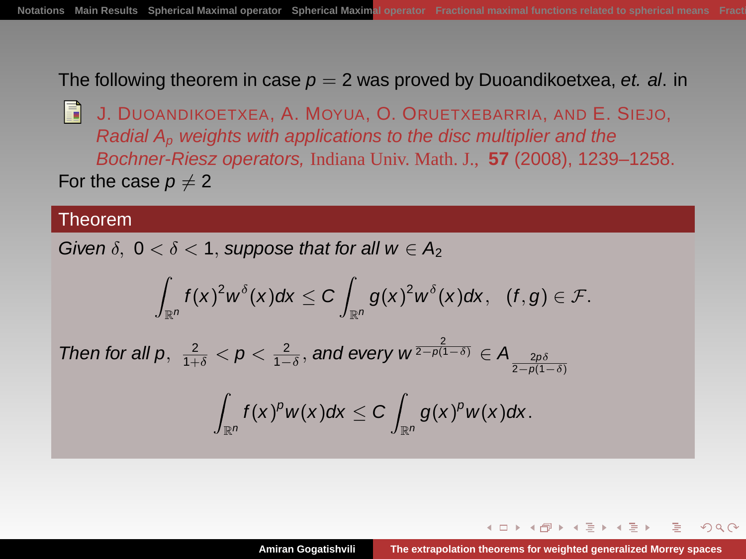The following theorem in case $p = 2$ was proved by Duoandikoetxea, *et. al*. in

J. DUOANDIKOETXEA, A. MOYUA, O. ORUETXEBARRIA, AND E. SIEJO, *Radial $A_p$ weights with applications to the disc multiplier and the Bochner-Riesz operators,* Indiana Univ. Math. J., **57** (2008), 1239–1258.

For the case $p \neq 2$

**Theorem**

*Given $\delta$, $0 < \delta < 1$, suppose that for all $w \in A_2$*

$$\int_{\mathbb{R}^n} f(x)^2 w^\delta(x)dx \leq C \int_{\mathbb{R}^n} g(x)^2 w^\delta(x)dx, \quad (f, g) \in \mathcal{F}.$$

*Then for all $p$, $\frac{2}{1+\delta} < p < \frac{2}{1-\delta}$, and every $w^{\frac{2}{2-p(1-\delta)}} \in A_{\frac{2p\delta}{2-p(1-\delta)}}$*

$$\int_{\mathbb{R}^n} f(x)^p w(x)dx \leq C \int_{\mathbb{R}^n} g(x)^p w(x)dx.$$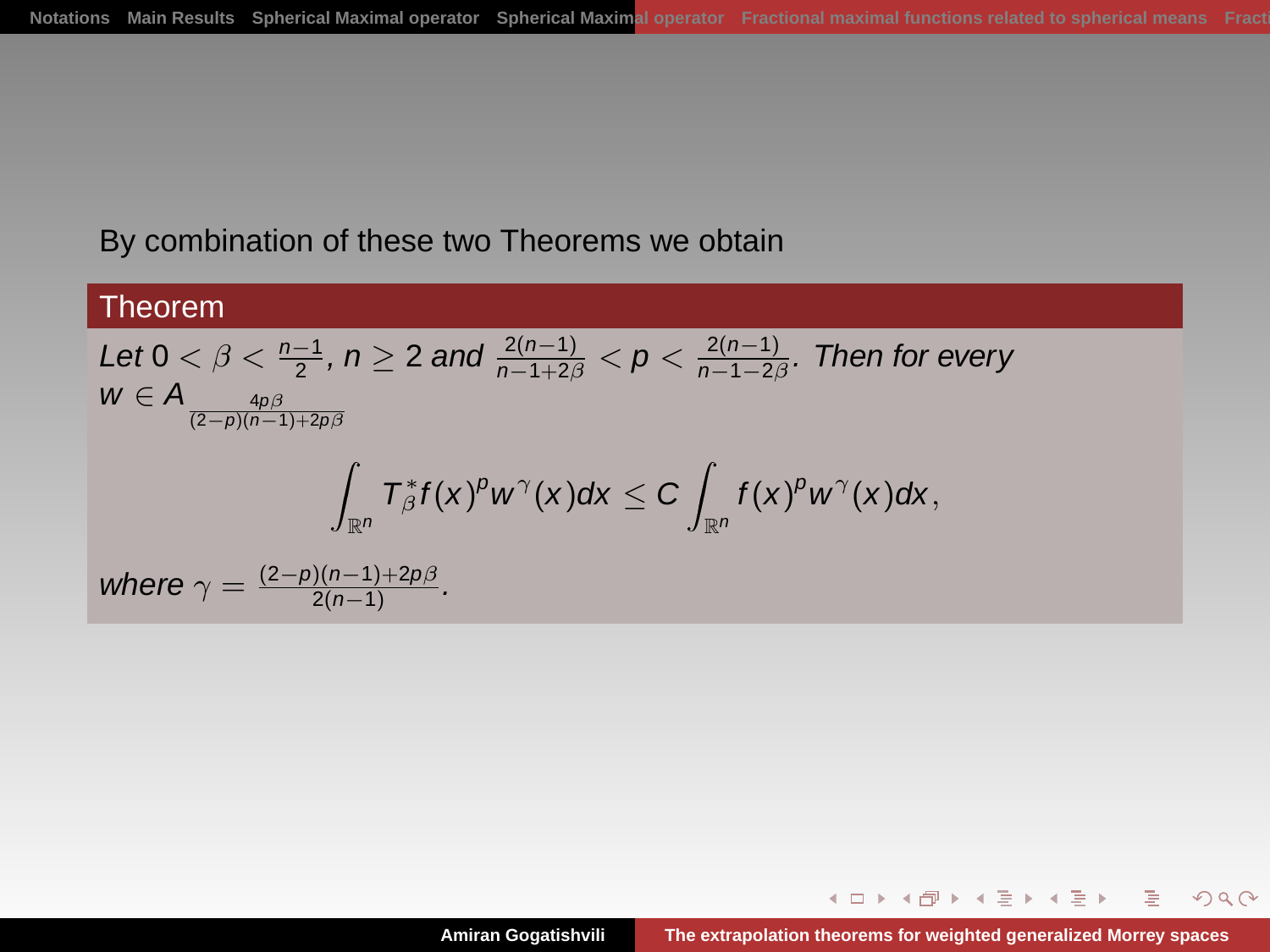By combination of these two Theorems we obtain

**Theorem**

*Let* $0 < \beta < \frac{n-1}{2}$, $n \geq 2$ *and* $\frac{2(n-1)}{n-1+2\beta} < p < \frac{2(n-1)}{n-1-2\beta}$. *Then for every* $w \in A_{\frac{4p\beta}{(2-p)(n-1)+2p\beta}}$

$$\int_{\mathbb{R}^n} T_\beta^* f(x)^p w^\gamma(x) dx \leq C \int_{\mathbb{R}^n} f(x)^p w^\gamma(x) dx,$$

*where* $\gamma = \frac{(2-p)(n-1)+2p\beta}{2(n-1)}$.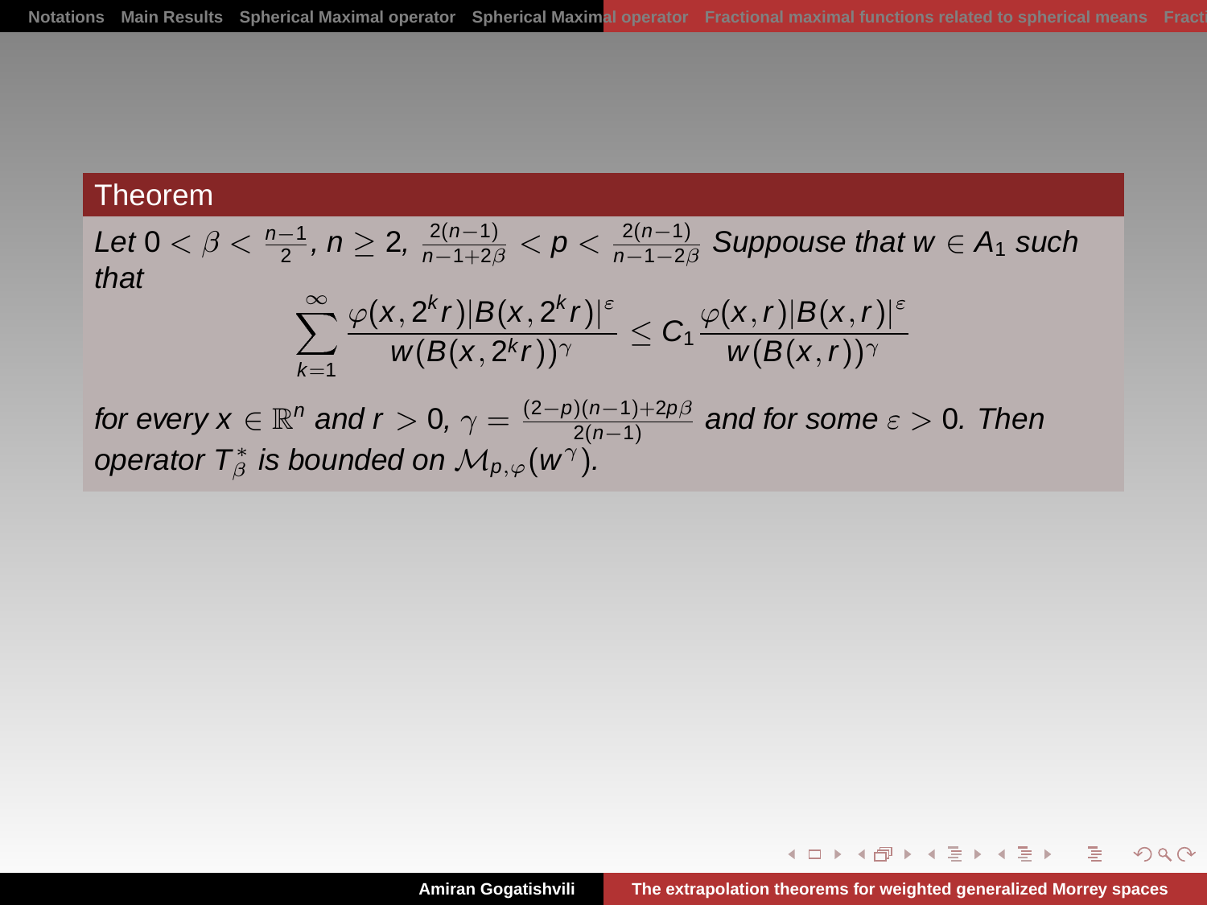**Theorem**

*Let* $0 < \beta < \frac{n-1}{2}$, $n \geq 2$, $\frac{2(n-1)}{n-1+2\beta} < p < \frac{2(n-1)}{n-1-2\beta}$ *Suppouse that* $w \in A_1$ *such that*

$$\sum_{k=1}^{\infty} \frac{\varphi(x, 2^k r)|B(x, 2^k r)|^{\varepsilon}}{w(B(x, 2^k r))^{\gamma}} \leq C_1 \frac{\varphi(x, r)|B(x, r)|^{\varepsilon}}{w(B(x, r))^{\gamma}}$$

*for every* $x \in \mathbb{R}^n$ *and* $r > 0$, $\gamma = \frac{(2-p)(n-1)+2p\beta}{2(n-1)}$ *and for some* $\varepsilon > 0$. *Then operator* $T^*_\beta$ *is bounded on* $\mathcal{M}_{p,\varphi}(w^\gamma)$.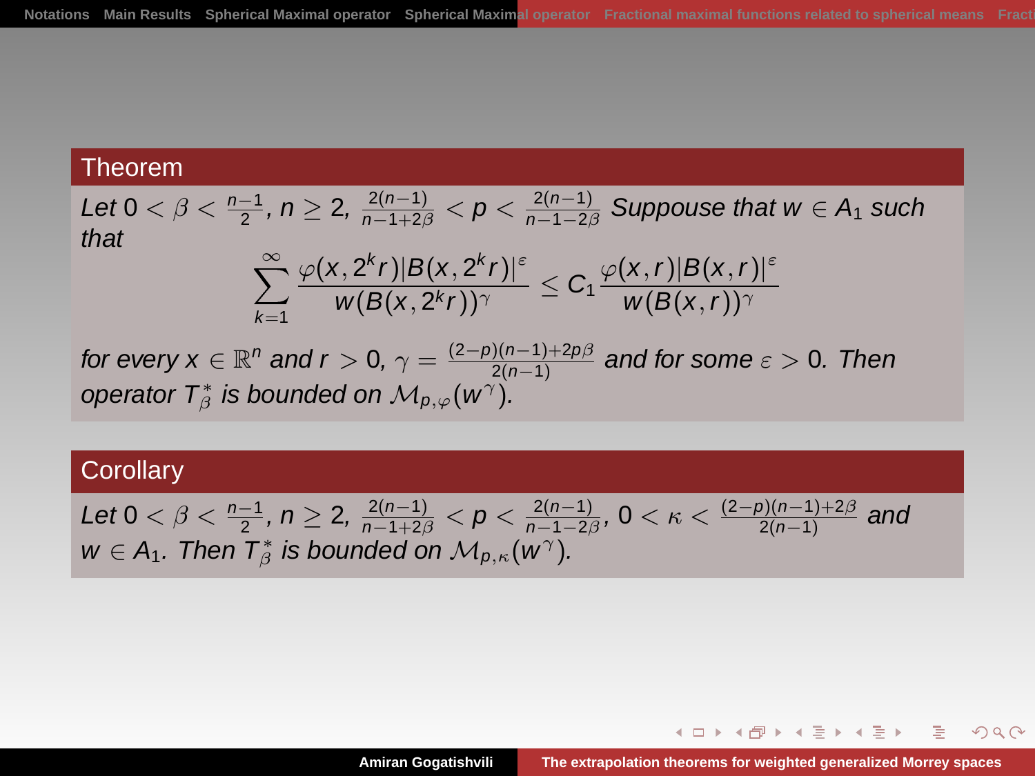**Theorem**

*Let $0 < \beta < \frac{n-1}{2}$, $n \geq 2$, $\frac{2(n-1)}{n-1+2\beta} < p < \frac{2(n-1)}{n-1-2\beta}$ Suppouse that $w \in A_1$ such that*

$$\sum_{k=1}^{\infty} \frac{\varphi(x, 2^k r)|B(x, 2^k r)|^{\varepsilon}}{w(B(x, 2^k r))^{\gamma}} \leq C_1 \frac{\varphi(x, r)|B(x, r)|^{\varepsilon}}{w(B(x, r))^{\gamma}}$$

*for every $x \in \mathbb{R}^n$ and $r > 0$, $\gamma = \frac{(2-p)(n-1)+2p\beta}{2(n-1)}$ and for some $\varepsilon > 0$. Then operator $T^*_\beta$ is bounded on $\mathcal{M}_{p,\varphi}(w^{\gamma})$.*

**Corollary**

*Let $0 < \beta < \frac{n-1}{2}$, $n \geq 2$, $\frac{2(n-1)}{n-1+2\beta} < p < \frac{2(n-1)}{n-1-2\beta}$, $0 < \kappa < \frac{(2-p)(n-1)+2\beta}{2(n-1)}$ and $w \in A_1$. Then $T^*_\beta$ is bounded on $\mathcal{M}_{p,\kappa}(w^{\gamma})$.*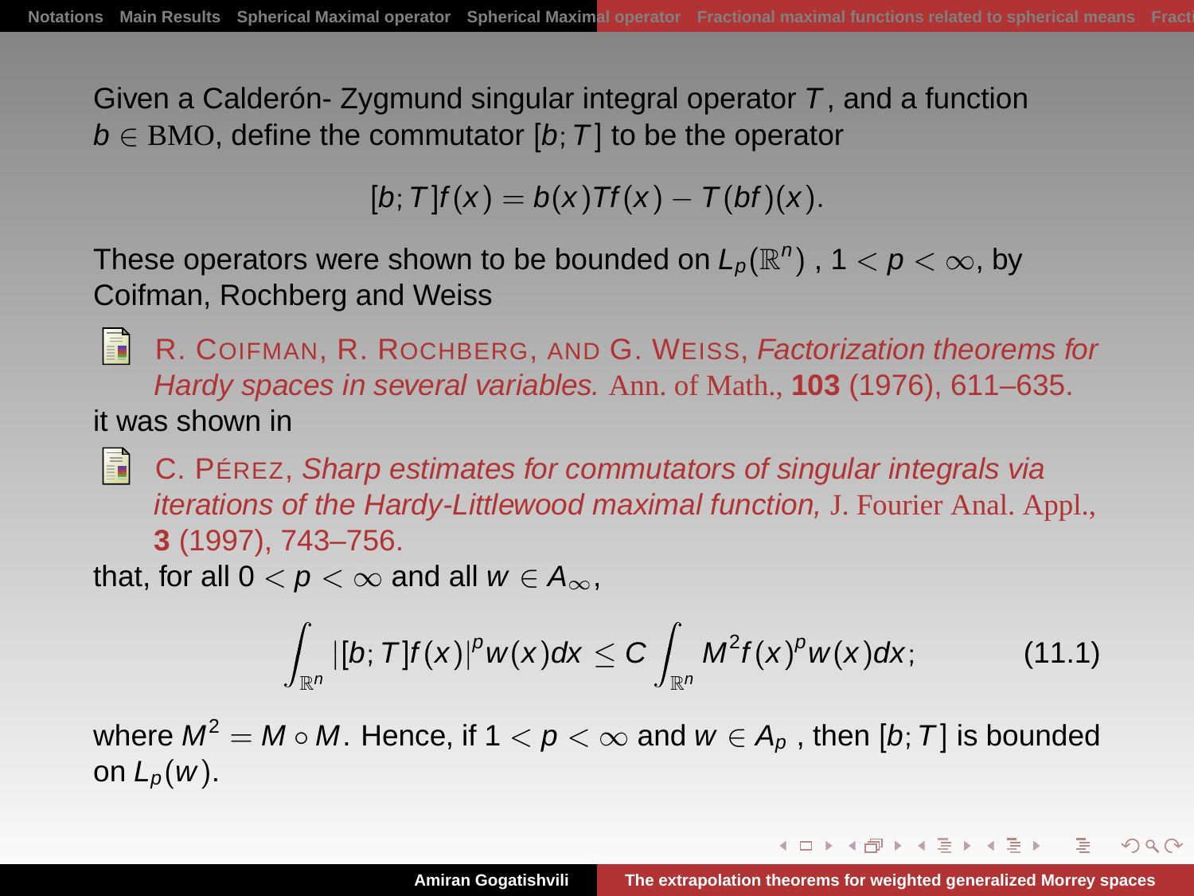Given a Calderón- Zygmund singular integral operator $T$, and a function $b \in \mathrm{BMO}$, define the commutator $[b; T]$ to be the operator

$$[b; T]f(x) = b(x)Tf(x) - T(bf)(x).$$

These operators were shown to be bounded on $L_p(\mathbb{R}^n)$ , $1 < p < \infty$, by Coifman, Rochberg and Weiss

- R. Coifman, R. Rochberg, and G. Weiss, *Factorization theorems for Hardy spaces in several variables.* Ann. of Math., **103** (1976), 611–635.

it was shown in

- C. Pérez, *Sharp estimates for commutators of singular integrals via iterations of the Hardy-Littlewood maximal function,* J. Fourier Anal. Appl., **3** (1997), 743–756.

that, for all $0 < p < \infty$ and all $w \in A_\infty$,

$$\int_{\mathbb{R}^n} |[b; T]f(x)|^p w(x)dx \leq C \int_{\mathbb{R}^n} M^2 f(x)^p w(x)dx; \tag{11.1}$$

where $M^2 = M \circ M$. Hence, if $1 < p < \infty$ and $w \in A_p$ , then $[b; T]$ is bounded on $L_p(w)$.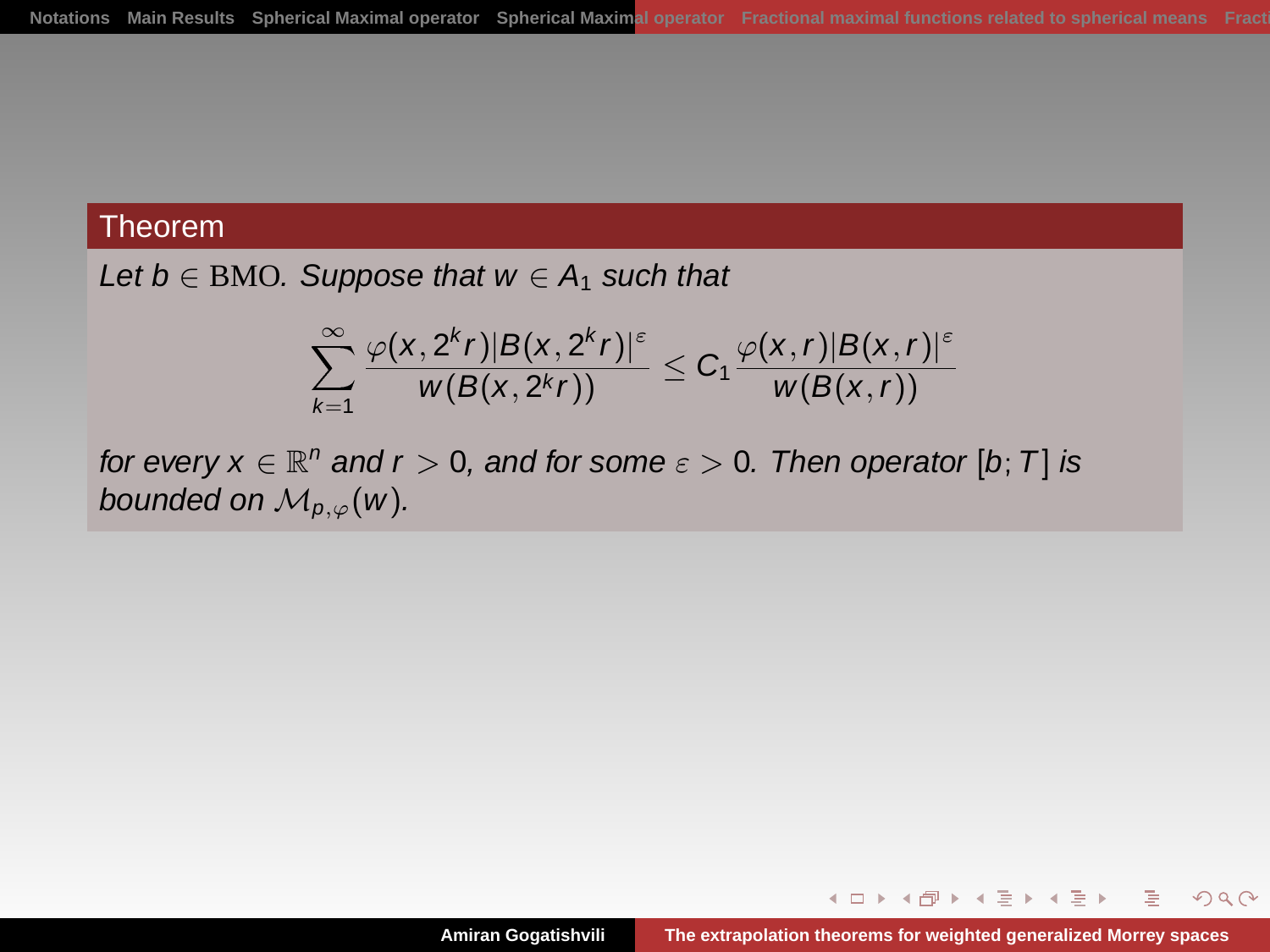**Theorem**

*Let $b \in \mathrm{BMO}$. Suppose that $w \in A_1$ such that*

$$\sum_{k=1}^{\infty} \frac{\varphi(x, 2^k r)|B(x, 2^k r)|^{\varepsilon}}{w(B(x, 2^k r))} \leq C_1 \frac{\varphi(x, r)|B(x, r)|^{\varepsilon}}{w(B(x, r))}$$

*for every $x \in \mathbb{R}^n$ and $r > 0$, and for some $\varepsilon > 0$. Then operator $[b; T]$ is bounded on $\mathcal{M}_{p,\varphi}(w)$.*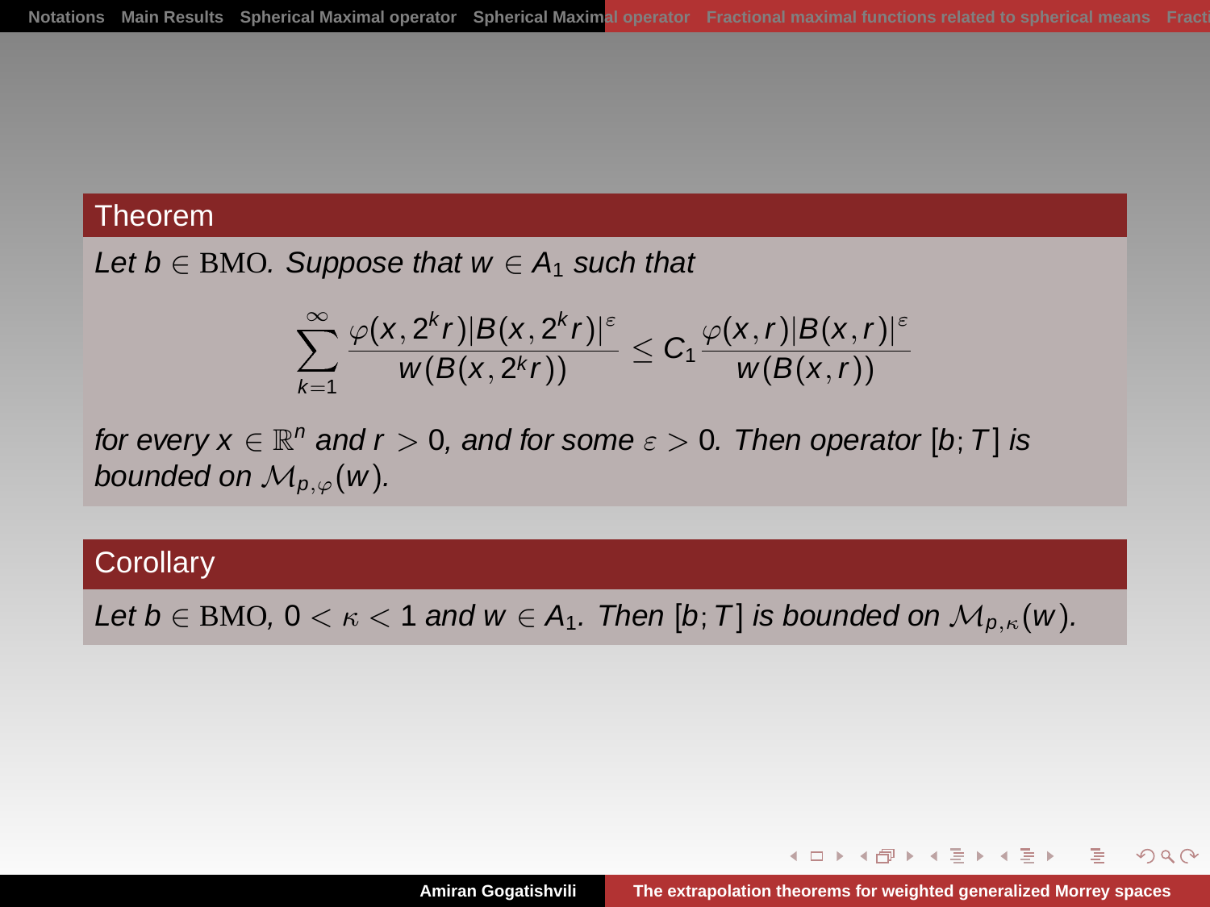**Theorem**

*Let $b \in \mathrm{BMO}$. Suppose that $w \in A_1$ such that*

$$\sum_{k=1}^{\infty} \frac{\varphi(x,2^k r)|B(x,2^k r)|^{\varepsilon}}{w(B(x,2^k r))} \le C_1 \frac{\varphi(x,r)|B(x,r)|^{\varepsilon}}{w(B(x,r))}$$

*for every $x \in \mathbb{R}^n$ and $r > 0$, and for some $\varepsilon > 0$. Then operator $[b;T]$ is bounded on $\mathcal{M}_{p,\varphi}(w)$.*

**Corollary**

*Let $b \in \mathrm{BMO}$, $0 < \kappa < 1$ and $w \in A_1$. Then $[b;T]$ is bounded on $\mathcal{M}_{p,\kappa}(w)$.*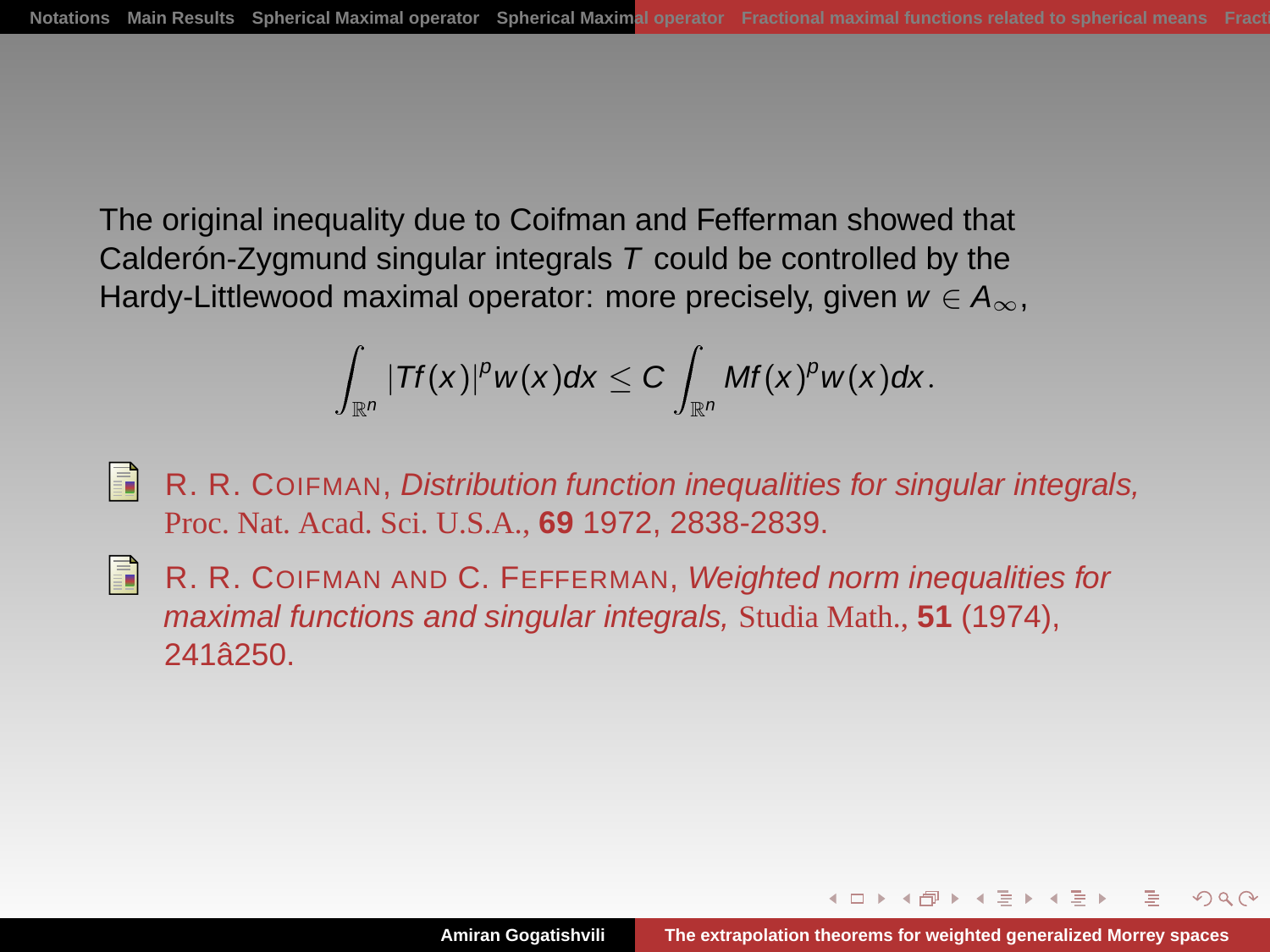The original inequality due to Coifman and Fefferman showed that Calderón-Zygmund singular integrals $T$ could be controlled by the Hardy-Littlewood maximal operator: more precisely, given $w \in A_\infty$,

$$\int_{\mathbb{R}^n} |Tf(x)|^p w(x)dx \leq C \int_{\mathbb{R}^n} Mf(x)^p w(x)dx.$$

- R. R. Coifman, *Distribution function inequalities for singular integrals,* Proc. Nat. Acad. Sci. U.S.A., **69** 1972, 2838-2839.
- R. R. Coifman and C. Fefferman, *Weighted norm inequalities for maximal functions and singular integrals,* Studia Math., **51** (1974), 241â250.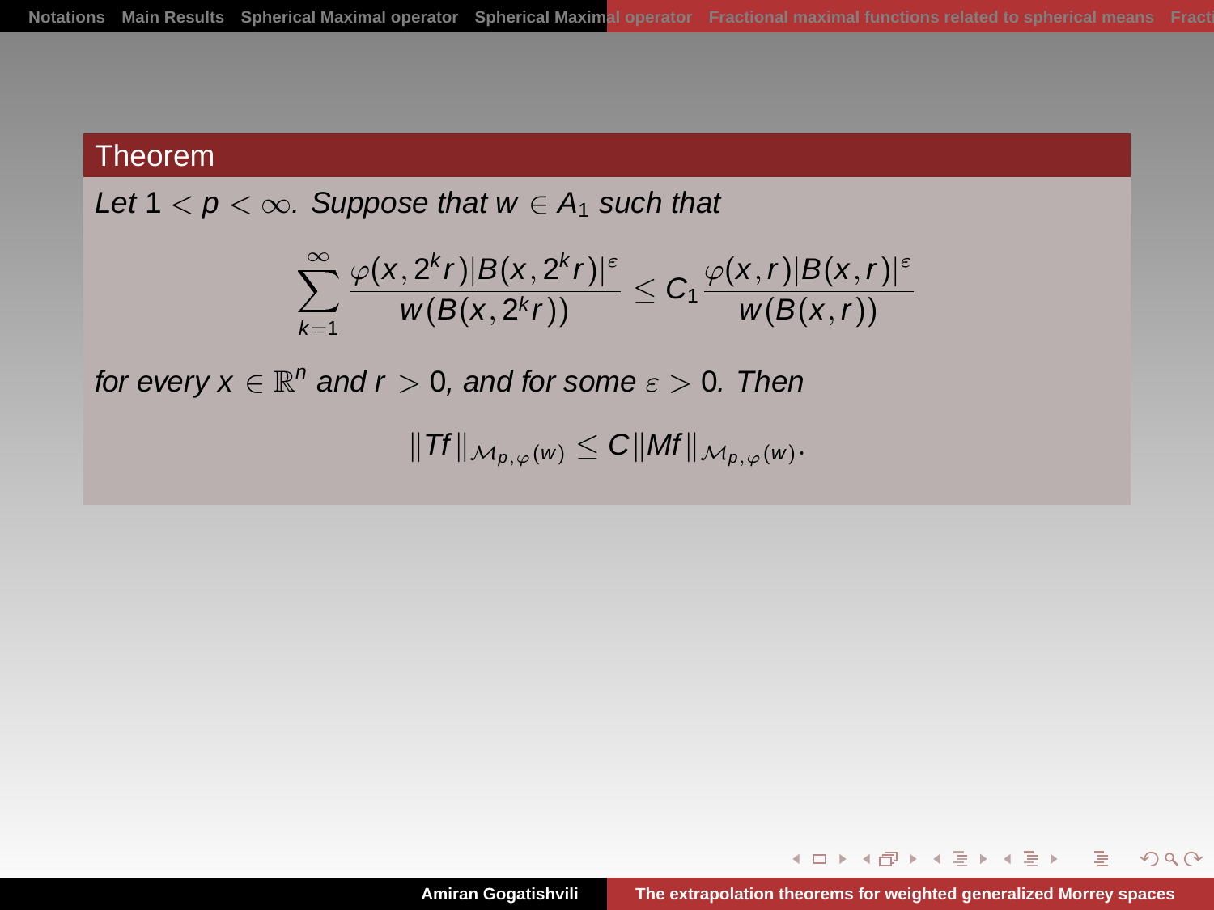**Theorem**

*Let $1 < p < \infty$. Suppose that $w \in A_1$ such that*

$$\sum_{k=1}^{\infty} \frac{\varphi(x, 2^k r)|B(x, 2^k r)|^{\varepsilon}}{w(B(x, 2^k r))} \leq C_1 \frac{\varphi(x, r)|B(x, r)|^{\varepsilon}}{w(B(x, r))}$$

*for every $x \in \mathbb{R}^n$ and $r > 0$, and for some $\varepsilon > 0$. Then*

$$\|Tf\|_{\mathcal{M}_{p,\varphi}(w)} \leq C\|Mf\|_{\mathcal{M}_{p,\varphi}(w)}.$$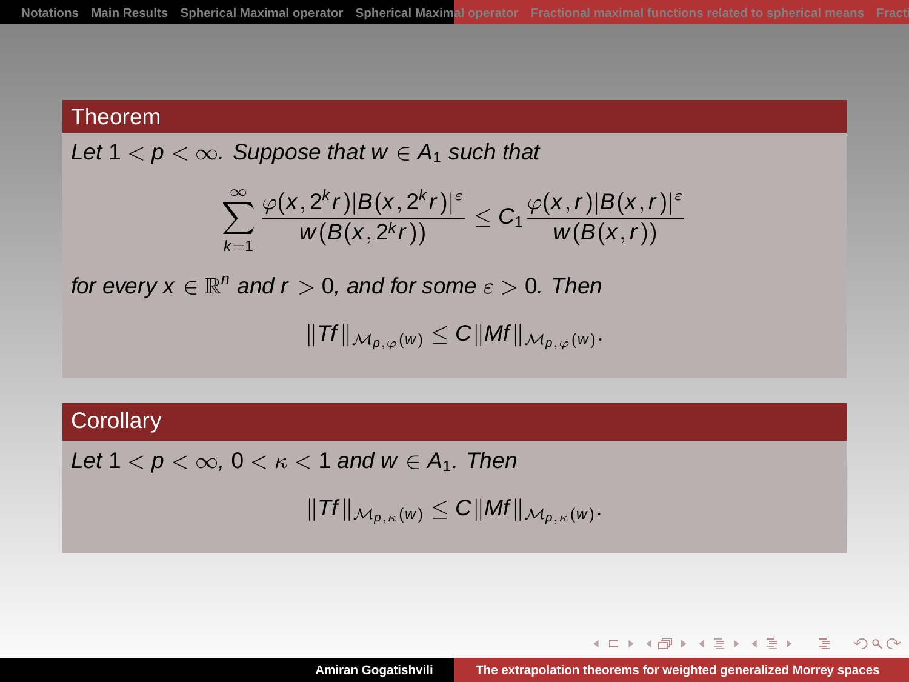**Theorem**

*Let $1 < p < \infty$. Suppose that $w \in A_1$ such that*

$$\sum_{k=1}^{\infty} \frac{\varphi(x, 2^k r)|B(x, 2^k r)|^{\varepsilon}}{w(B(x, 2^k r))} \leq C_1 \frac{\varphi(x, r)|B(x, r)|^{\varepsilon}}{w(B(x, r))}$$

*for every $x \in \mathbb{R}^n$ and $r > 0$, and for some $\varepsilon > 0$. Then*

$$\|Tf\|_{\mathcal{M}_{p,\varphi}(w)} \leq C\|Mf\|_{\mathcal{M}_{p,\varphi}(w)}.$$

**Corollary**

*Let $1 < p < \infty$, $0 < \kappa < 1$ and $w \in A_1$. Then*

$$\|Tf\|_{\mathcal{M}_{p,\kappa}(w)} \leq C\|Mf\|_{\mathcal{M}_{p,\kappa}(w)}.$$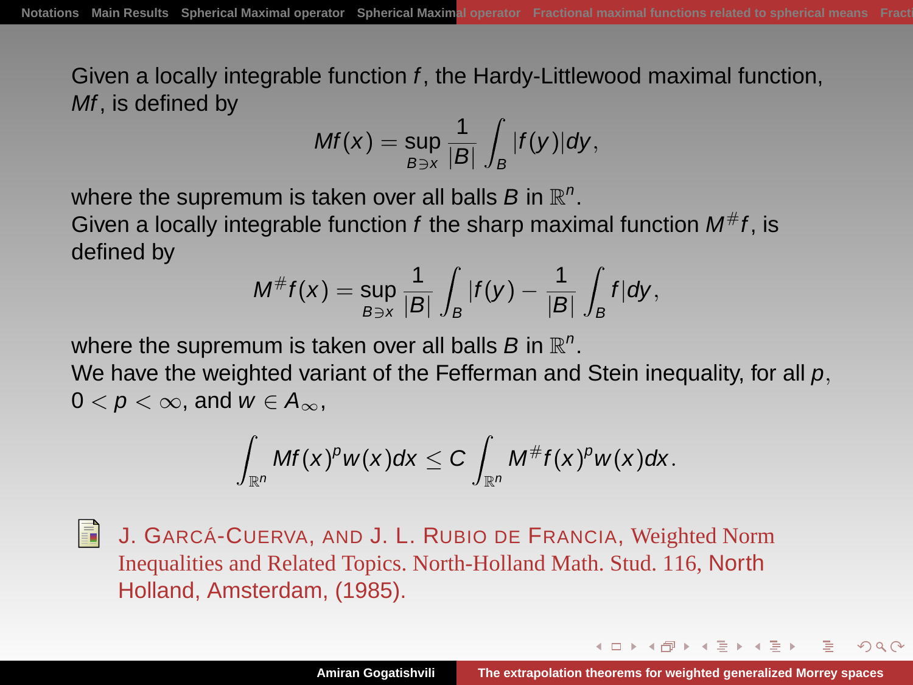Given a locally integrable function $f$, the Hardy-Littlewood maximal function, $Mf$, is defined by

$$Mf(x) = \sup_{B \ni x} \frac{1}{|B|} \int_B |f(y)| dy,$$

where the supremum is taken over all balls $B$ in $\mathbb{R}^n$.

Given a locally integrable function $f$ the sharp maximal function $M^{\#}f$, is defined by

$$M^{\#}f(x) = \sup_{B \ni x} \frac{1}{|B|} \int_B |f(y) - \frac{1}{|B|} \int_B f| dy,$$

where the supremum is taken over all balls $B$ in $\mathbb{R}^n$.

We have the weighted variant of the Fefferman and Stein inequality, for all $p$, $0 < p < \infty$, and $w \in A_\infty$,

$$\int_{\mathbb{R}^n} Mf(x)^p w(x) dx \leq C \int_{\mathbb{R}^n} M^{\#}f(x)^p w(x) dx.$$

J. Garcá-Cuerva, and J. L. Rubio de Francia, Weighted Norm Inequalities and Related Topics. North-Holland Math. Stud. 116, North Holland, Amsterdam, (1985).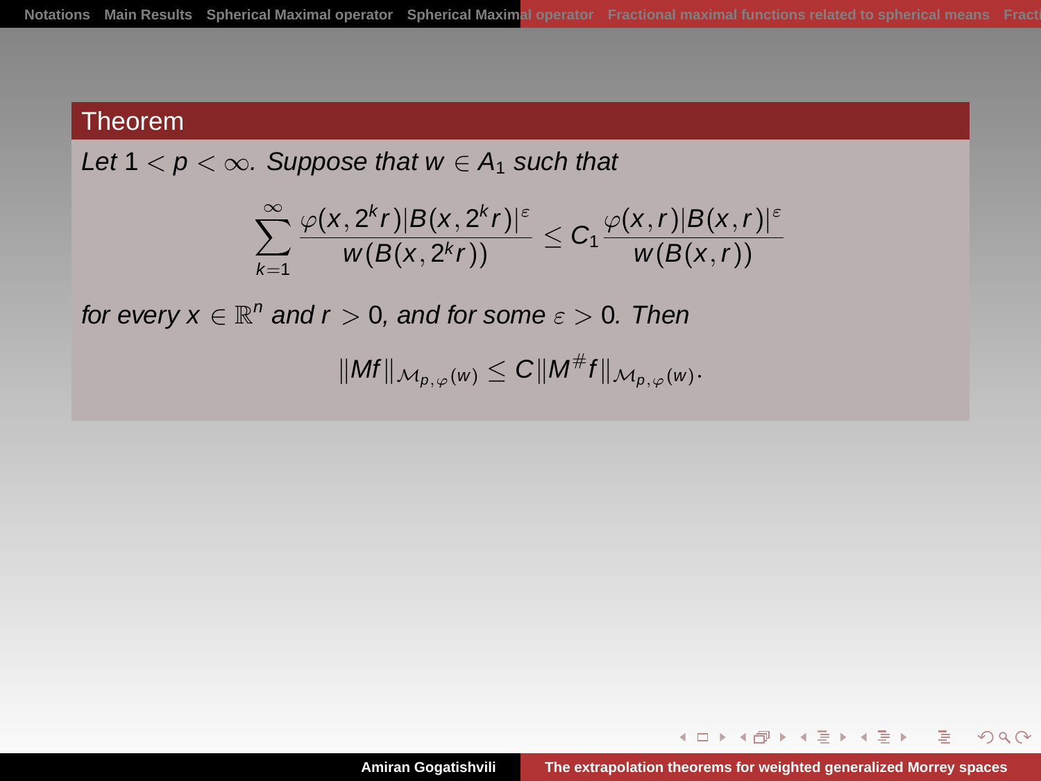## Theorem

*Let $1 < p < \infty$. Suppose that $w \in A_1$ such that*

$$\sum_{k=1}^{\infty} \frac{\varphi(x, 2^k r)|B(x, 2^k r)|^{\varepsilon}}{w(B(x, 2^k r))} \leq C_1 \frac{\varphi(x, r)|B(x, r)|^{\varepsilon}}{w(B(x, r))}$$

*for every $x \in \mathbb{R}^n$ and $r > 0$, and for some $\varepsilon > 0$. Then*

$$\|Mf\|_{\mathcal{M}_{p,\varphi}(w)} \leq C\|M^{\#}f\|_{\mathcal{M}_{p,\varphi}(w)}.$$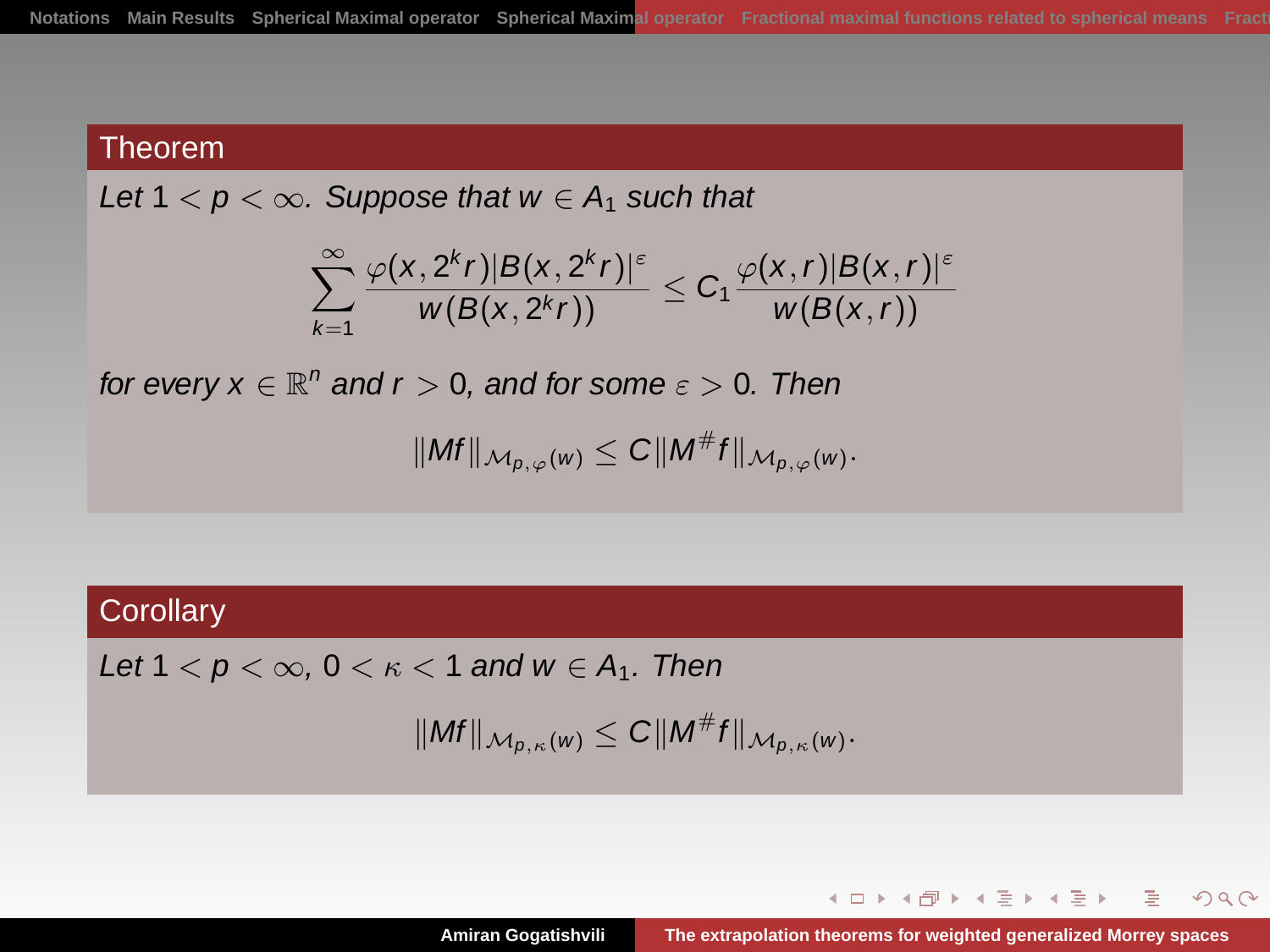**Theorem**

*Let $1 < p < \infty$. Suppose that $w \in A_1$ such that*

$$\sum_{k=1}^{\infty} \frac{\varphi(x, 2^k r)|B(x, 2^k r)|^{\varepsilon}}{w(B(x, 2^k r))} \leq C_1 \frac{\varphi(x, r)|B(x, r)|^{\varepsilon}}{w(B(x, r))}$$

*for every $x \in \mathbb{R}^n$ and $r > 0$, and for some $\varepsilon > 0$. Then*

$$\|Mf\|_{\mathcal{M}_{p,\varphi}(w)} \leq C\|M^{\#}f\|_{\mathcal{M}_{p,\varphi}(w)}.$$

**Corollary**

*Let $1 < p < \infty$, $0 < \kappa < 1$ and $w \in A_1$. Then*

$$\|Mf\|_{\mathcal{M}_{p,\kappa}(w)} \leq C\|M^{\#}f\|_{\mathcal{M}_{p,\kappa}(w)}.$$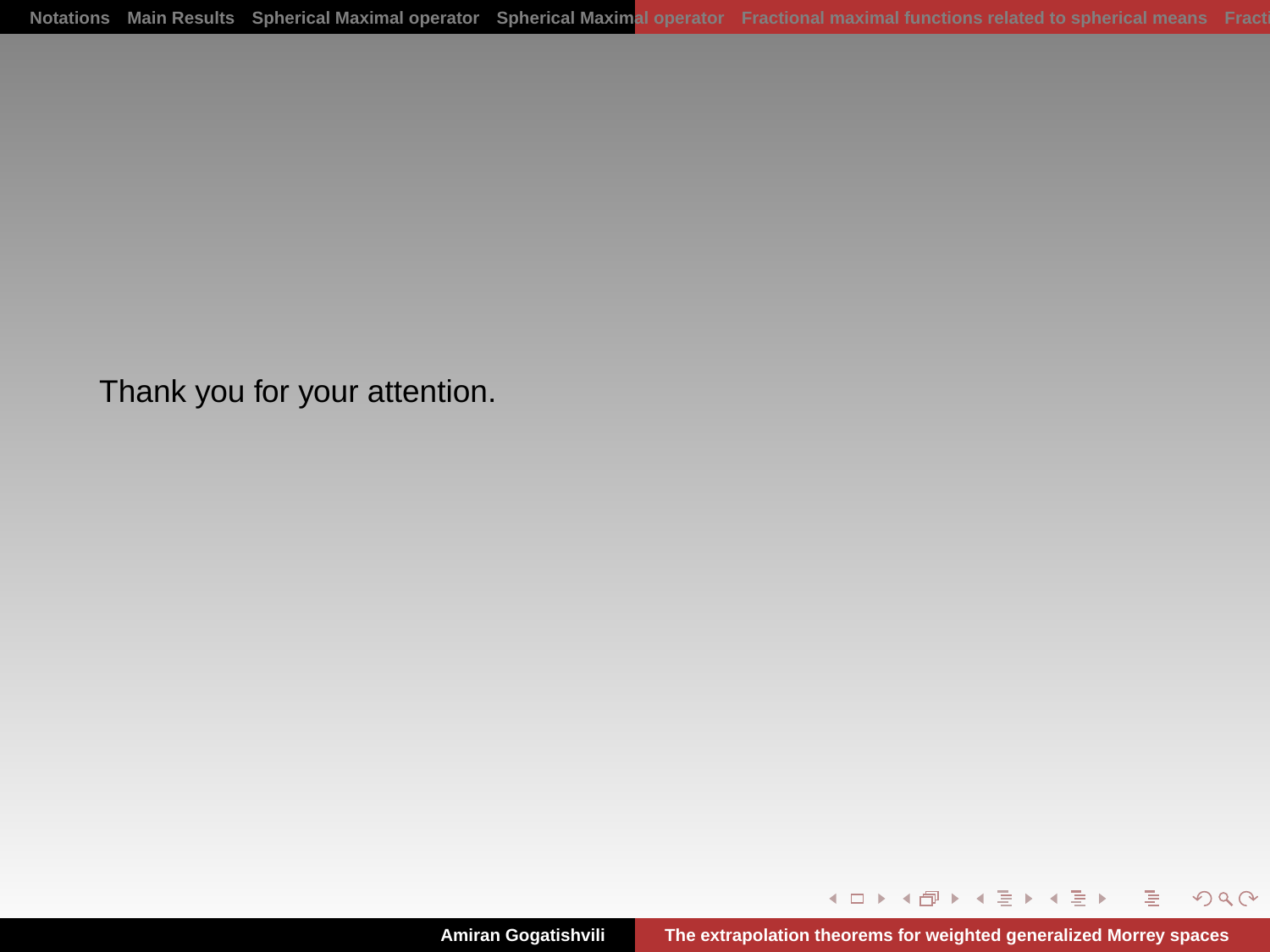Thank you for your attention.